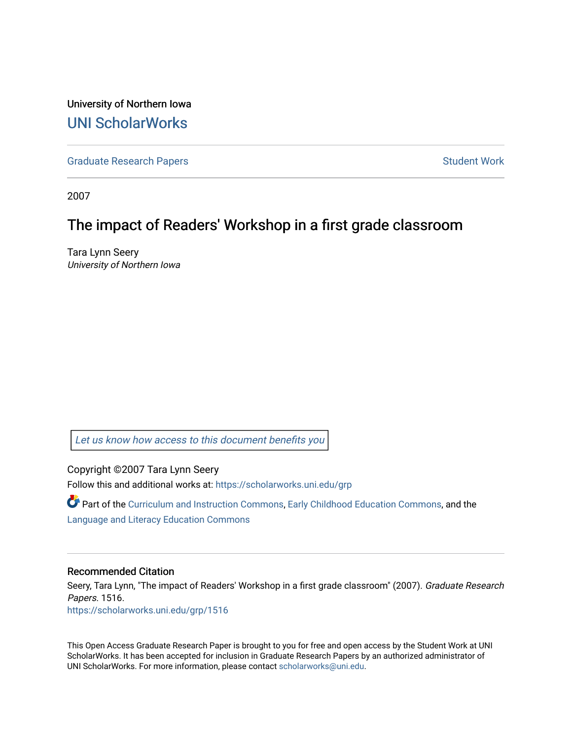University of Northern Iowa

# UNI ScholarWorks

Graduate Research Papers | Student Work

2007

## The impact of Readers' Workshop in a first grade classroom

Tara Lynn Seery
*University of Northern Iowa*

Let us know how access to this document benefits you

Copyright ©2007 Tara Lynn Seery

Follow this and additional works at: https://scholarworks.uni.edu/grp

Part of the Curriculum and Instruction Commons, Early Childhood Education Commons, and the Language and Literacy Education Commons

### Recommended Citation

Seery, Tara Lynn, "The impact of Readers' Workshop in a first grade classroom" (2007). *Graduate Research Papers*. 1516.
https://scholarworks.uni.edu/grp/1516

This Open Access Graduate Research Paper is brought to you for free and open access by the Student Work at UNI ScholarWorks. It has been accepted for inclusion in Graduate Research Papers by an authorized administrator of UNI ScholarWorks. For more information, please contact scholarworks@uni.edu.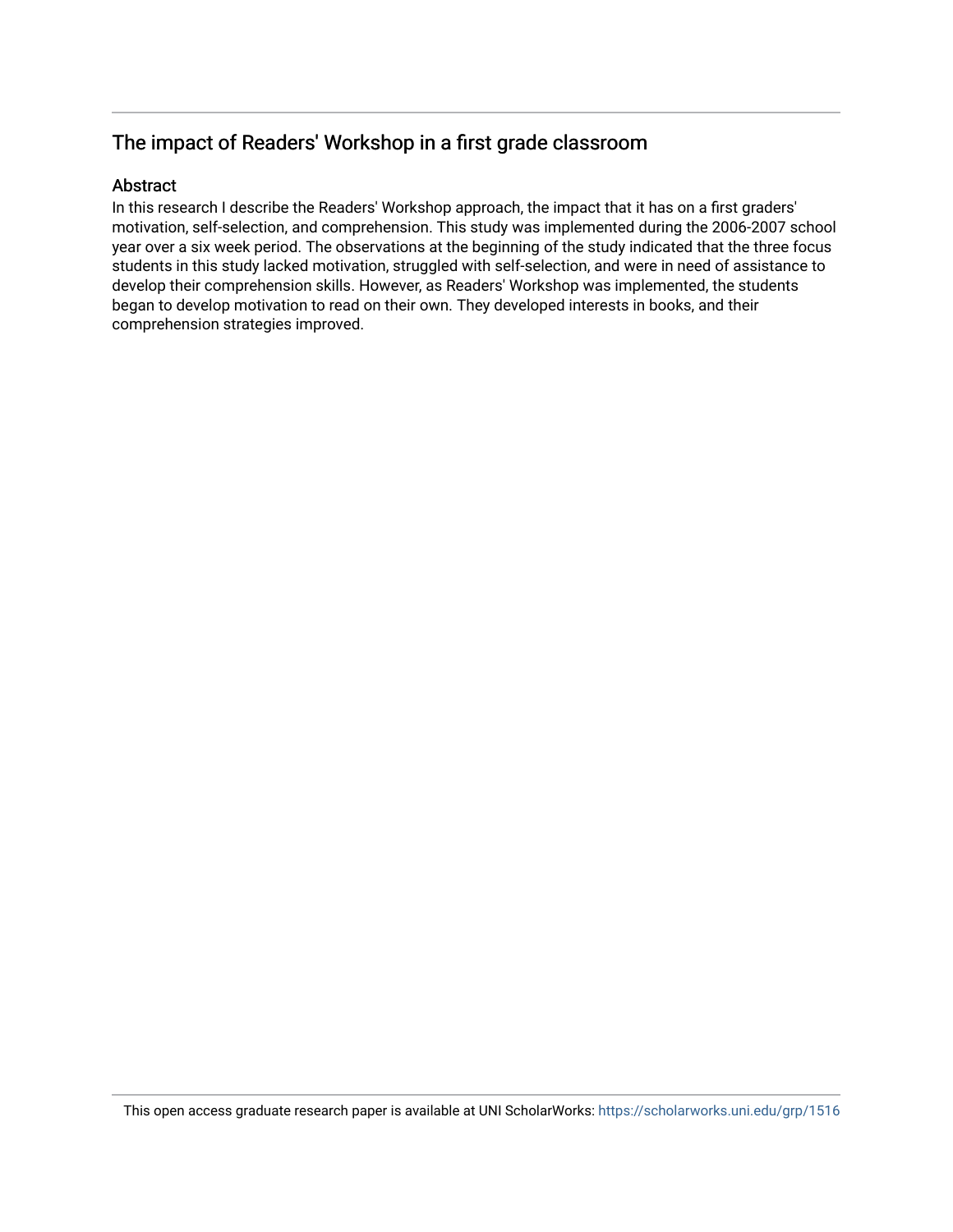## The impact of Readers' Workshop in a first grade classroom

### Abstract

In this research I describe the Readers' Workshop approach, the impact that it has on a first graders' motivation, self-selection, and comprehension. This study was implemented during the 2006-2007 school year over a six week period. The observations at the beginning of the study indicated that the three focus students in this study lacked motivation, struggled with self-selection, and were in need of assistance to develop their comprehension skills. However, as Readers' Workshop was implemented, the students began to develop motivation to read on their own. They developed interests in books, and their comprehension strategies improved.

This open access graduate research paper is available at UNI ScholarWorks: https://scholarworks.uni.edu/grp/1516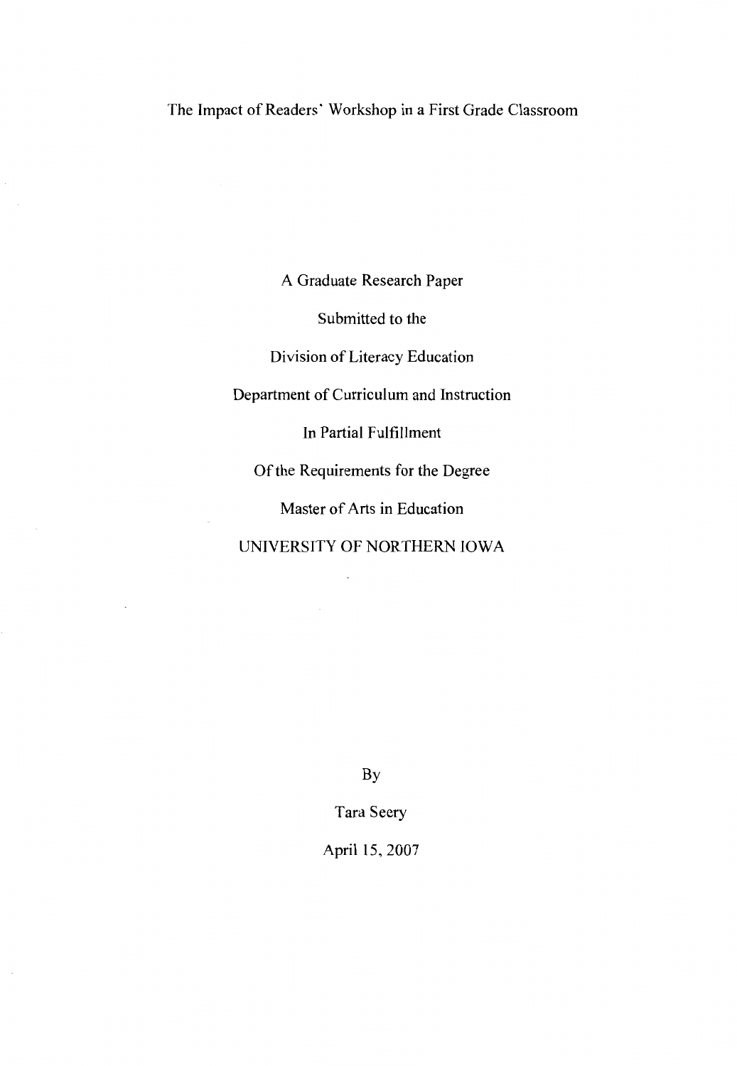# The Impact of Readers' Workshop in a First Grade Classroom

A Graduate Research Paper

Submitted to the

Division of Literacy Education

Department of Curriculum and Instruction

In Partial Fulfillment

Of the Requirements for the Degree

Master of Arts in Education

UNIVERSITY OF NORTHERN IOWA

By

Tara Seery

April 15, 2007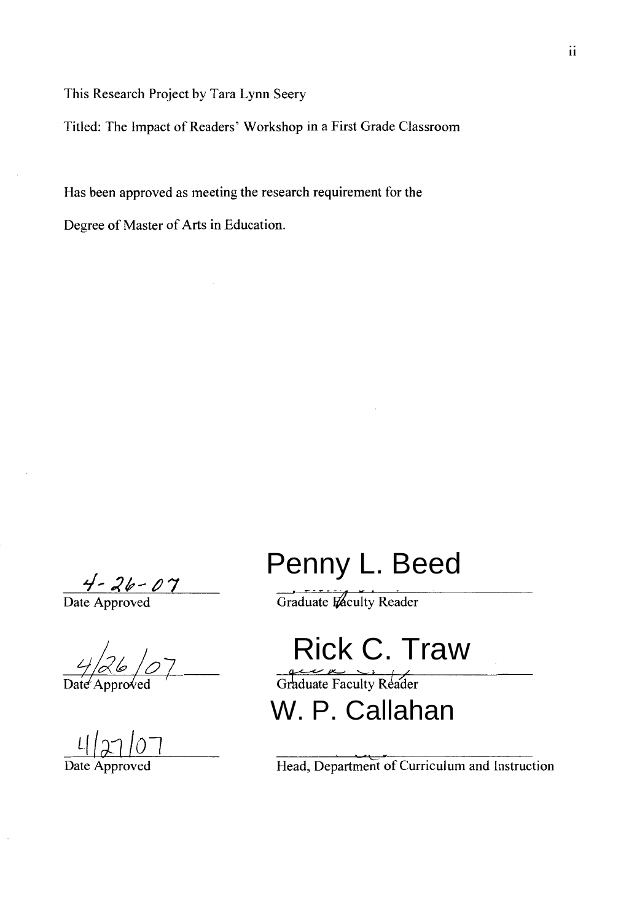This Research Project by Tara Lynn Seery

Titled: The Impact of Readers' Workshop in a First Grade Classroom

Has been approved as meeting the research requirement for the

Degree of Master of Arts in Education.

| | |
|---|---|
| 4-26-07 | Penny L. Beed |
| Date Approved | Graduate Faculty Reader |
| 4/26/07 | Rick C. Traw |
| Date Approved | Graduate Faculty Reader |
| 4/27/07 | W. P. Callahan |
| Date Approved | Head, Department of Curriculum and Instruction |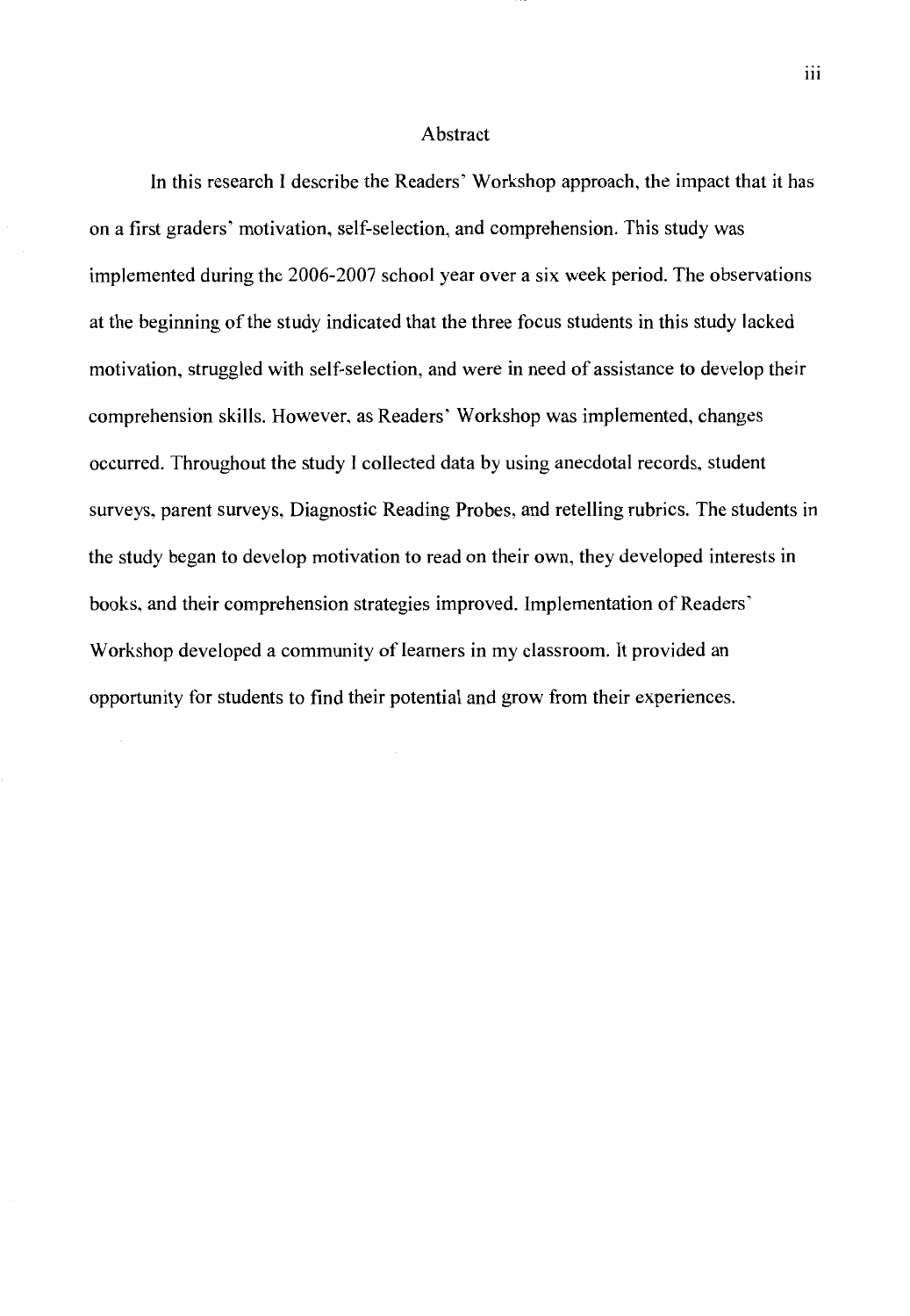# Abstract

In this research I describe the Readers' Workshop approach, the impact that it has on a first graders' motivation, self-selection, and comprehension. This study was implemented during the 2006-2007 school year over a six week period. The observations at the beginning of the study indicated that the three focus students in this study lacked motivation, struggled with self-selection, and were in need of assistance to develop their comprehension skills. However, as Readers' Workshop was implemented, changes occurred. Throughout the study I collected data by using anecdotal records, student surveys, parent surveys, Diagnostic Reading Probes, and retelling rubrics. The students in the study began to develop motivation to read on their own, they developed interests in books, and their comprehension strategies improved. Implementation of Readers' Workshop developed a community of learners in my classroom. It provided an opportunity for students to find their potential and grow from their experiences.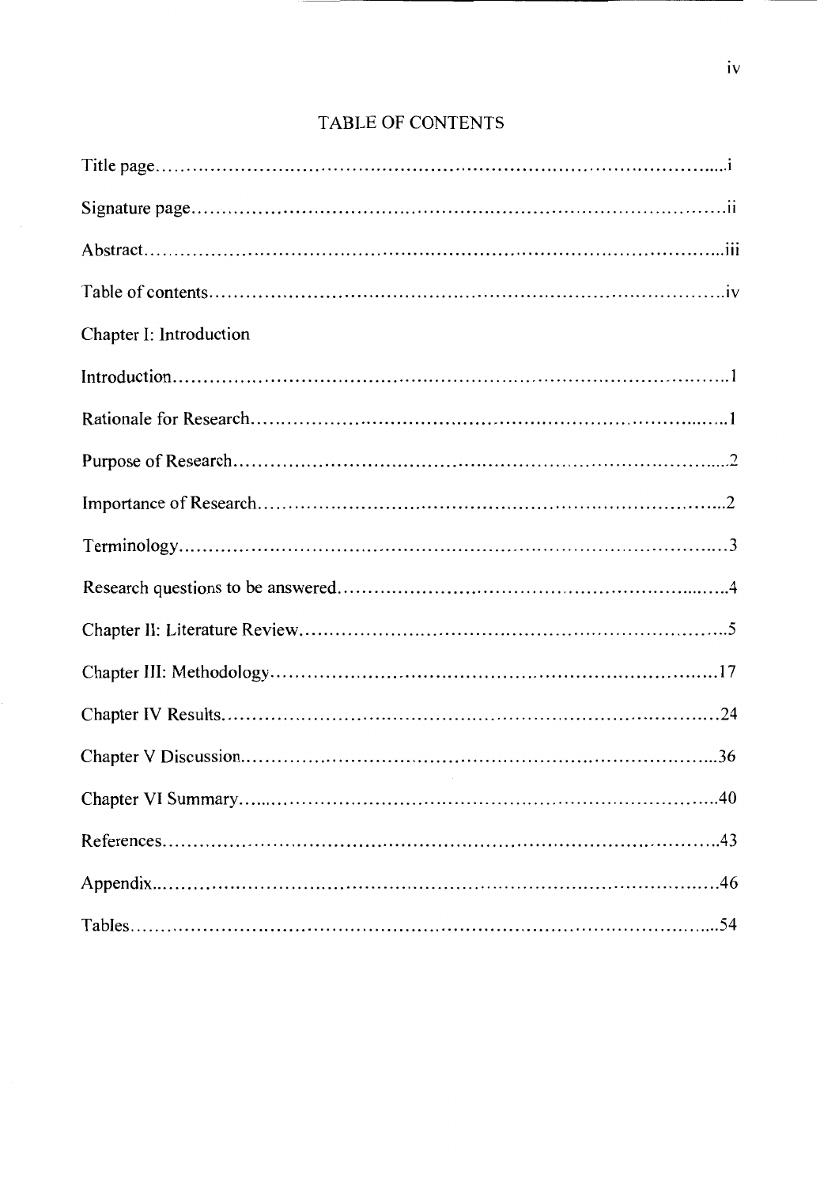# TABLE OF CONTENTS

Title page.....i

Signature page.....ii

Abstract.....iii

Table of contents.....iv

Chapter I: Introduction

Introduction.....1

Rationale for Research.....1

Purpose of Research.....2

Importance of Research.....2

Terminology.....3

Research questions to be answered.....4

Chapter II: Literature Review.....5

Chapter III: Methodology.....17

Chapter IV Results.....24

Chapter V Discussion.....36

Chapter VI Summary.....40

References.....43

Appendix.....46

Tables.....54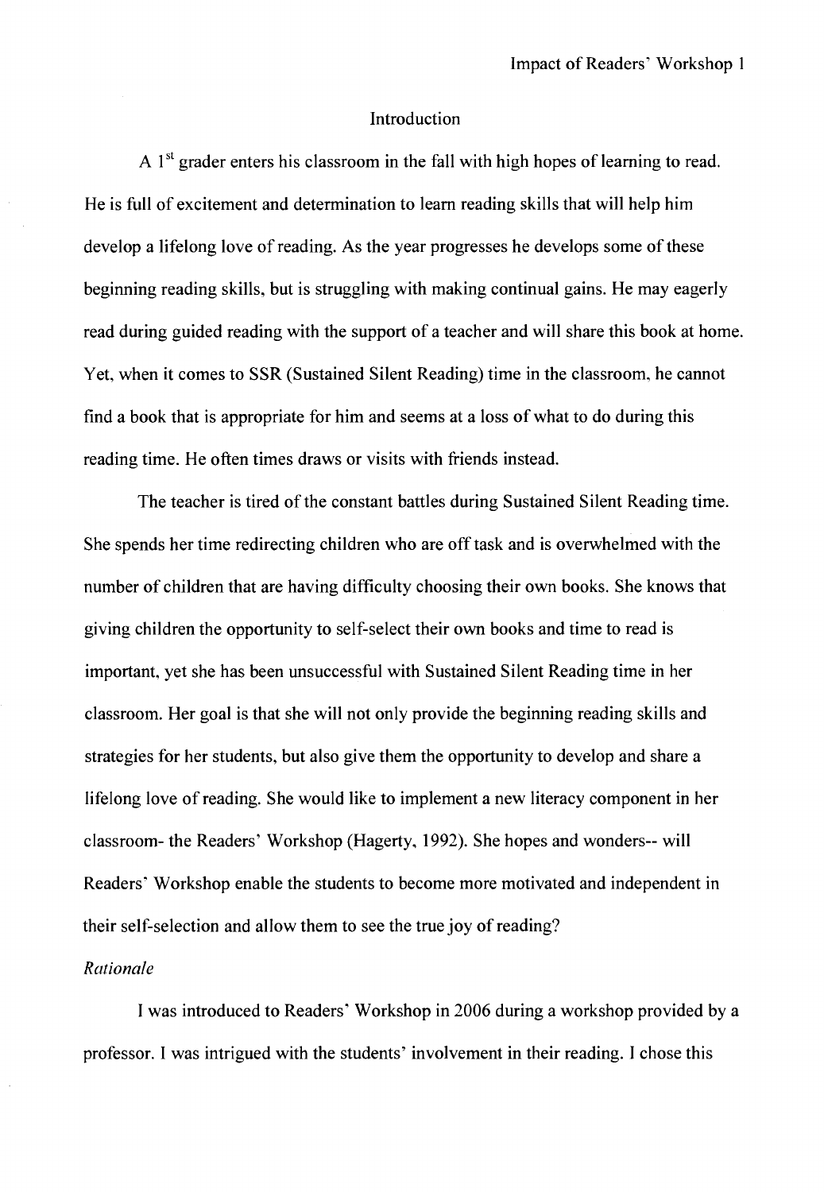# Introduction

A 1st grader enters his classroom in the fall with high hopes of learning to read. He is full of excitement and determination to learn reading skills that will help him develop a lifelong love of reading. As the year progresses he develops some of these beginning reading skills, but is struggling with making continual gains. He may eagerly read during guided reading with the support of a teacher and will share this book at home. Yet, when it comes to SSR (Sustained Silent Reading) time in the classroom, he cannot find a book that is appropriate for him and seems at a loss of what to do during this reading time. He often times draws or visits with friends instead.

The teacher is tired of the constant battles during Sustained Silent Reading time. She spends her time redirecting children who are off task and is overwhelmed with the number of children that are having difficulty choosing their own books. She knows that giving children the opportunity to self-select their own books and time to read is important, yet she has been unsuccessful with Sustained Silent Reading time in her classroom. Her goal is that she will not only provide the beginning reading skills and strategies for her students, but also give them the opportunity to develop and share a lifelong love of reading. She would like to implement a new literacy component in her classroom- the Readers' Workshop (Hagerty, 1992). She hopes and wonders-- will Readers' Workshop enable the students to become more motivated and independent in their self-selection and allow them to see the true joy of reading?

*Rationale*

I was introduced to Readers' Workshop in 2006 during a workshop provided by a professor. I was intrigued with the students' involvement in their reading. I chose this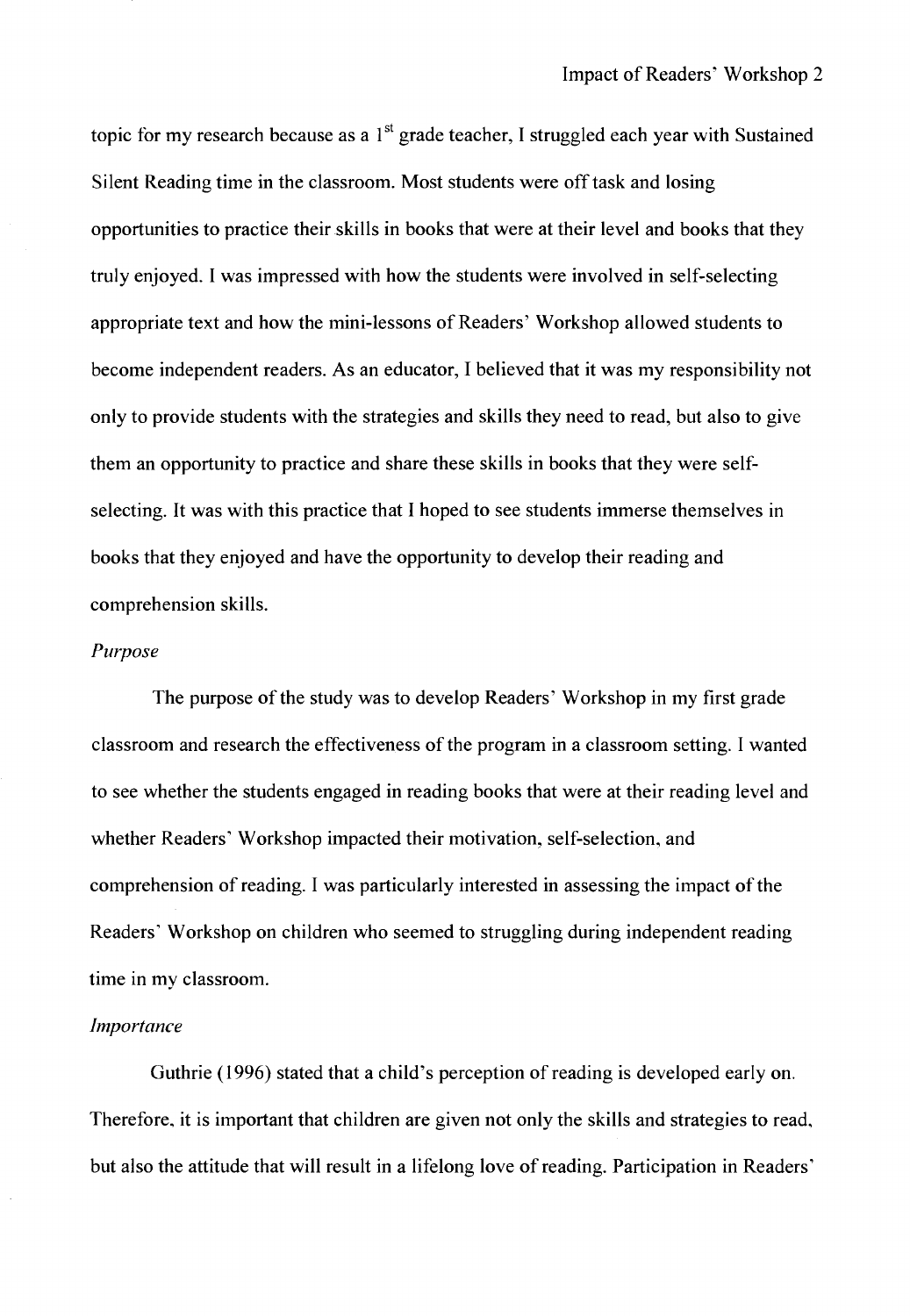topic for my research because as a 1st grade teacher, I struggled each year with Sustained Silent Reading time in the classroom. Most students were off task and losing opportunities to practice their skills in books that were at their level and books that they truly enjoyed. I was impressed with how the students were involved in self-selecting appropriate text and how the mini-lessons of Readers' Workshop allowed students to become independent readers. As an educator, I believed that it was my responsibility not only to provide students with the strategies and skills they need to read, but also to give them an opportunity to practice and share these skills in books that they were self-selecting. It was with this practice that I hoped to see students immerse themselves in books that they enjoyed and have the opportunity to develop their reading and comprehension skills.

*Purpose*

The purpose of the study was to develop Readers' Workshop in my first grade classroom and research the effectiveness of the program in a classroom setting. I wanted to see whether the students engaged in reading books that were at their reading level and whether Readers' Workshop impacted their motivation, self-selection, and comprehension of reading. I was particularly interested in assessing the impact of the Readers' Workshop on children who seemed to struggling during independent reading time in my classroom.

*Importance*

Guthrie (1996) stated that a child's perception of reading is developed early on. Therefore, it is important that children are given not only the skills and strategies to read, but also the attitude that will result in a lifelong love of reading. Participation in Readers'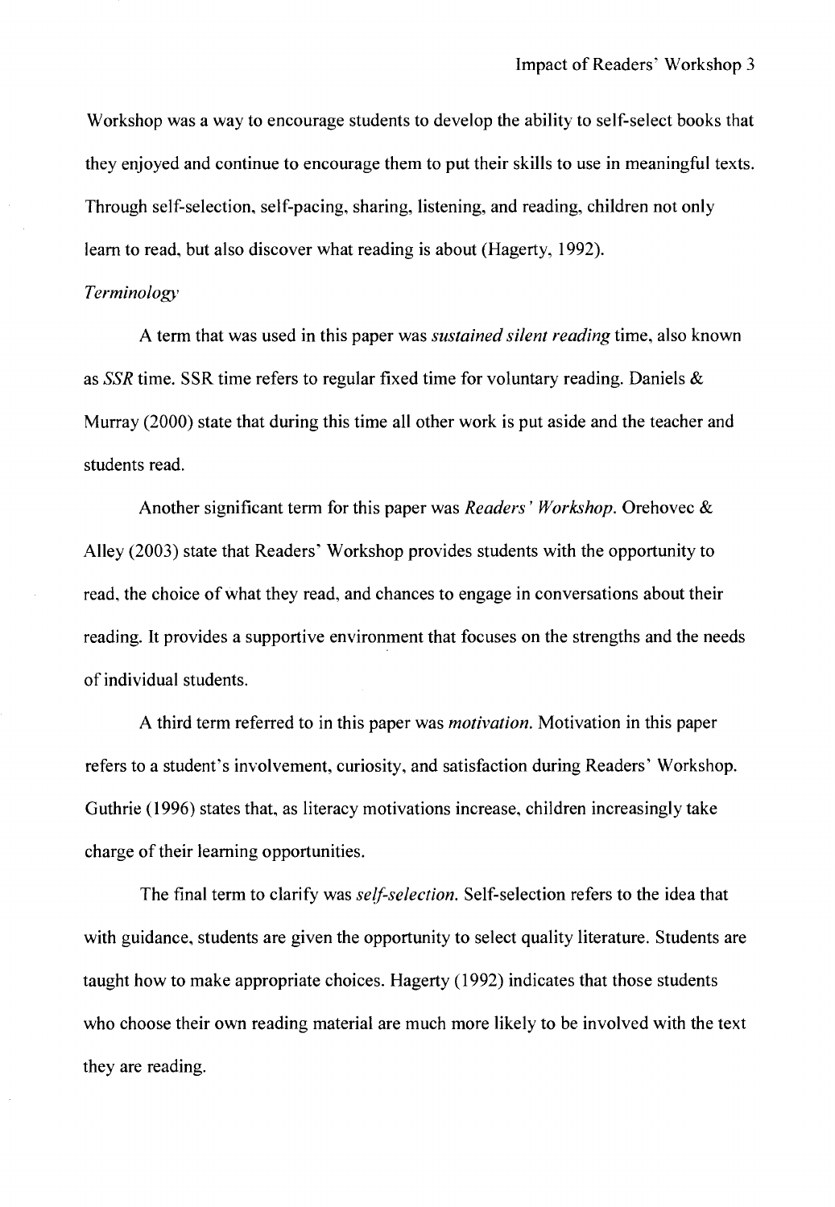Workshop was a way to encourage students to develop the ability to self-select books that they enjoyed and continue to encourage them to put their skills to use in meaningful texts. Through self-selection, self-pacing, sharing, listening, and reading, children not only learn to read, but also discover what reading is about (Hagerty, 1992).

### *Terminology*

A term that was used in this paper was *sustained silent reading* time, also known as *SSR* time. SSR time refers to regular fixed time for voluntary reading. Daniels & Murray (2000) state that during this time all other work is put aside and the teacher and students read.

Another significant term for this paper was *Readers' Workshop*. Orehovec & Alley (2003) state that Readers' Workshop provides students with the opportunity to read, the choice of what they read, and chances to engage in conversations about their reading. It provides a supportive environment that focuses on the strengths and the needs of individual students.

A third term referred to in this paper was *motivation*. Motivation in this paper refers to a student's involvement, curiosity, and satisfaction during Readers' Workshop. Guthrie (1996) states that, as literacy motivations increase, children increasingly take charge of their learning opportunities.

The final term to clarify was *self-selection*. Self-selection refers to the idea that with guidance, students are given the opportunity to select quality literature. Students are taught how to make appropriate choices. Hagerty (1992) indicates that those students who choose their own reading material are much more likely to be involved with the text they are reading.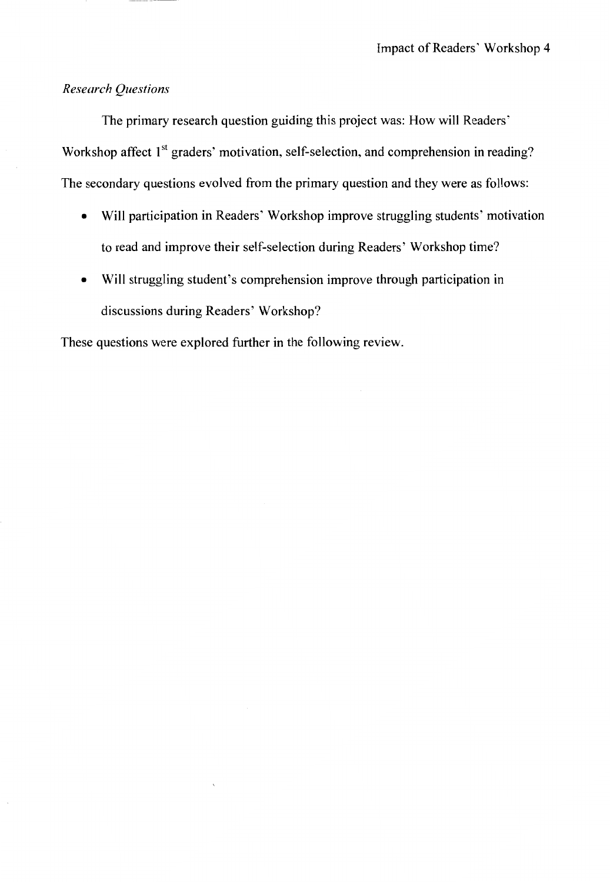*Research Questions*

The primary research question guiding this project was: How will Readers' Workshop affect 1st graders' motivation, self-selection, and comprehension in reading? The secondary questions evolved from the primary question and they were as follows:

- Will participation in Readers' Workshop improve struggling students' motivation to read and improve their self-selection during Readers' Workshop time?
- Will struggling student's comprehension improve through participation in discussions during Readers' Workshop?

These questions were explored further in the following review.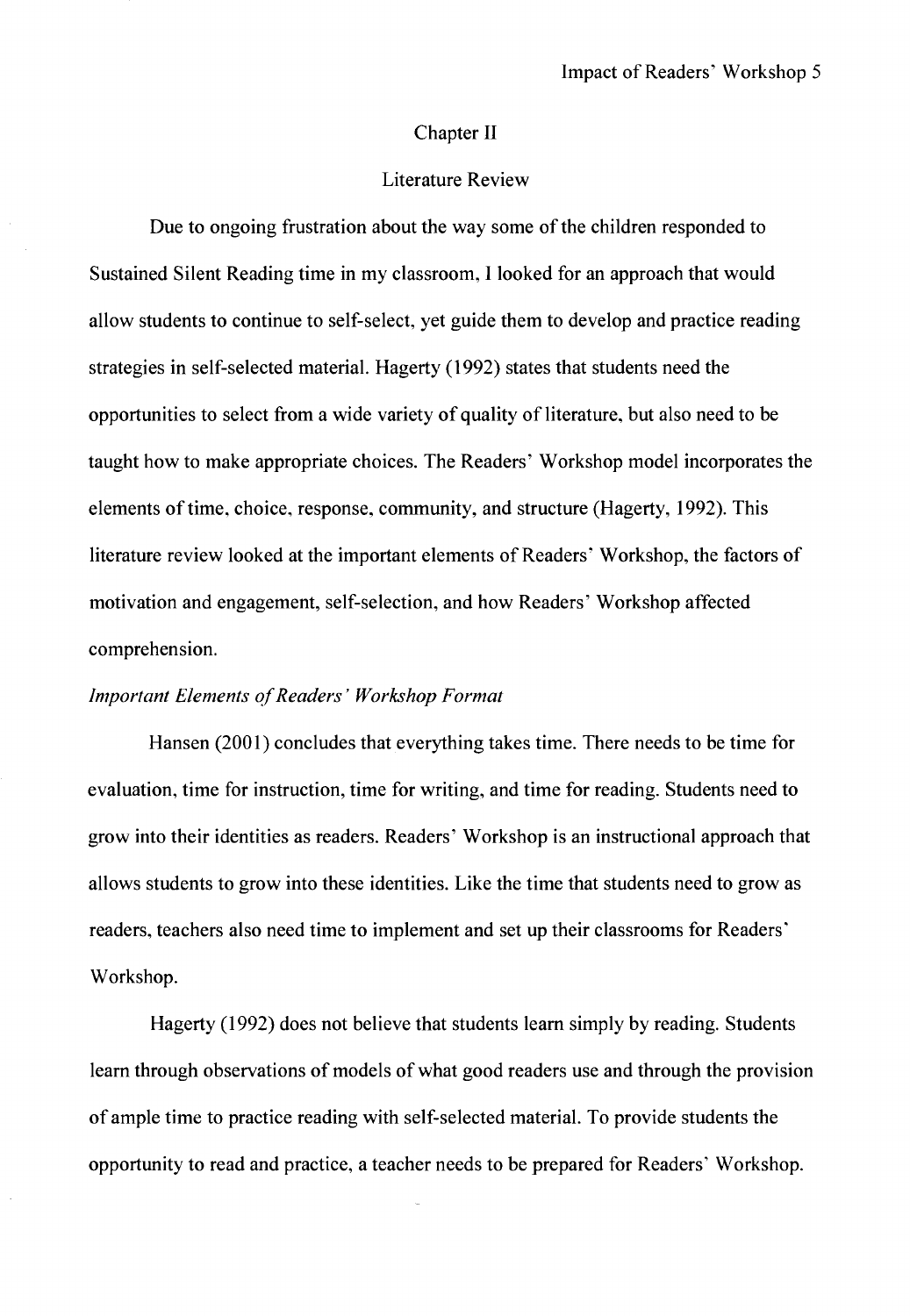## Chapter II

## Literature Review

Due to ongoing frustration about the way some of the children responded to Sustained Silent Reading time in my classroom, I looked for an approach that would allow students to continue to self-select, yet guide them to develop and practice reading strategies in self-selected material. Hagerty (1992) states that students need the opportunities to select from a wide variety of quality of literature, but also need to be taught how to make appropriate choices. The Readers' Workshop model incorporates the elements of time, choice, response, community, and structure (Hagerty, 1992). This literature review looked at the important elements of Readers' Workshop, the factors of motivation and engagement, self-selection, and how Readers' Workshop affected comprehension.

### *Important Elements of Readers' Workshop Format*

Hansen (2001) concludes that everything takes time. There needs to be time for evaluation, time for instruction, time for writing, and time for reading. Students need to grow into their identities as readers. Readers' Workshop is an instructional approach that allows students to grow into these identities. Like the time that students need to grow as readers, teachers also need time to implement and set up their classrooms for Readers' Workshop.

Hagerty (1992) does not believe that students learn simply by reading. Students learn through observations of models of what good readers use and through the provision of ample time to practice reading with self-selected material. To provide students the opportunity to read and practice, a teacher needs to be prepared for Readers' Workshop.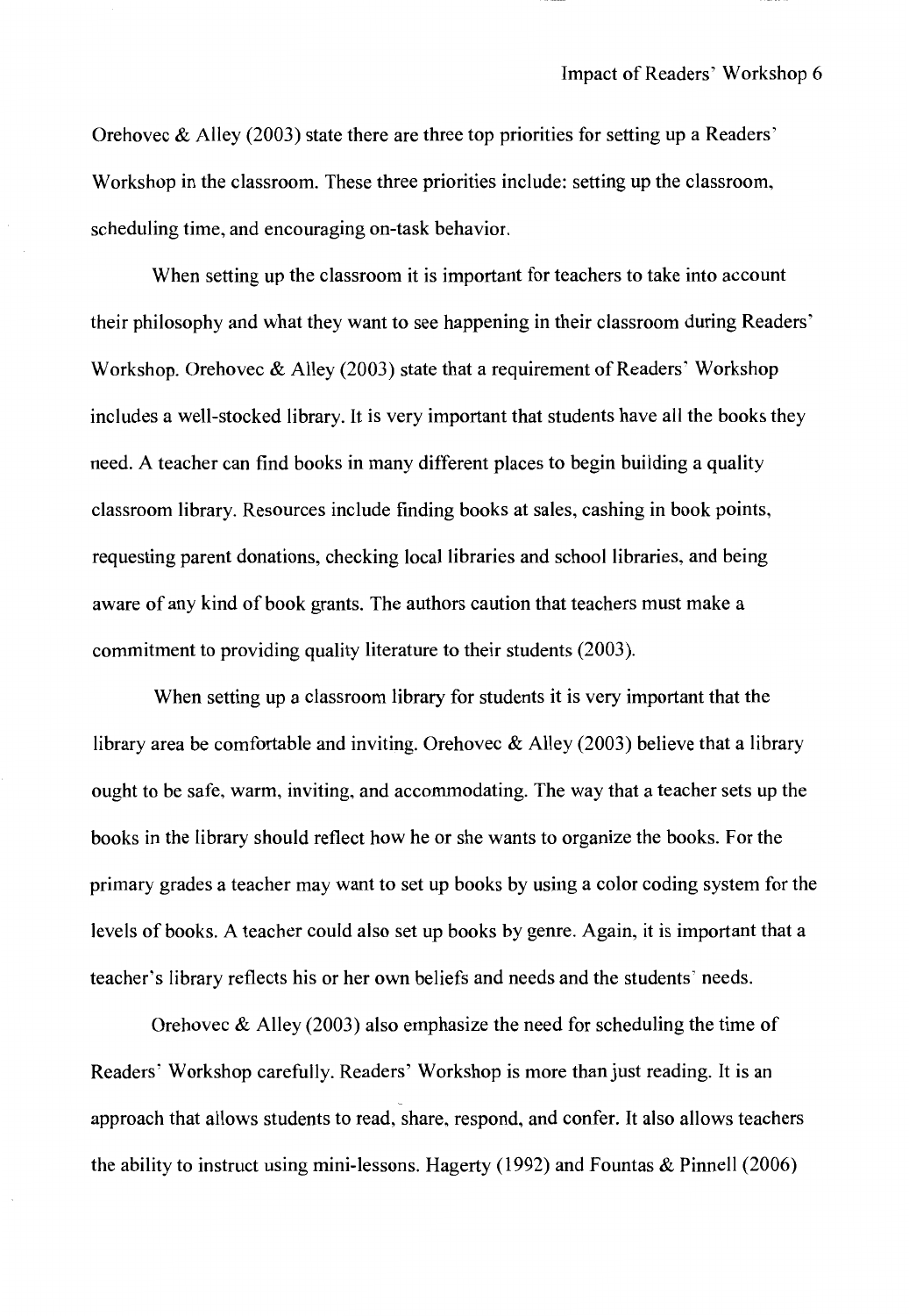Orehovec & Alley (2003) state there are three top priorities for setting up a Readers' Workshop in the classroom. These three priorities include: setting up the classroom, scheduling time, and encouraging on-task behavior.

When setting up the classroom it is important for teachers to take into account their philosophy and what they want to see happening in their classroom during Readers' Workshop. Orehovec & Alley (2003) state that a requirement of Readers' Workshop includes a well-stocked library. It is very important that students have all the books they need. A teacher can find books in many different places to begin building a quality classroom library. Resources include finding books at sales, cashing in book points, requesting parent donations, checking local libraries and school libraries, and being aware of any kind of book grants. The authors caution that teachers must make a commitment to providing quality literature to their students (2003).

When setting up a classroom library for students it is very important that the library area be comfortable and inviting. Orehovec & Alley (2003) believe that a library ought to be safe, warm, inviting, and accommodating. The way that a teacher sets up the books in the library should reflect how he or she wants to organize the books. For the primary grades a teacher may want to set up books by using a color coding system for the levels of books. A teacher could also set up books by genre. Again, it is important that a teacher's library reflects his or her own beliefs and needs and the students' needs.

Orehovec & Alley (2003) also emphasize the need for scheduling the time of Readers' Workshop carefully. Readers' Workshop is more than just reading. It is an approach that allows students to read, share, respond, and confer. It also allows teachers the ability to instruct using mini-lessons. Hagerty (1992) and Fountas & Pinnell (2006)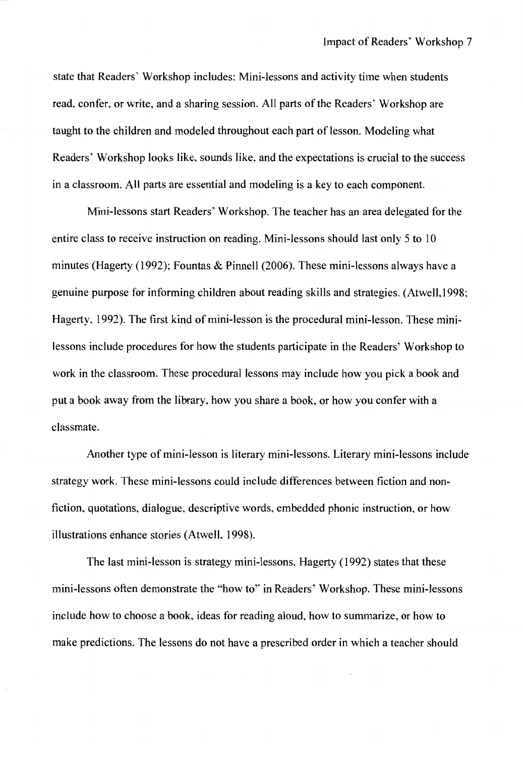state that Readers' Workshop includes: Mini-lessons and activity time when students read, confer, or write, and a sharing session. All parts of the Readers' Workshop are taught to the children and modeled throughout each part of lesson. Modeling what Readers' Workshop looks like, sounds like, and the expectations is crucial to the success in a classroom. All parts are essential and modeling is a key to each component.

Mini-lessons start Readers' Workshop. The teacher has an area delegated for the entire class to receive instruction on reading. Mini-lessons should last only 5 to 10 minutes (Hagerty (1992); Fountas & Pinnell (2006). These mini-lessons always have a genuine purpose for informing children about reading skills and strategies. (Atwell,1998; Hagerty, 1992). The first kind of mini-lesson is the procedural mini-lesson. These mini-lessons include procedures for how the students participate in the Readers' Workshop to work in the classroom. These procedural lessons may include how you pick a book and put a book away from the library, how you share a book, or how you confer with a classmate.

Another type of mini-lesson is literary mini-lessons. Literary mini-lessons include strategy work. These mini-lessons could include differences between fiction and non-fiction, quotations, dialogue, descriptive words, embedded phonic instruction, or how illustrations enhance stories (Atwell, 1998).

The last mini-lesson is strategy mini-lessons. Hagerty (1992) states that these mini-lessons often demonstrate the "how to" in Readers' Workshop. These mini-lessons include how to choose a book, ideas for reading aloud, how to summarize, or how to make predictions. The lessons do not have a prescribed order in which a teacher should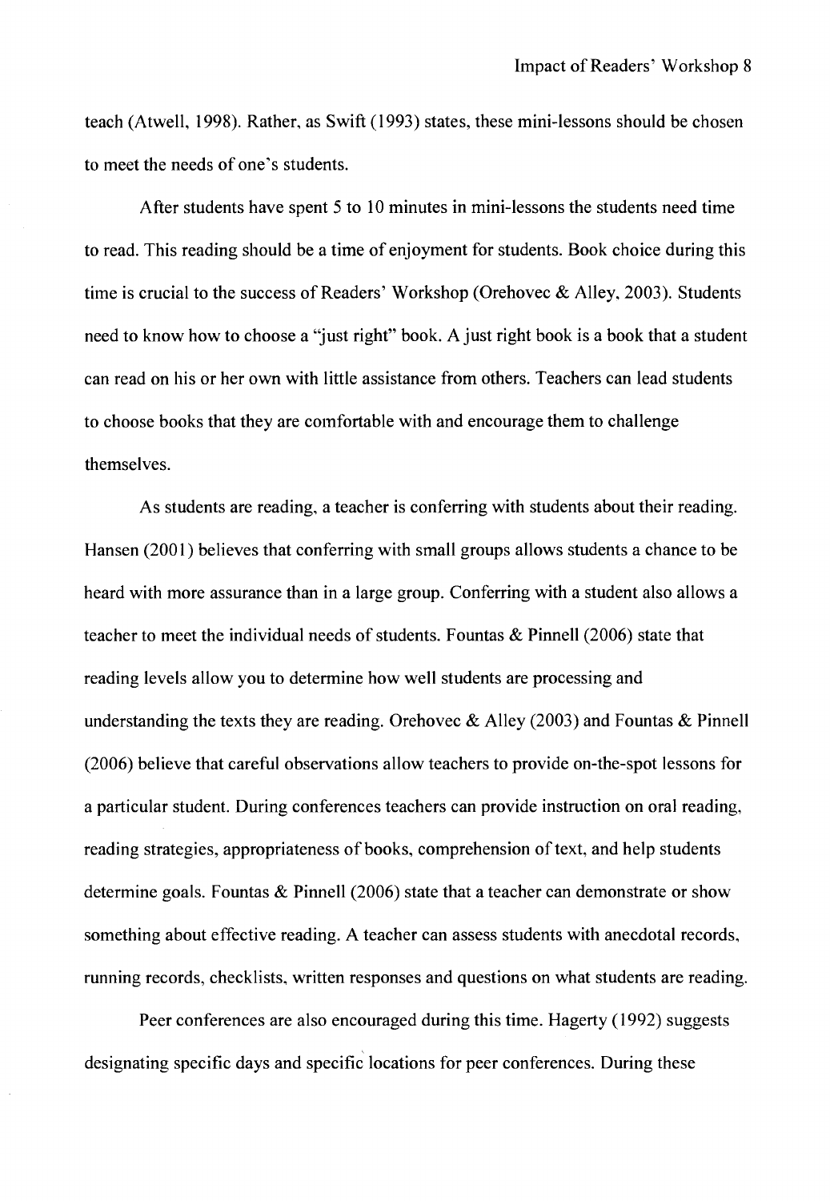teach (Atwell, 1998). Rather, as Swift (1993) states, these mini-lessons should be chosen to meet the needs of one's students.

After students have spent 5 to 10 minutes in mini-lessons the students need time to read. This reading should be a time of enjoyment for students. Book choice during this time is crucial to the success of Readers' Workshop (Orehovec & Alley, 2003). Students need to know how to choose a "just right" book. A just right book is a book that a student can read on his or her own with little assistance from others. Teachers can lead students to choose books that they are comfortable with and encourage them to challenge themselves.

As students are reading, a teacher is conferring with students about their reading. Hansen (2001) believes that conferring with small groups allows students a chance to be heard with more assurance than in a large group. Conferring with a student also allows a teacher to meet the individual needs of students. Fountas & Pinnell (2006) state that reading levels allow you to determine how well students are processing and understanding the texts they are reading. Orehovec & Alley (2003) and Fountas & Pinnell (2006) believe that careful observations allow teachers to provide on-the-spot lessons for a particular student. During conferences teachers can provide instruction on oral reading, reading strategies, appropriateness of books, comprehension of text, and help students determine goals. Fountas & Pinnell (2006) state that a teacher can demonstrate or show something about effective reading. A teacher can assess students with anecdotal records, running records, checklists, written responses and questions on what students are reading.

Peer conferences are also encouraged during this time. Hagerty (1992) suggests designating specific days and specific locations for peer conferences. During these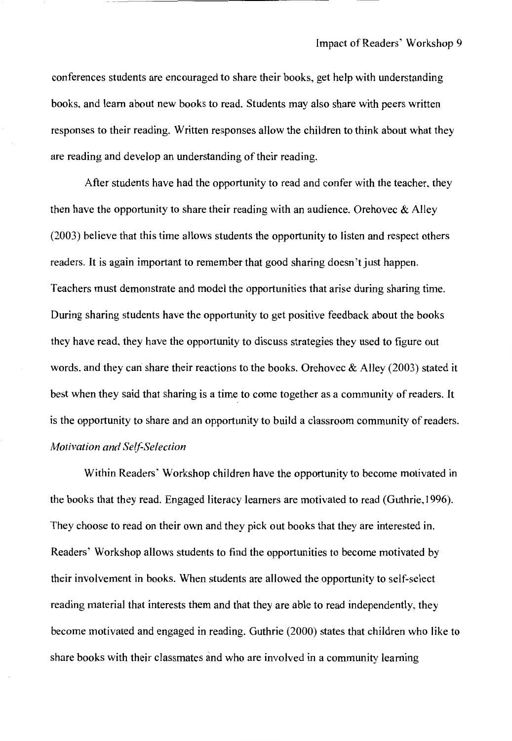conferences students are encouraged to share their books, get help with understanding books, and learn about new books to read. Students may also share with peers written responses to their reading. Written responses allow the children to think about what they are reading and develop an understanding of their reading.

After students have had the opportunity to read and confer with the teacher, they then have the opportunity to share their reading with an audience. Orehovec & Alley (2003) believe that this time allows students the opportunity to listen and respect others readers. It is again important to remember that good sharing doesn't just happen. Teachers must demonstrate and model the opportunities that arise during sharing time. During sharing students have the opportunity to get positive feedback about the books they have read, they have the opportunity to discuss strategies they used to figure out words, and they can share their reactions to the books. Orehovec & Alley (2003) stated it best when they said that sharing is a time to come together as a community of readers. It is the opportunity to share and an opportunity to build a classroom community of readers.

*Motivation and Self-Selection*

Within Readers' Workshop children have the opportunity to become motivated in the books that they read. Engaged literacy learners are motivated to read (Guthrie, 1996). They choose to read on their own and they pick out books that they are interested in. Readers' Workshop allows students to find the opportunities to become motivated by their involvement in books. When students are allowed the opportunity to self-select reading material that interests them and that they are able to read independently, they become motivated and engaged in reading. Guthrie (2000) states that children who like to share books with their classmates and who are involved in a community learning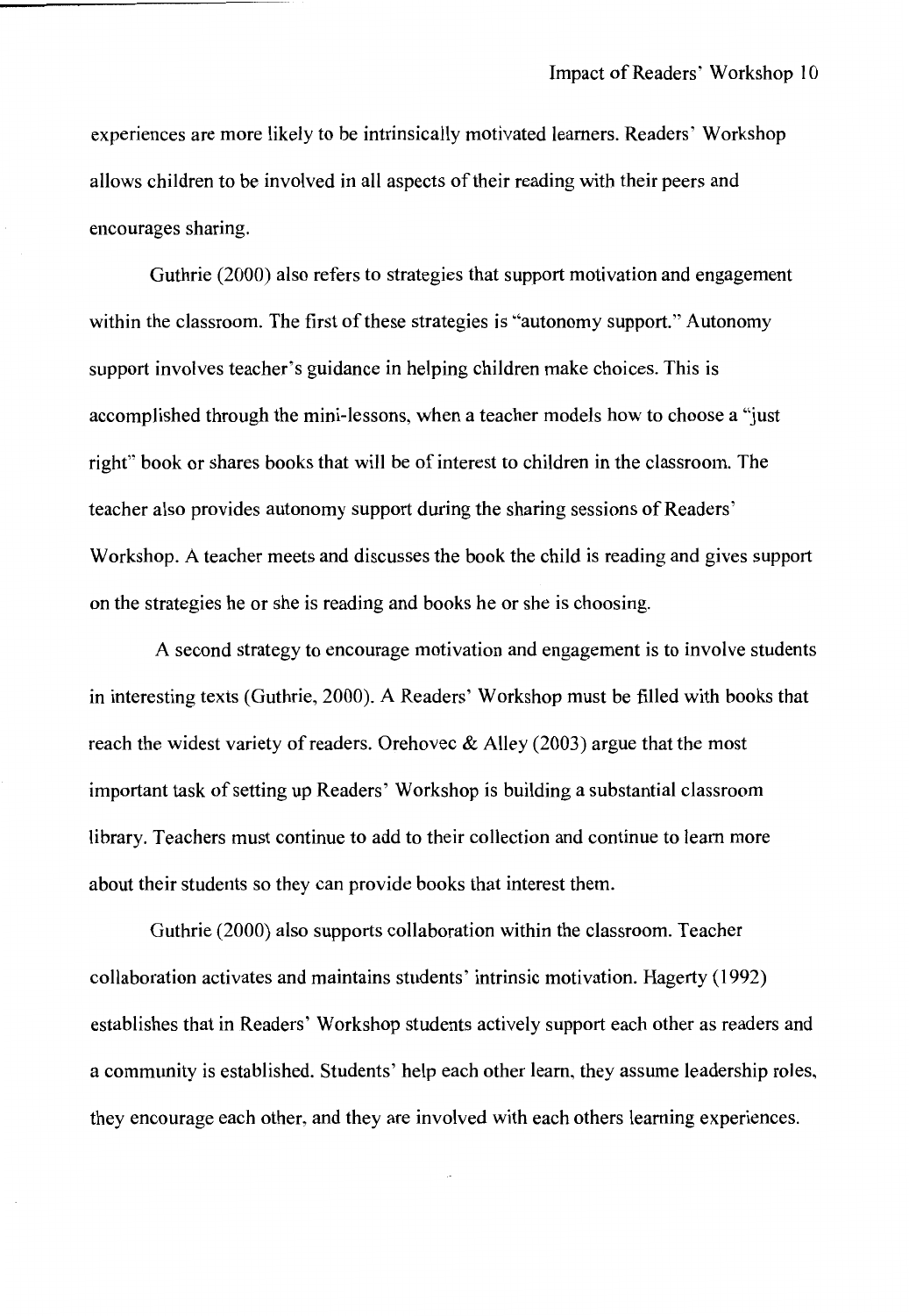experiences are more likely to be intrinsically motivated learners. Readers' Workshop allows children to be involved in all aspects of their reading with their peers and encourages sharing.

Guthrie (2000) also refers to strategies that support motivation and engagement within the classroom. The first of these strategies is "autonomy support." Autonomy support involves teacher's guidance in helping children make choices. This is accomplished through the mini-lessons, when a teacher models how to choose a "just right" book or shares books that will be of interest to children in the classroom. The teacher also provides autonomy support during the sharing sessions of Readers' Workshop. A teacher meets and discusses the book the child is reading and gives support on the strategies he or she is reading and books he or she is choosing.

A second strategy to encourage motivation and engagement is to involve students in interesting texts (Guthrie, 2000). A Readers' Workshop must be filled with books that reach the widest variety of readers. Orehovec & Alley (2003) argue that the most important task of setting up Readers' Workshop is building a substantial classroom library. Teachers must continue to add to their collection and continue to learn more about their students so they can provide books that interest them.

Guthrie (2000) also supports collaboration within the classroom. Teacher collaboration activates and maintains students' intrinsic motivation. Hagerty (1992) establishes that in Readers' Workshop students actively support each other as readers and a community is established. Students' help each other learn, they assume leadership roles, they encourage each other, and they are involved with each others learning experiences.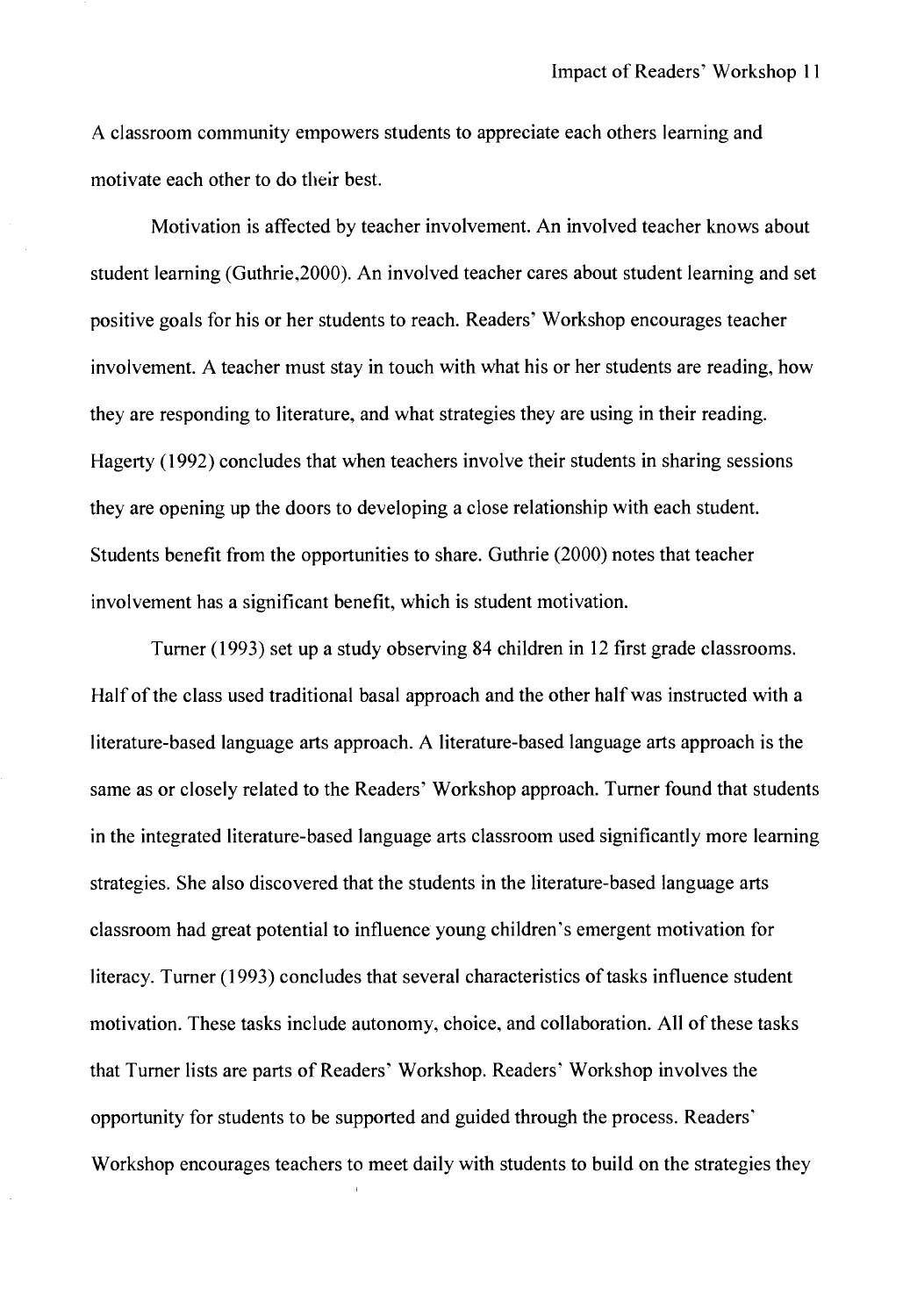A classroom community empowers students to appreciate each others learning and motivate each other to do their best.

Motivation is affected by teacher involvement. An involved teacher knows about student learning (Guthrie,2000). An involved teacher cares about student learning and set positive goals for his or her students to reach. Readers' Workshop encourages teacher involvement. A teacher must stay in touch with what his or her students are reading, how they are responding to literature, and what strategies they are using in their reading. Hagerty (1992) concludes that when teachers involve their students in sharing sessions they are opening up the doors to developing a close relationship with each student. Students benefit from the opportunities to share. Guthrie (2000) notes that teacher involvement has a significant benefit, which is student motivation.

Turner (1993) set up a study observing 84 children in 12 first grade classrooms. Half of the class used traditional basal approach and the other half was instructed with a literature-based language arts approach. A literature-based language arts approach is the same as or closely related to the Readers' Workshop approach. Turner found that students in the integrated literature-based language arts classroom used significantly more learning strategies. She also discovered that the students in the literature-based language arts classroom had great potential to influence young children's emergent motivation for literacy. Turner (1993) concludes that several characteristics of tasks influence student motivation. These tasks include autonomy, choice, and collaboration. All of these tasks that Turner lists are parts of Readers' Workshop. Readers' Workshop involves the opportunity for students to be supported and guided through the process. Readers' Workshop encourages teachers to meet daily with students to build on the strategies they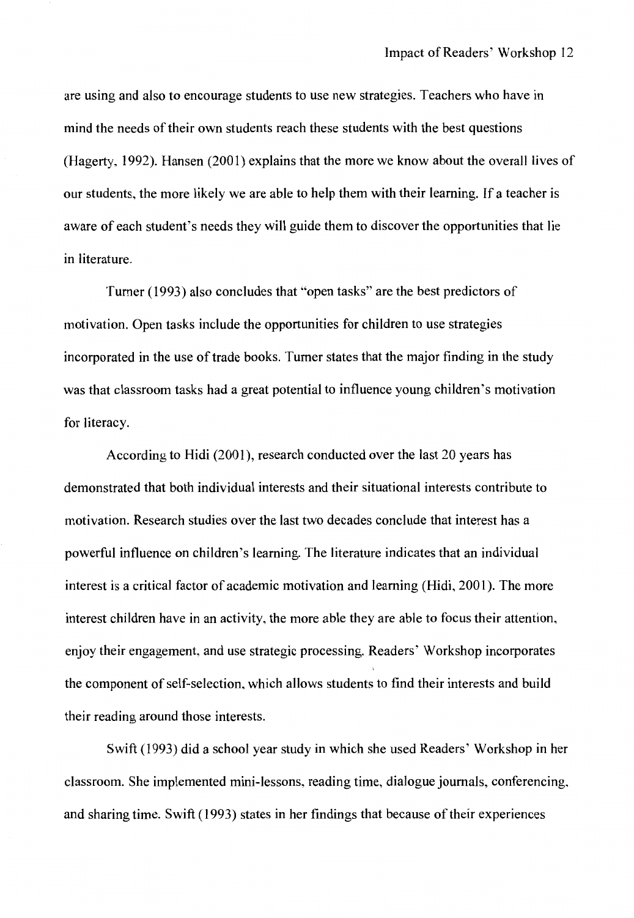are using and also to encourage students to use new strategies. Teachers who have in mind the needs of their own students reach these students with the best questions (Hagerty, 1992). Hansen (2001) explains that the more we know about the overall lives of our students, the more likely we are able to help them with their learning. If a teacher is aware of each student's needs they will guide them to discover the opportunities that lie in literature.

Turner (1993) also concludes that "open tasks" are the best predictors of motivation. Open tasks include the opportunities for children to use strategies incorporated in the use of trade books. Turner states that the major finding in the study was that classroom tasks had a great potential to influence young children's motivation for literacy.

According to Hidi (2001), research conducted over the last 20 years has demonstrated that both individual interests and their situational interests contribute to motivation. Research studies over the last two decades conclude that interest has a powerful influence on children's learning. The literature indicates that an individual interest is a critical factor of academic motivation and learning (Hidi, 2001). The more interest children have in an activity, the more able they are able to focus their attention, enjoy their engagement, and use strategic processing. Readers' Workshop incorporates the component of self-selection, which allows students to find their interests and build their reading around those interests.

Swift (1993) did a school year study in which she used Readers' Workshop in her classroom. She implemented mini-lessons, reading time, dialogue journals, conferencing, and sharing time. Swift (1993) states in her findings that because of their experiences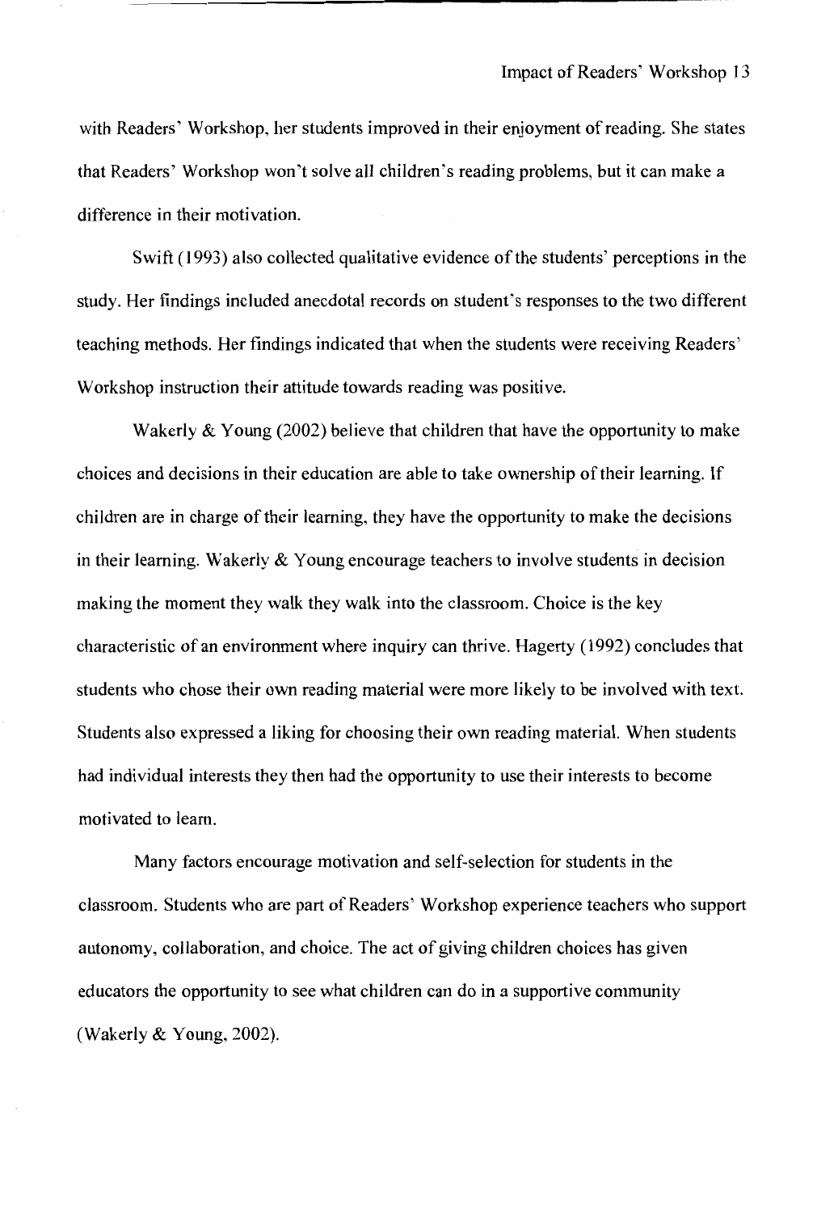with Readers' Workshop, her students improved in their enjoyment of reading. She states that Readers' Workshop won't solve all children's reading problems, but it can make a difference in their motivation.

Swift (1993) also collected qualitative evidence of the students' perceptions in the study. Her findings included anecdotal records on student's responses to the two different teaching methods. Her findings indicated that when the students were receiving Readers' Workshop instruction their attitude towards reading was positive.

Wakerly & Young (2002) believe that children that have the opportunity to make choices and decisions in their education are able to take ownership of their learning. If children are in charge of their learning, they have the opportunity to make the decisions in their learning. Wakerly & Young encourage teachers to involve students in decision making the moment they walk they walk into the classroom. Choice is the key characteristic of an environment where inquiry can thrive. Hagerty (1992) concludes that students who chose their own reading material were more likely to be involved with text. Students also expressed a liking for choosing their own reading material. When students had individual interests they then had the opportunity to use their interests to become motivated to learn.

Many factors encourage motivation and self-selection for students in the classroom. Students who are part of Readers' Workshop experience teachers who support autonomy, collaboration, and choice. The act of giving children choices has given educators the opportunity to see what children can do in a supportive community (Wakerly & Young, 2002).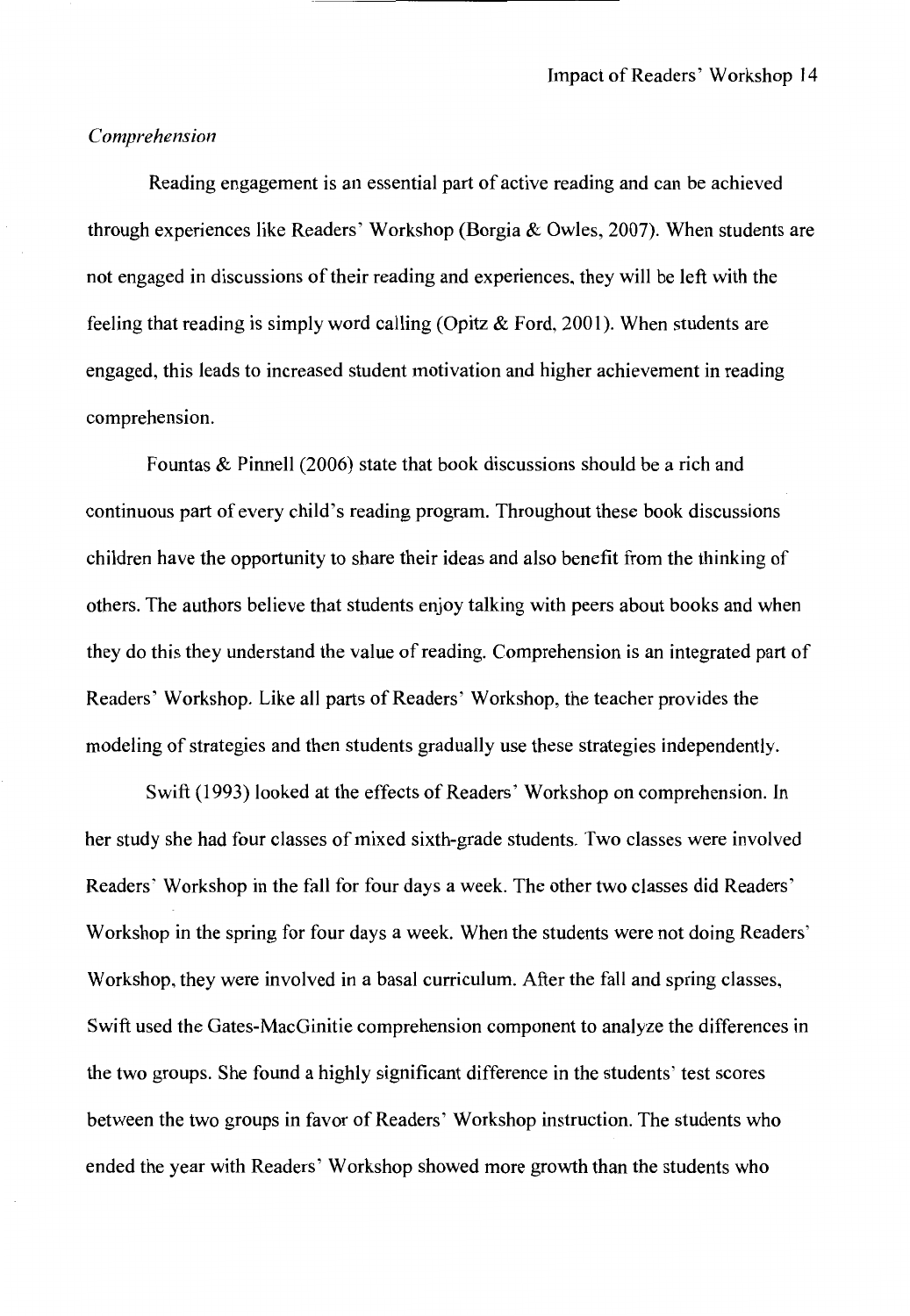*Comprehension*

Reading engagement is an essential part of active reading and can be achieved through experiences like Readers' Workshop (Borgia & Owles, 2007). When students are not engaged in discussions of their reading and experiences, they will be left with the feeling that reading is simply word calling (Opitz & Ford, 2001). When students are engaged, this leads to increased student motivation and higher achievement in reading comprehension.

Fountas & Pinnell (2006) state that book discussions should be a rich and continuous part of every child's reading program. Throughout these book discussions children have the opportunity to share their ideas and also benefit from the thinking of others. The authors believe that students enjoy talking with peers about books and when they do this they understand the value of reading. Comprehension is an integrated part of Readers' Workshop. Like all parts of Readers' Workshop, the teacher provides the modeling of strategies and then students gradually use these strategies independently.

Swift (1993) looked at the effects of Readers' Workshop on comprehension. In her study she had four classes of mixed sixth-grade students. Two classes were involved Readers' Workshop in the fall for four days a week. The other two classes did Readers' Workshop in the spring for four days a week. When the students were not doing Readers' Workshop, they were involved in a basal curriculum. After the fall and spring classes, Swift used the Gates-MacGinitie comprehension component to analyze the differences in the two groups. She found a highly significant difference in the students' test scores between the two groups in favor of Readers' Workshop instruction. The students who ended the year with Readers' Workshop showed more growth than the students who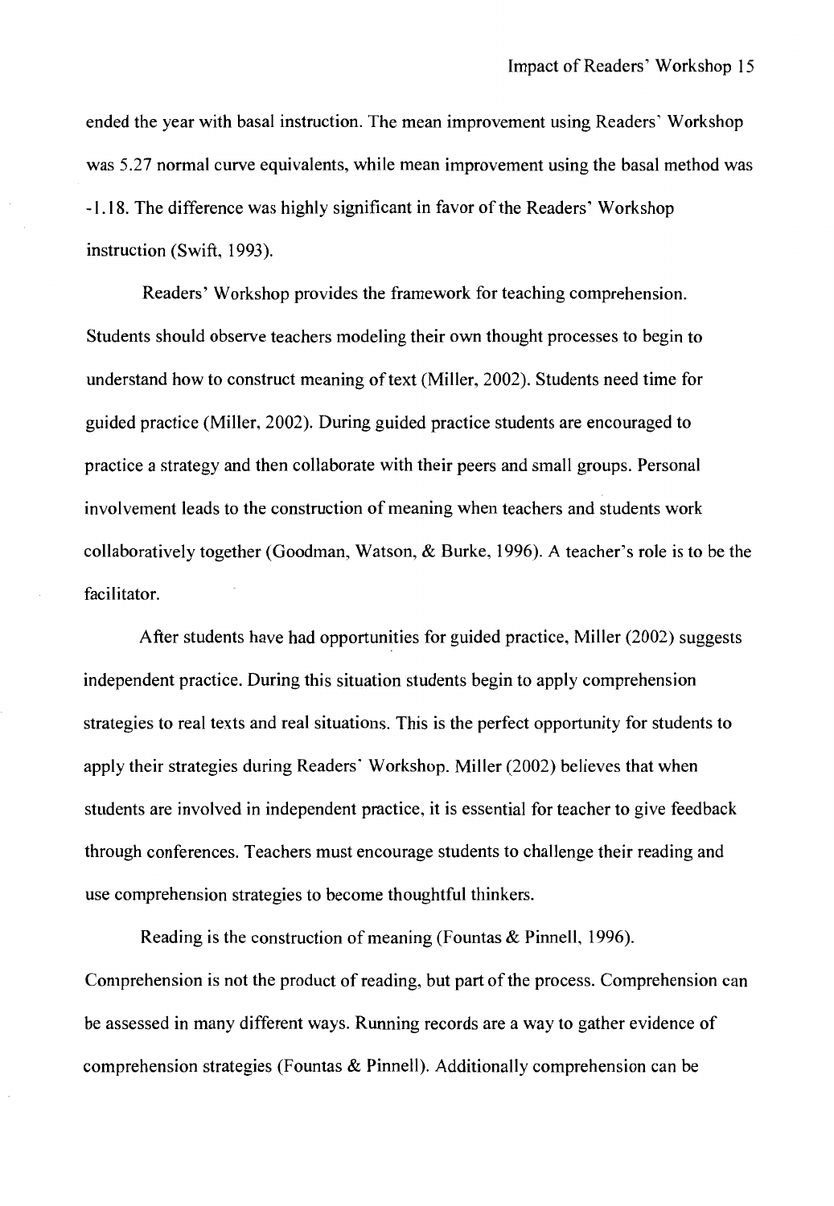ended the year with basal instruction. The mean improvement using Readers' Workshop was 5.27 normal curve equivalents, while mean improvement using the basal method was -1.18. The difference was highly significant in favor of the Readers' Workshop instruction (Swift, 1993).

Readers' Workshop provides the framework for teaching comprehension. Students should observe teachers modeling their own thought processes to begin to understand how to construct meaning of text (Miller, 2002). Students need time for guided practice (Miller, 2002). During guided practice students are encouraged to practice a strategy and then collaborate with their peers and small groups. Personal involvement leads to the construction of meaning when teachers and students work collaboratively together (Goodman, Watson, & Burke, 1996). A teacher's role is to be the facilitator.

After students have had opportunities for guided practice, Miller (2002) suggests independent practice. During this situation students begin to apply comprehension strategies to real texts and real situations. This is the perfect opportunity for students to apply their strategies during Readers' Workshop. Miller (2002) believes that when students are involved in independent practice, it is essential for teacher to give feedback through conferences. Teachers must encourage students to challenge their reading and use comprehension strategies to become thoughtful thinkers.

Reading is the construction of meaning (Fountas & Pinnell, 1996). Comprehension is not the product of reading, but part of the process. Comprehension can be assessed in many different ways. Running records are a way to gather evidence of comprehension strategies (Fountas & Pinnell). Additionally comprehension can be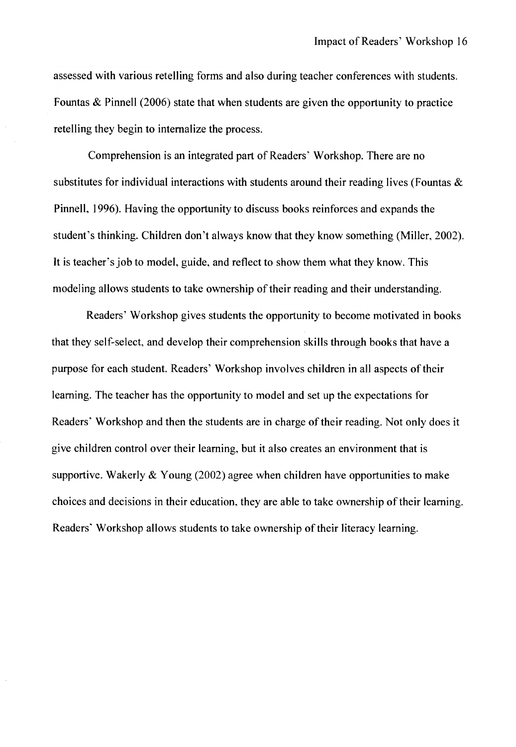assessed with various retelling forms and also during teacher conferences with students. Fountas & Pinnell (2006) state that when students are given the opportunity to practice retelling they begin to internalize the process.

Comprehension is an integrated part of Readers' Workshop. There are no substitutes for individual interactions with students around their reading lives (Fountas & Pinnell, 1996). Having the opportunity to discuss books reinforces and expands the student's thinking. Children don't always know that they know something (Miller, 2002). It is teacher's job to model, guide, and reflect to show them what they know. This modeling allows students to take ownership of their reading and their understanding.

Readers' Workshop gives students the opportunity to become motivated in books that they self-select, and develop their comprehension skills through books that have a purpose for each student. Readers' Workshop involves children in all aspects of their learning. The teacher has the opportunity to model and set up the expectations for Readers' Workshop and then the students are in charge of their reading. Not only does it give children control over their learning, but it also creates an environment that is supportive. Wakerly & Young (2002) agree when children have opportunities to make choices and decisions in their education, they are able to take ownership of their learning. Readers' Workshop allows students to take ownership of their literacy learning.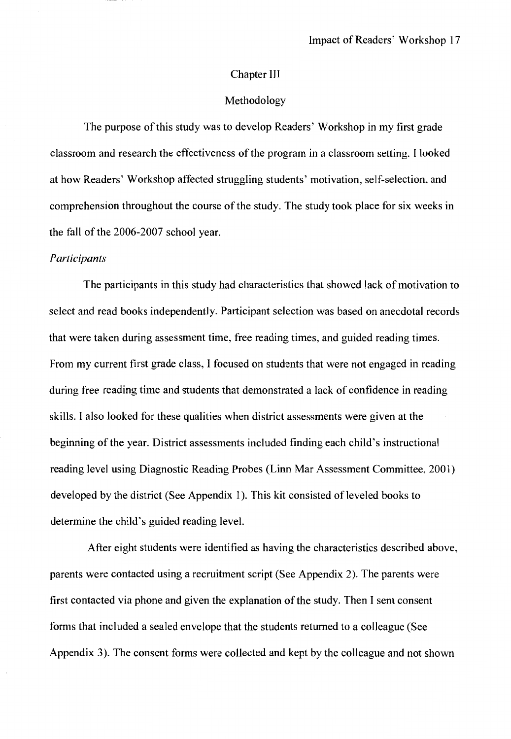# Chapter III

## Methodology

The purpose of this study was to develop Readers' Workshop in my first grade classroom and research the effectiveness of the program in a classroom setting. I looked at how Readers' Workshop affected struggling students' motivation, self-selection, and comprehension throughout the course of the study. The study took place for six weeks in the fall of the 2006-2007 school year.

### *Participants*

The participants in this study had characteristics that showed lack of motivation to select and read books independently. Participant selection was based on anecdotal records that were taken during assessment time, free reading times, and guided reading times. From my current first grade class, I focused on students that were not engaged in reading during free reading time and students that demonstrated a lack of confidence in reading skills. I also looked for these qualities when district assessments were given at the beginning of the year. District assessments included finding each child's instructional reading level using Diagnostic Reading Probes (Linn Mar Assessment Committee, 2001) developed by the district (See Appendix 1). This kit consisted of leveled books to determine the child's guided reading level.

After eight students were identified as having the characteristics described above, parents were contacted using a recruitment script (See Appendix 2). The parents were first contacted via phone and given the explanation of the study. Then I sent consent forms that included a sealed envelope that the students returned to a colleague (See Appendix 3). The consent forms were collected and kept by the colleague and not shown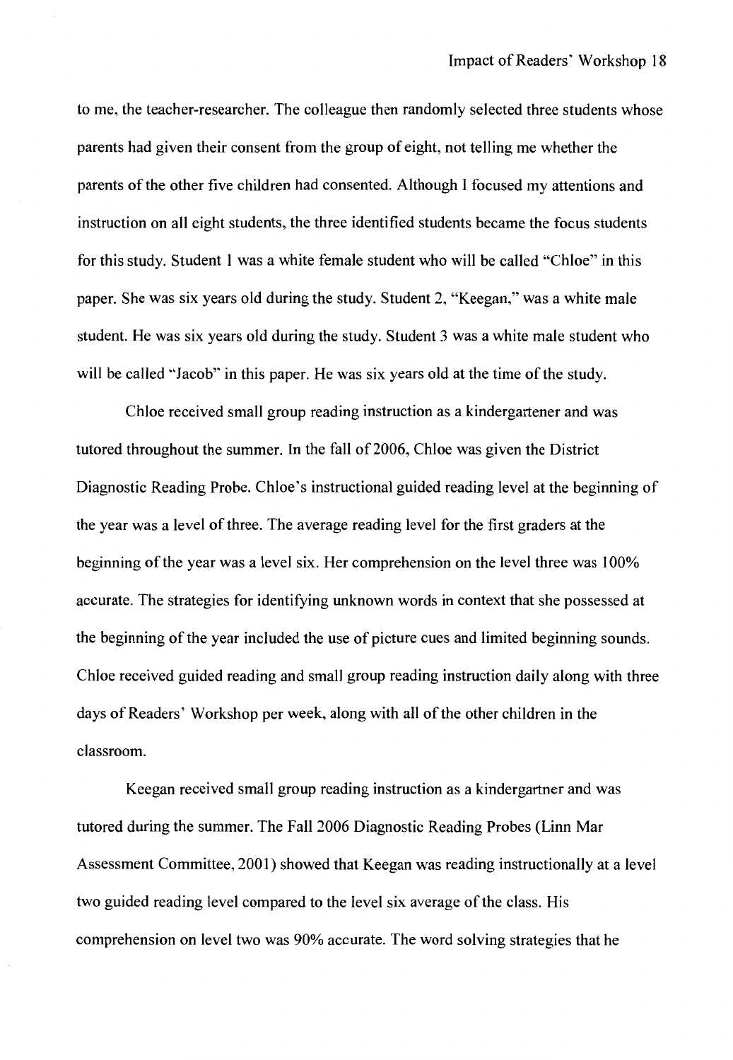to me, the teacher-researcher. The colleague then randomly selected three students whose parents had given their consent from the group of eight, not telling me whether the parents of the other five children had consented. Although I focused my attentions and instruction on all eight students, the three identified students became the focus students for this study. Student 1 was a white female student who will be called "Chloe" in this paper. She was six years old during the study. Student 2, "Keegan," was a white male student. He was six years old during the study. Student 3 was a white male student who will be called "Jacob" in this paper. He was six years old at the time of the study.

Chloe received small group reading instruction as a kindergartener and was tutored throughout the summer. In the fall of 2006, Chloe was given the District Diagnostic Reading Probe. Chloe's instructional guided reading level at the beginning of the year was a level of three. The average reading level for the first graders at the beginning of the year was a level six. Her comprehension on the level three was 100% accurate. The strategies for identifying unknown words in context that she possessed at the beginning of the year included the use of picture cues and limited beginning sounds. Chloe received guided reading and small group reading instruction daily along with three days of Readers' Workshop per week, along with all of the other children in the classroom.

Keegan received small group reading instruction as a kindergartner and was tutored during the summer. The Fall 2006 Diagnostic Reading Probes (Linn Mar Assessment Committee, 2001) showed that Keegan was reading instructionally at a level two guided reading level compared to the level six average of the class. His comprehension on level two was 90% accurate. The word solving strategies that he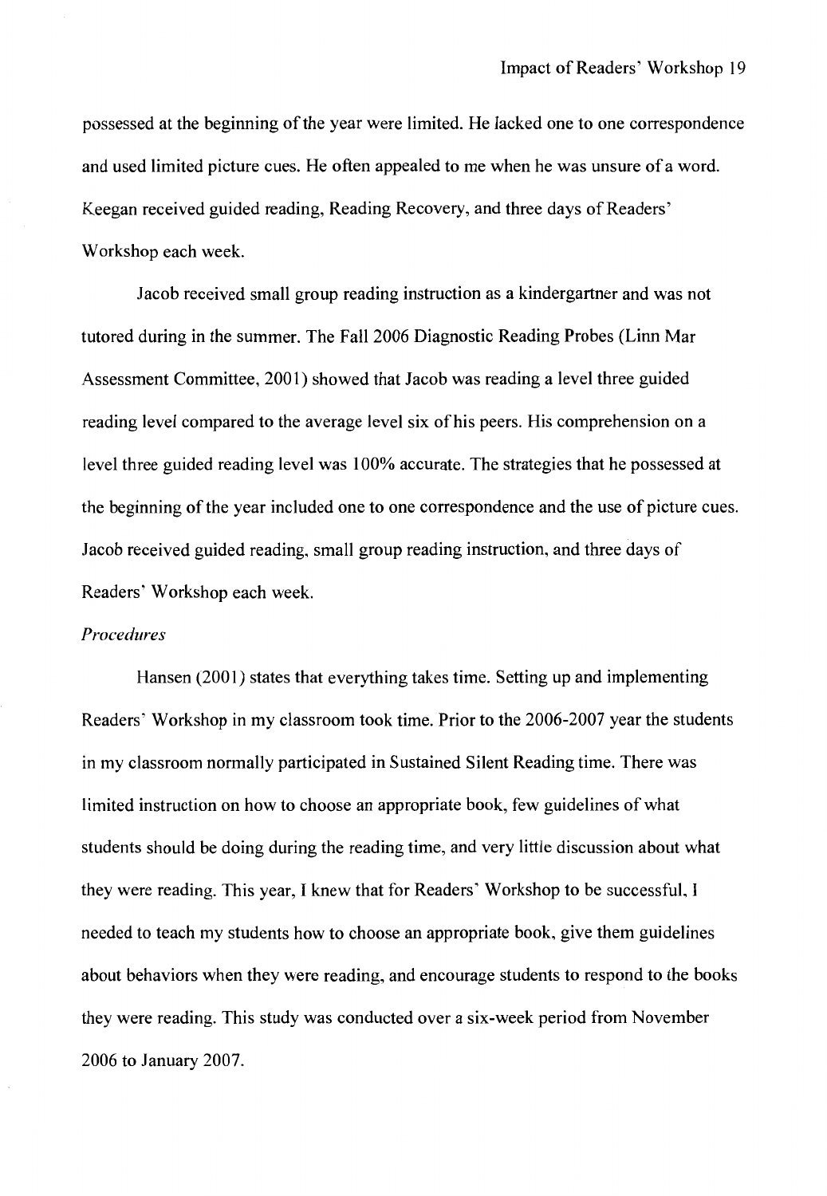possessed at the beginning of the year were limited. He lacked one to one correspondence and used limited picture cues. He often appealed to me when he was unsure of a word. Keegan received guided reading, Reading Recovery, and three days of Readers' Workshop each week.

Jacob received small group reading instruction as a kindergartner and was not tutored during in the summer. The Fall 2006 Diagnostic Reading Probes (Linn Mar Assessment Committee, 2001) showed that Jacob was reading a level three guided reading level compared to the average level six of his peers. His comprehension on a level three guided reading level was 100% accurate. The strategies that he possessed at the beginning of the year included one to one correspondence and the use of picture cues. Jacob received guided reading, small group reading instruction, and three days of Readers' Workshop each week.

*Procedures*

Hansen (2001) states that everything takes time. Setting up and implementing Readers' Workshop in my classroom took time. Prior to the 2006-2007 year the students in my classroom normally participated in Sustained Silent Reading time. There was limited instruction on how to choose an appropriate book, few guidelines of what students should be doing during the reading time, and very little discussion about what they were reading. This year, I knew that for Readers' Workshop to be successful, I needed to teach my students how to choose an appropriate book, give them guidelines about behaviors when they were reading, and encourage students to respond to the books they were reading. This study was conducted over a six-week period from November 2006 to January 2007.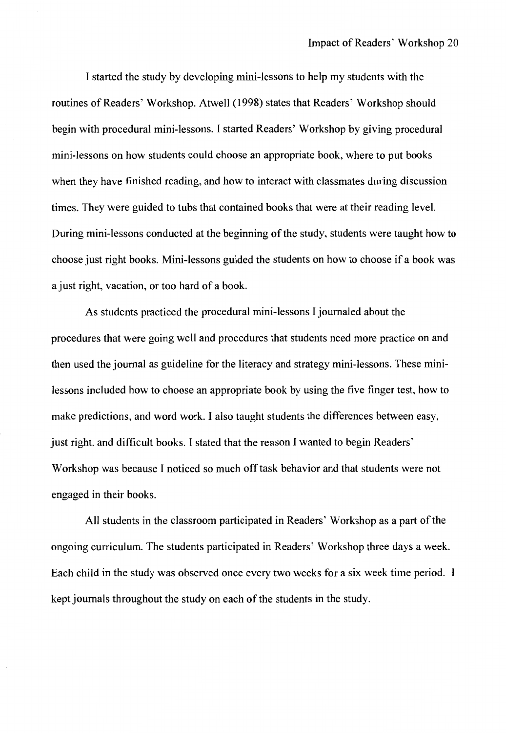I started the study by developing mini-lessons to help my students with the routines of Readers' Workshop. Atwell (1998) states that Readers' Workshop should begin with procedural mini-lessons. I started Readers' Workshop by giving procedural mini-lessons on how students could choose an appropriate book, where to put books when they have finished reading, and how to interact with classmates during discussion times. They were guided to tubs that contained books that were at their reading level. During mini-lessons conducted at the beginning of the study, students were taught how to choose just right books. Mini-lessons guided the students on how to choose if a book was a just right, vacation, or too hard of a book.

As students practiced the procedural mini-lessons I journaled about the procedures that were going well and procedures that students need more practice on and then used the journal as guideline for the literacy and strategy mini-lessons. These mini-lessons included how to choose an appropriate book by using the five finger test, how to make predictions, and word work. I also taught students the differences between easy, just right, and difficult books. I stated that the reason I wanted to begin Readers' Workshop was because I noticed so much off task behavior and that students were not engaged in their books.

All students in the classroom participated in Readers' Workshop as a part of the ongoing curriculum. The students participated in Readers' Workshop three days a week. Each child in the study was observed once every two weeks for a six week time period. I kept journals throughout the study on each of the students in the study.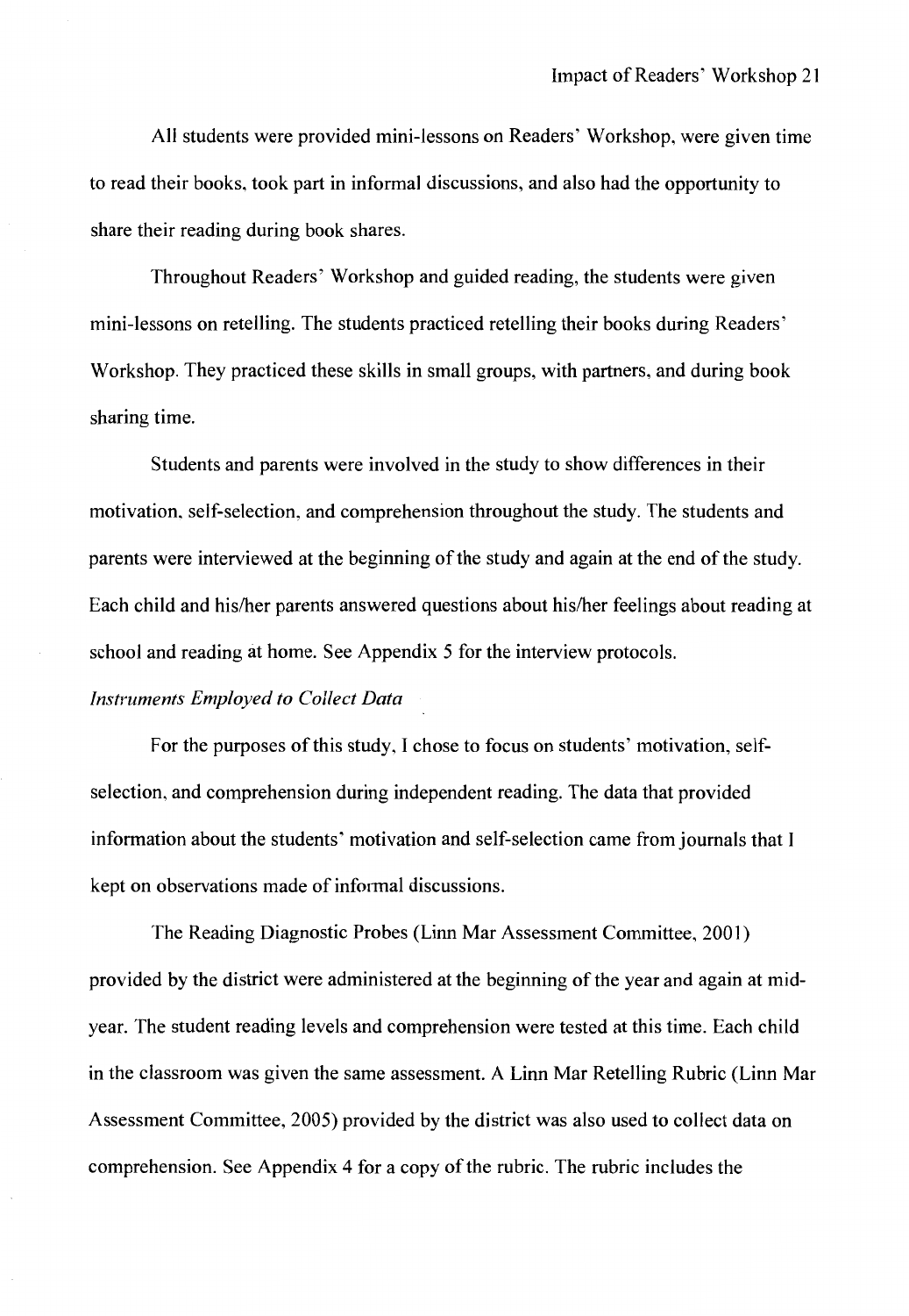All students were provided mini-lessons on Readers' Workshop, were given time to read their books, took part in informal discussions, and also had the opportunity to share their reading during book shares.

Throughout Readers' Workshop and guided reading, the students were given mini-lessons on retelling. The students practiced retelling their books during Readers' Workshop. They practiced these skills in small groups, with partners, and during book sharing time.

Students and parents were involved in the study to show differences in their motivation, self-selection, and comprehension throughout the study. The students and parents were interviewed at the beginning of the study and again at the end of the study. Each child and his/her parents answered questions about his/her feelings about reading at school and reading at home. See Appendix 5 for the interview protocols.

*Instruments Employed to Collect Data*

For the purposes of this study, I chose to focus on students' motivation, self-selection, and comprehension during independent reading. The data that provided information about the students' motivation and self-selection came from journals that I kept on observations made of informal discussions.

The Reading Diagnostic Probes (Linn Mar Assessment Committee, 2001) provided by the district were administered at the beginning of the year and again at mid-year. The student reading levels and comprehension were tested at this time. Each child in the classroom was given the same assessment. A Linn Mar Retelling Rubric (Linn Mar Assessment Committee, 2005) provided by the district was also used to collect data on comprehension. See Appendix 4 for a copy of the rubric. The rubric includes the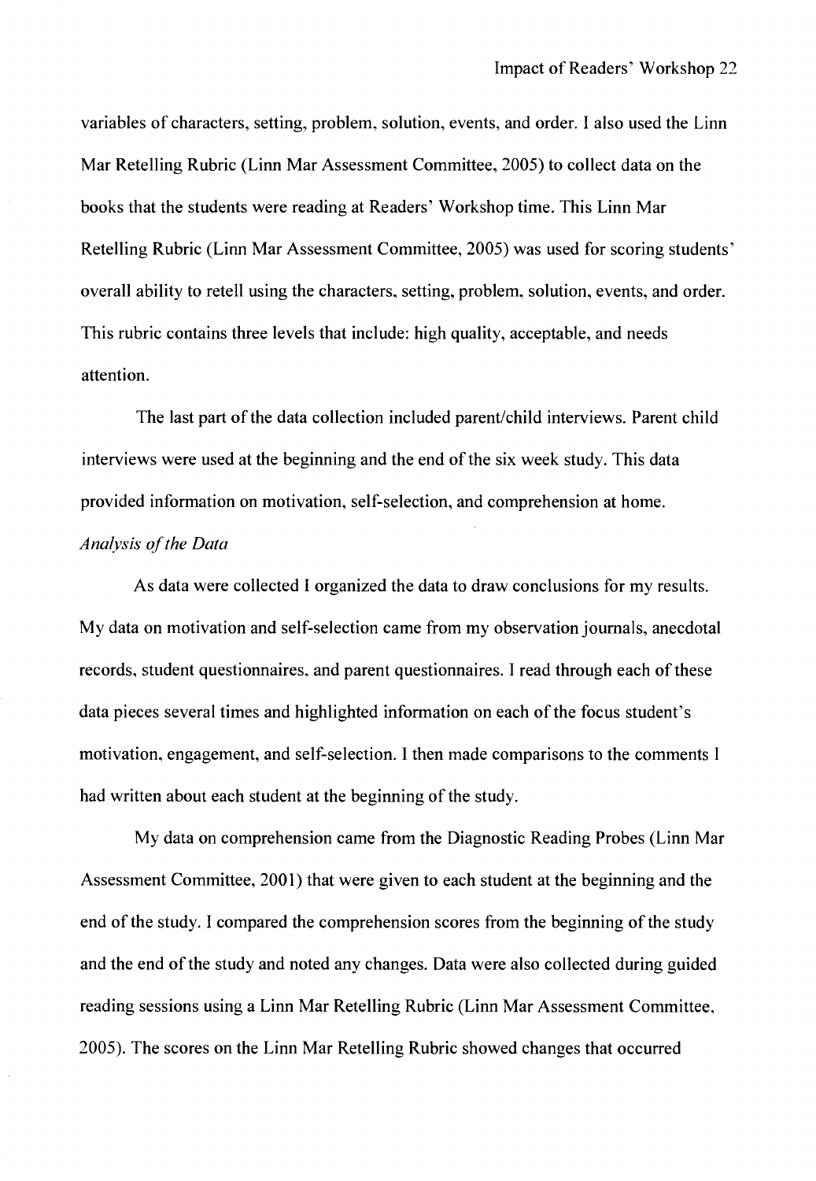variables of characters, setting, problem, solution, events, and order. I also used the Linn Mar Retelling Rubric (Linn Mar Assessment Committee, 2005) to collect data on the books that the students were reading at Readers' Workshop time. This Linn Mar Retelling Rubric (Linn Mar Assessment Committee, 2005) was used for scoring students' overall ability to retell using the characters, setting, problem, solution, events, and order. This rubric contains three levels that include: high quality, acceptable, and needs attention.

The last part of the data collection included parent/child interviews. Parent child interviews were used at the beginning and the end of the six week study. This data provided information on motivation, self-selection, and comprehension at home.

*Analysis of the Data*

As data were collected I organized the data to draw conclusions for my results. My data on motivation and self-selection came from my observation journals, anecdotal records, student questionnaires, and parent questionnaires. I read through each of these data pieces several times and highlighted information on each of the focus student's motivation, engagement, and self-selection. I then made comparisons to the comments I had written about each student at the beginning of the study.

My data on comprehension came from the Diagnostic Reading Probes (Linn Mar Assessment Committee, 2001) that were given to each student at the beginning and the end of the study. I compared the comprehension scores from the beginning of the study and the end of the study and noted any changes. Data were also collected during guided reading sessions using a Linn Mar Retelling Rubric (Linn Mar Assessment Committee, 2005). The scores on the Linn Mar Retelling Rubric showed changes that occurred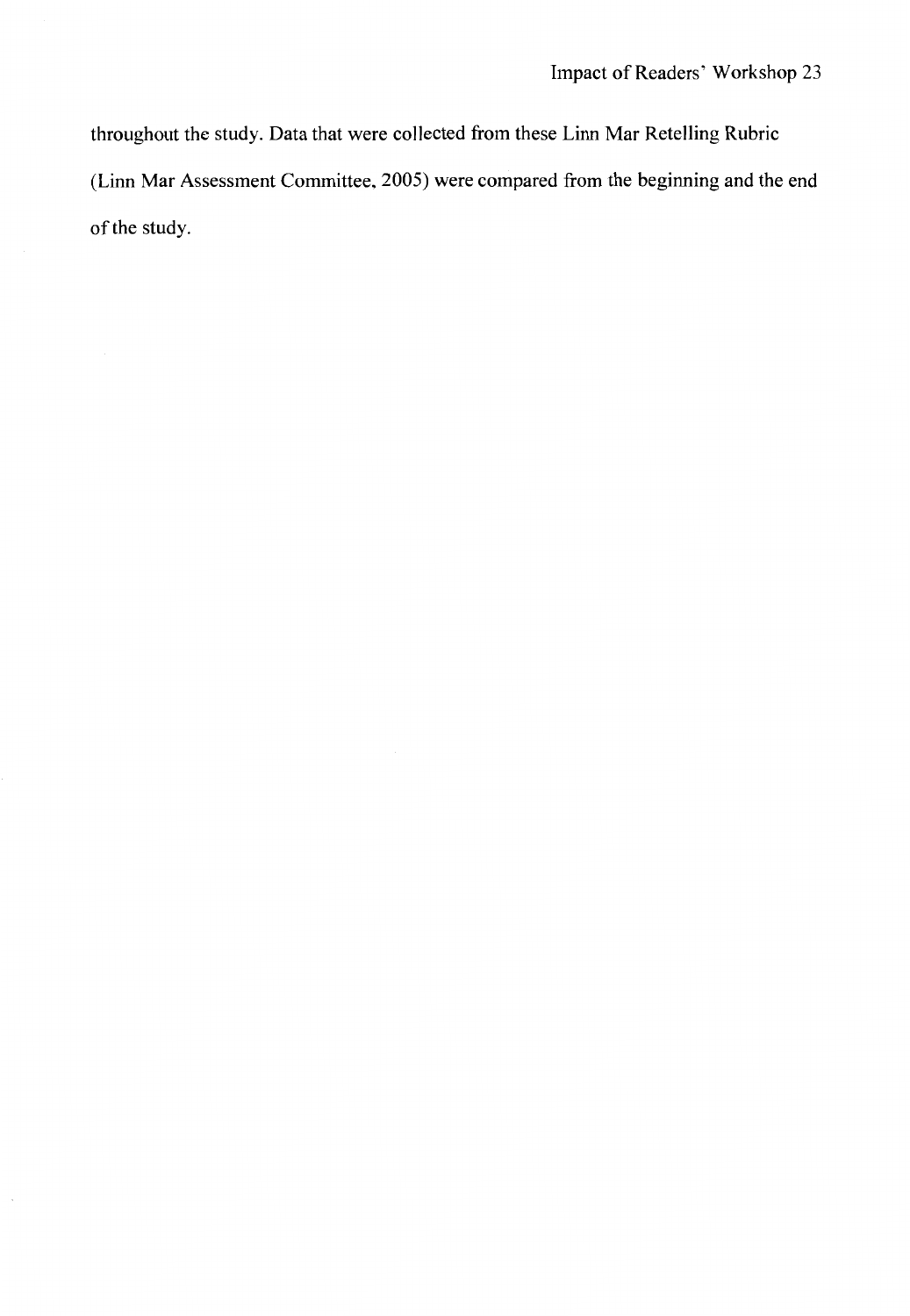throughout the study. Data that were collected from these Linn Mar Retelling Rubric (Linn Mar Assessment Committee, 2005) were compared from the beginning and the end of the study.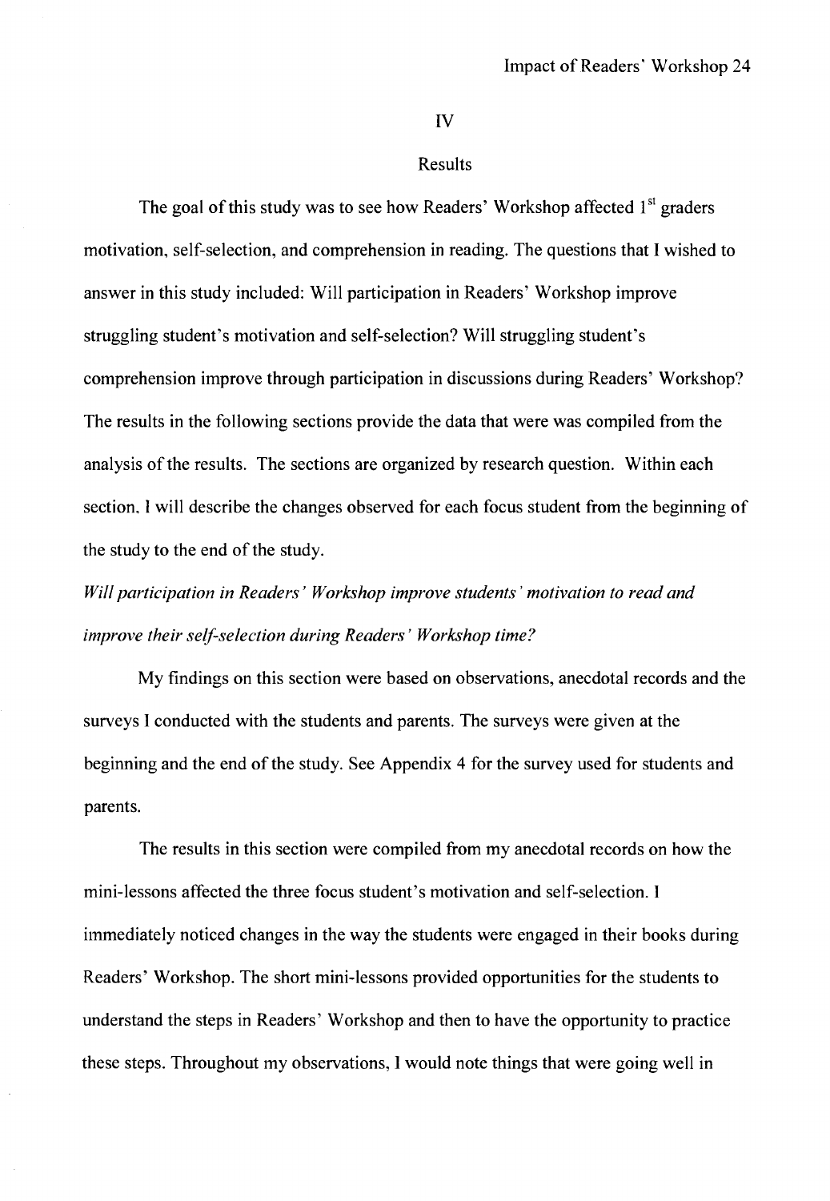# IV

# Results

The goal of this study was to see how Readers' Workshop affected 1st graders motivation, self-selection, and comprehension in reading. The questions that I wished to answer in this study included: Will participation in Readers' Workshop improve struggling student's motivation and self-selection? Will struggling student's comprehension improve through participation in discussions during Readers' Workshop? The results in the following sections provide the data that were was compiled from the analysis of the results. The sections are organized by research question. Within each section, I will describe the changes observed for each focus student from the beginning of the study to the end of the study.

*Will participation in Readers' Workshop improve students' motivation to read and improve their self-selection during Readers' Workshop time?*

My findings on this section were based on observations, anecdotal records and the surveys I conducted with the students and parents. The surveys were given at the beginning and the end of the study. See Appendix 4 for the survey used for students and parents.

The results in this section were compiled from my anecdotal records on how the mini-lessons affected the three focus student's motivation and self-selection. I immediately noticed changes in the way the students were engaged in their books during Readers' Workshop. The short mini-lessons provided opportunities for the students to understand the steps in Readers' Workshop and then to have the opportunity to practice these steps. Throughout my observations, I would note things that were going well in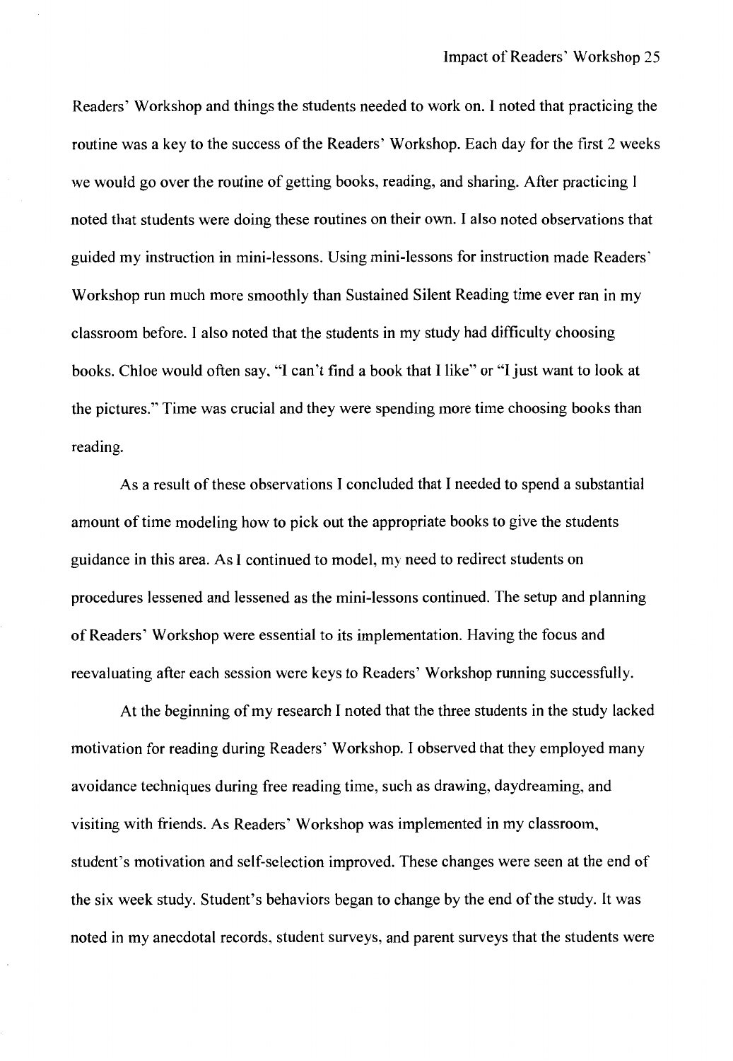Readers' Workshop and things the students needed to work on. I noted that practicing the routine was a key to the success of the Readers' Workshop. Each day for the first 2 weeks we would go over the routine of getting books, reading, and sharing. After practicing I noted that students were doing these routines on their own. I also noted observations that guided my instruction in mini-lessons. Using mini-lessons for instruction made Readers' Workshop run much more smoothly than Sustained Silent Reading time ever ran in my classroom before. I also noted that the students in my study had difficulty choosing books. Chloe would often say, "I can't find a book that I like" or "I just want to look at the pictures." Time was crucial and they were spending more time choosing books than reading.

As a result of these observations I concluded that I needed to spend a substantial amount of time modeling how to pick out the appropriate books to give the students guidance in this area. As I continued to model, my need to redirect students on procedures lessened and lessened as the mini-lessons continued. The setup and planning of Readers' Workshop were essential to its implementation. Having the focus and reevaluating after each session were keys to Readers' Workshop running successfully.

At the beginning of my research I noted that the three students in the study lacked motivation for reading during Readers' Workshop. I observed that they employed many avoidance techniques during free reading time, such as drawing, daydreaming, and visiting with friends. As Readers' Workshop was implemented in my classroom, student's motivation and self-selection improved. These changes were seen at the end of the six week study. Student's behaviors began to change by the end of the study. It was noted in my anecdotal records, student surveys, and parent surveys that the students were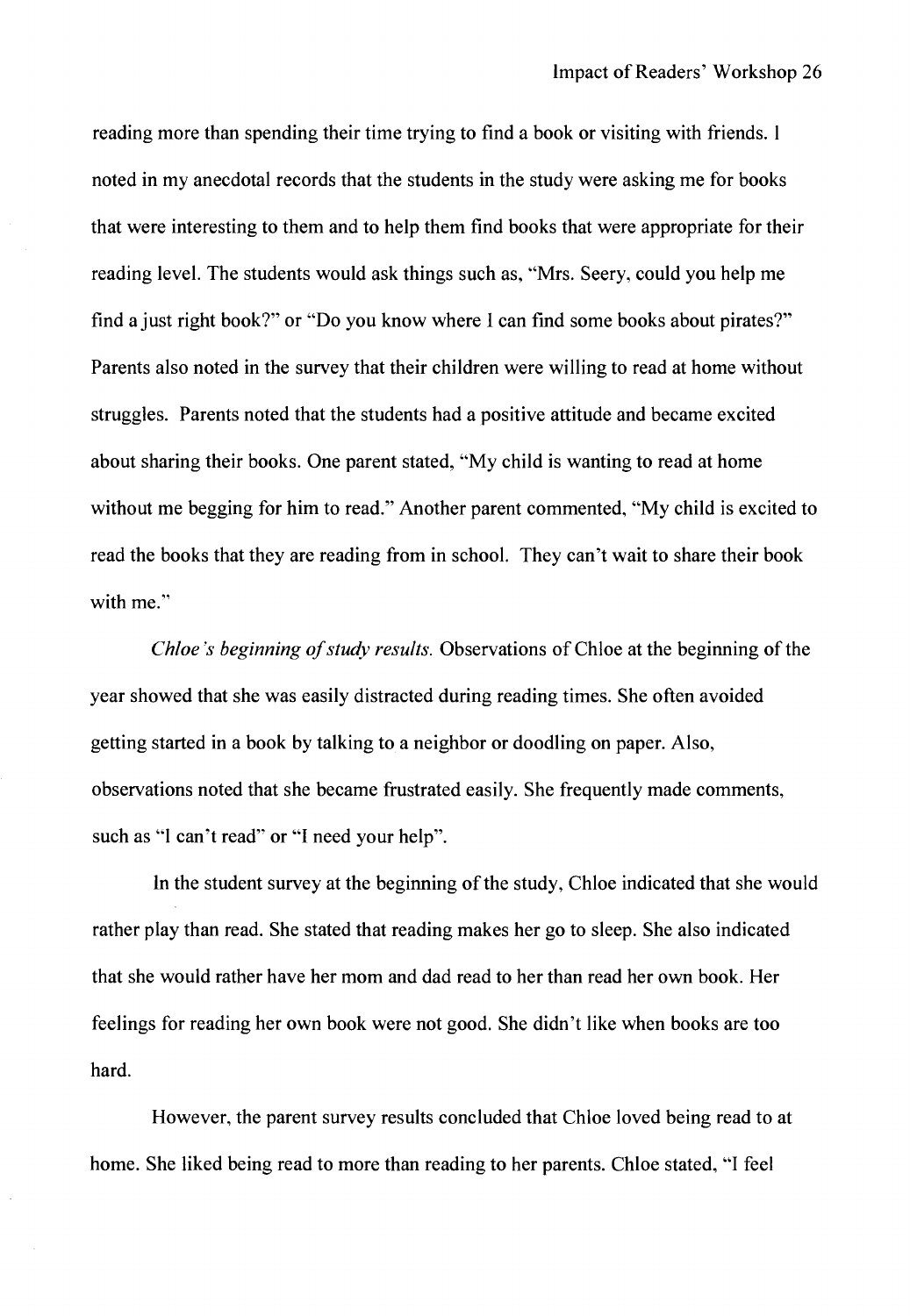reading more than spending their time trying to find a book or visiting with friends. I noted in my anecdotal records that the students in the study were asking me for books that were interesting to them and to help them find books that were appropriate for their reading level. The students would ask things such as, "Mrs. Seery, could you help me find a just right book?" or "Do you know where I can find some books about pirates?" Parents also noted in the survey that their children were willing to read at home without struggles. Parents noted that the students had a positive attitude and became excited about sharing their books. One parent stated, "My child is wanting to read at home without me begging for him to read." Another parent commented, "My child is excited to read the books that they are reading from in school. They can't wait to share their book with me."

*Chloe's beginning of study results.* Observations of Chloe at the beginning of the year showed that she was easily distracted during reading times. She often avoided getting started in a book by talking to a neighbor or doodling on paper. Also, observations noted that she became frustrated easily. She frequently made comments, such as "I can't read" or "I need your help".

In the student survey at the beginning of the study, Chloe indicated that she would rather play than read. She stated that reading makes her go to sleep. She also indicated that she would rather have her mom and dad read to her than read her own book. Her feelings for reading her own book were not good. She didn't like when books are too hard.

However, the parent survey results concluded that Chloe loved being read to at home. She liked being read to more than reading to her parents. Chloe stated, "I feel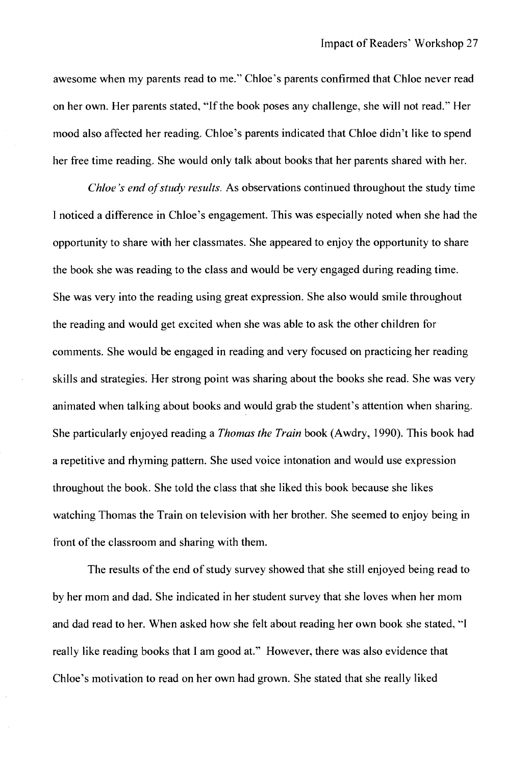awesome when my parents read to me." Chloe's parents confirmed that Chloe never read on her own. Her parents stated, "If the book poses any challenge, she will not read." Her mood also affected her reading. Chloe's parents indicated that Chloe didn't like to spend her free time reading. She would only talk about books that her parents shared with her.

*Chloe's end of study results.* As observations continued throughout the study time I noticed a difference in Chloe's engagement. This was especially noted when she had the opportunity to share with her classmates. She appeared to enjoy the opportunity to share the book she was reading to the class and would be very engaged during reading time. She was very into the reading using great expression. She also would smile throughout the reading and would get excited when she was able to ask the other children for comments. She would be engaged in reading and very focused on practicing her reading skills and strategies. Her strong point was sharing about the books she read. She was very animated when talking about books and would grab the student's attention when sharing. She particularly enjoyed reading a *Thomas the Train* book (Awdry, 1990). This book had a repetitive and rhyming pattern. She used voice intonation and would use expression throughout the book. She told the class that she liked this book because she likes watching Thomas the Train on television with her brother. She seemed to enjoy being in front of the classroom and sharing with them.

The results of the end of study survey showed that she still enjoyed being read to by her mom and dad. She indicated in her student survey that she loves when her mom and dad read to her. When asked how she felt about reading her own book she stated, "I really like reading books that I am good at." However, there was also evidence that Chloe's motivation to read on her own had grown. She stated that she really liked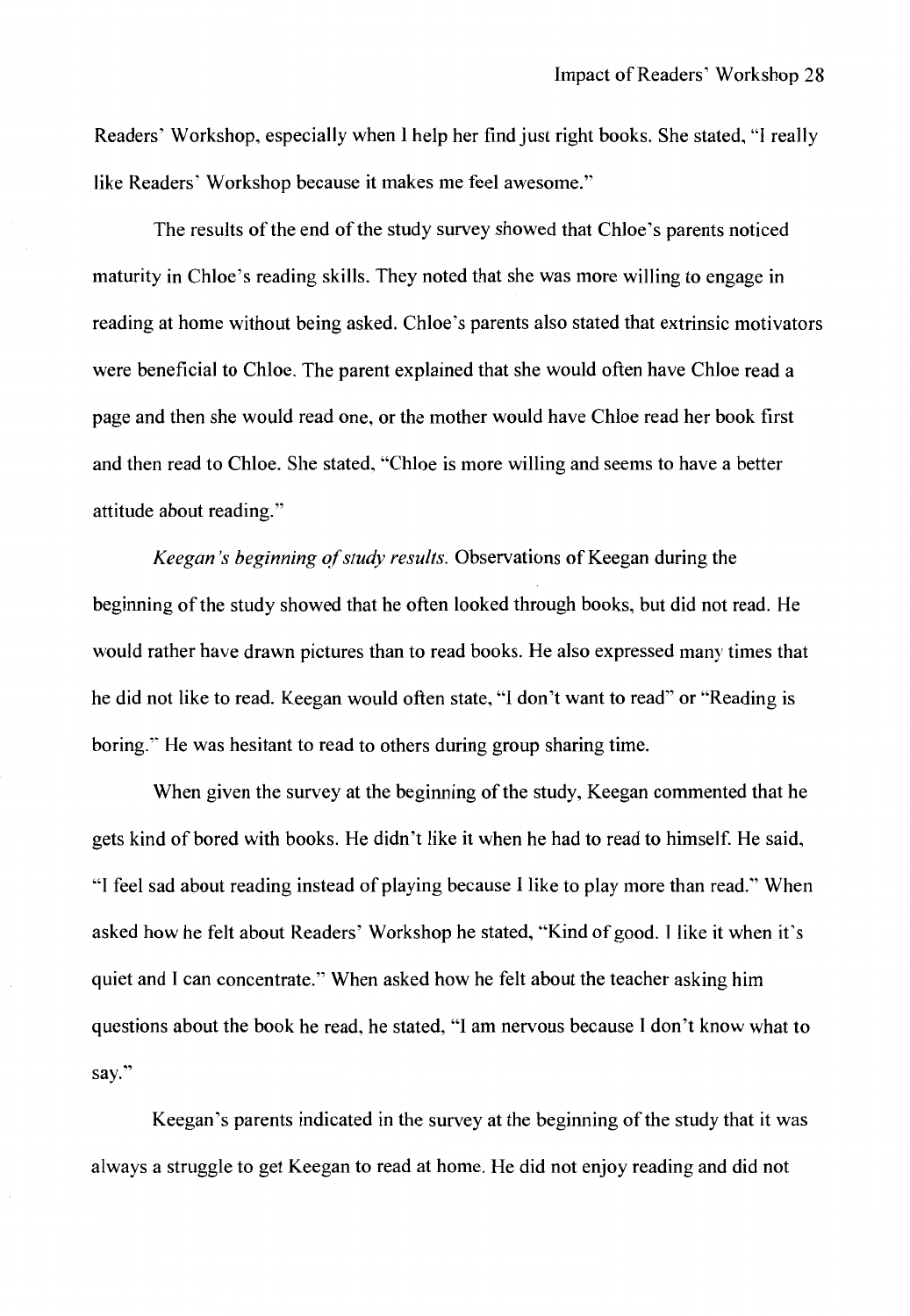Readers' Workshop, especially when I help her find just right books. She stated, "I really like Readers' Workshop because it makes me feel awesome."

The results of the end of the study survey showed that Chloe's parents noticed maturity in Chloe's reading skills. They noted that she was more willing to engage in reading at home without being asked. Chloe's parents also stated that extrinsic motivators were beneficial to Chloe. The parent explained that she would often have Chloe read a page and then she would read one, or the mother would have Chloe read her book first and then read to Chloe. She stated, "Chloe is more willing and seems to have a better attitude about reading."

*Keegan's beginning of study results.* Observations of Keegan during the beginning of the study showed that he often looked through books, but did not read. He would rather have drawn pictures than to read books. He also expressed many times that he did not like to read. Keegan would often state, "I don't want to read" or "Reading is boring." He was hesitant to read to others during group sharing time.

When given the survey at the beginning of the study, Keegan commented that he gets kind of bored with books. He didn't like it when he had to read to himself. He said, "I feel sad about reading instead of playing because I like to play more than read." When asked how he felt about Readers' Workshop he stated, "Kind of good. I like it when it's quiet and I can concentrate." When asked how he felt about the teacher asking him questions about the book he read, he stated, "I am nervous because I don't know what to say."

Keegan's parents indicated in the survey at the beginning of the study that it was always a struggle to get Keegan to read at home. He did not enjoy reading and did not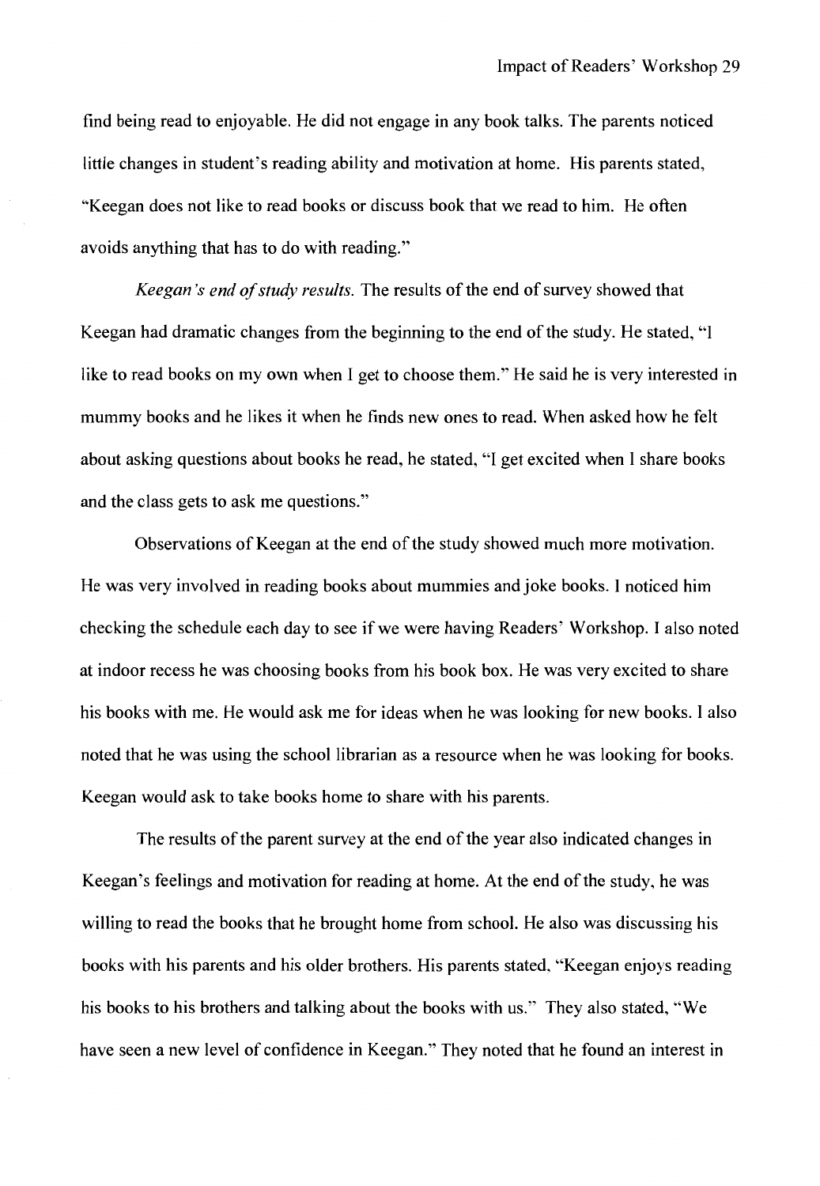find being read to enjoyable. He did not engage in any book talks. The parents noticed little changes in student's reading ability and motivation at home. His parents stated, "Keegan does not like to read books or discuss book that we read to him. He often avoids anything that has to do with reading."

*Keegan's end of study results.* The results of the end of survey showed that Keegan had dramatic changes from the beginning to the end of the study. He stated, "I like to read books on my own when I get to choose them." He said he is very interested in mummy books and he likes it when he finds new ones to read. When asked how he felt about asking questions about books he read, he stated, "I get excited when I share books and the class gets to ask me questions."

Observations of Keegan at the end of the study showed much more motivation. He was very involved in reading books about mummies and joke books. I noticed him checking the schedule each day to see if we were having Readers' Workshop. I also noted at indoor recess he was choosing books from his book box. He was very excited to share his books with me. He would ask me for ideas when he was looking for new books. I also noted that he was using the school librarian as a resource when he was looking for books. Keegan would ask to take books home to share with his parents.

The results of the parent survey at the end of the year also indicated changes in Keegan's feelings and motivation for reading at home. At the end of the study, he was willing to read the books that he brought home from school. He also was discussing his books with his parents and his older brothers. His parents stated, "Keegan enjoys reading his books to his brothers and talking about the books with us." They also stated, "We have seen a new level of confidence in Keegan." They noted that he found an interest in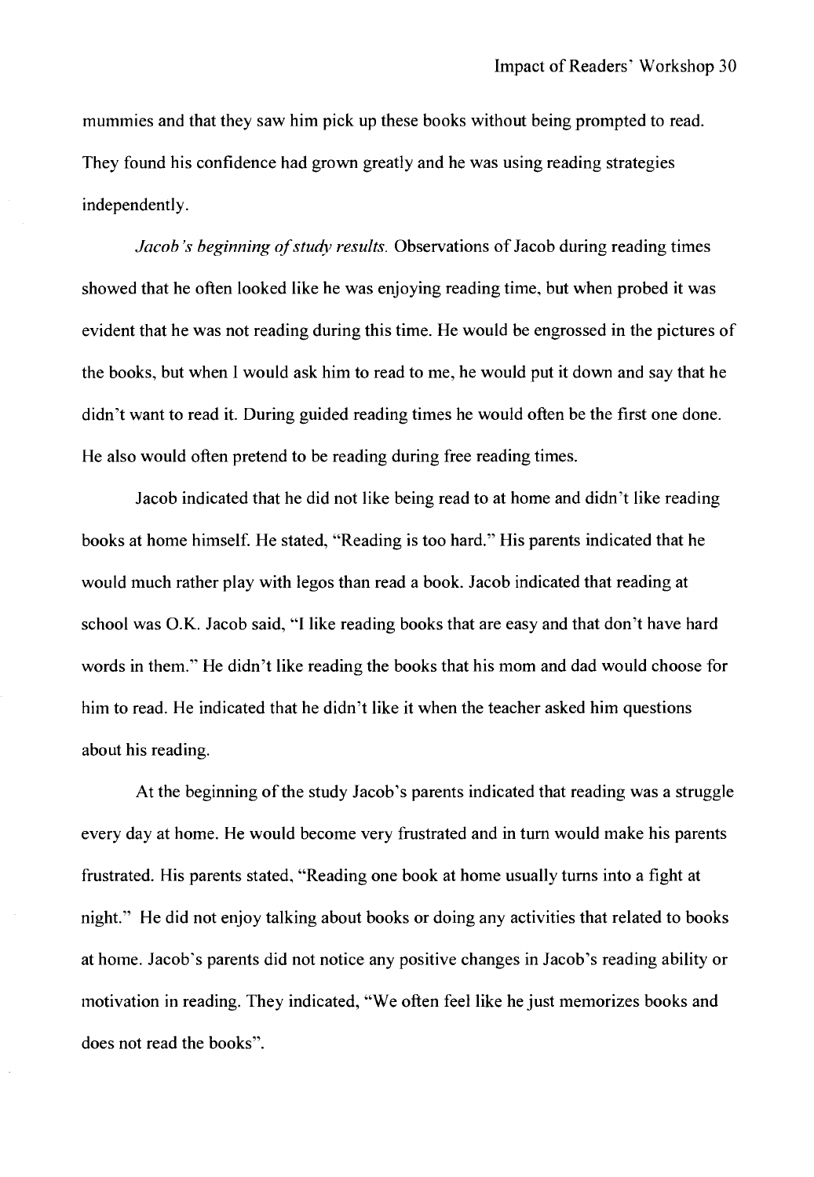mummies and that they saw him pick up these books without being prompted to read. They found his confidence had grown greatly and he was using reading strategies independently.

*Jacob's beginning of study results.* Observations of Jacob during reading times showed that he often looked like he was enjoying reading time, but when probed it was evident that he was not reading during this time. He would be engrossed in the pictures of the books, but when I would ask him to read to me, he would put it down and say that he didn't want to read it. During guided reading times he would often be the first one done. He also would often pretend to be reading during free reading times.

Jacob indicated that he did not like being read to at home and didn't like reading books at home himself. He stated, "Reading is too hard." His parents indicated that he would much rather play with legos than read a book. Jacob indicated that reading at school was O.K. Jacob said, "I like reading books that are easy and that don't have hard words in them." He didn't like reading the books that his mom and dad would choose for him to read. He indicated that he didn't like it when the teacher asked him questions about his reading.

At the beginning of the study Jacob's parents indicated that reading was a struggle every day at home. He would become very frustrated and in turn would make his parents frustrated. His parents stated, "Reading one book at home usually turns into a fight at night." He did not enjoy talking about books or doing any activities that related to books at home. Jacob's parents did not notice any positive changes in Jacob's reading ability or motivation in reading. They indicated, "We often feel like he just memorizes books and does not read the books".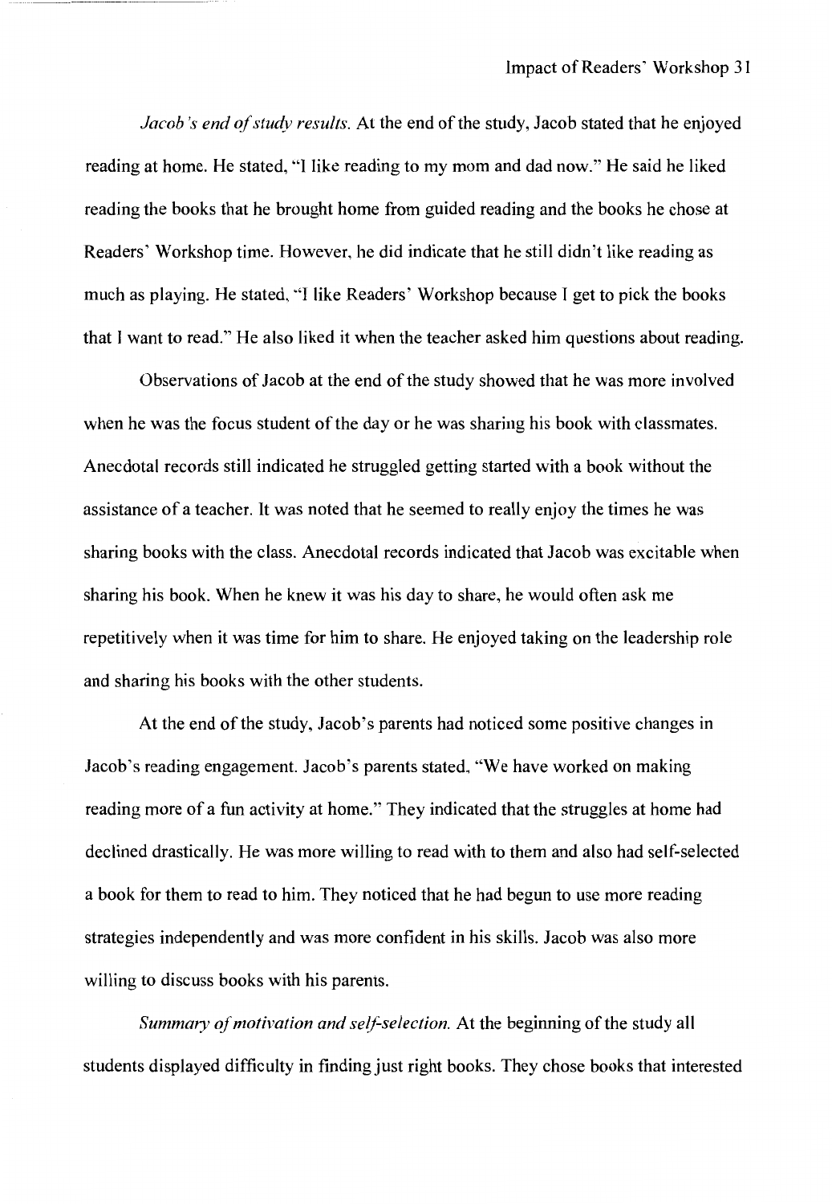*Jacob's end of study results.* At the end of the study, Jacob stated that he enjoyed reading at home. He stated, "I like reading to my mom and dad now." He said he liked reading the books that he brought home from guided reading and the books he chose at Readers' Workshop time. However, he did indicate that he still didn't like reading as much as playing. He stated, "I like Readers' Workshop because I get to pick the books that I want to read." He also liked it when the teacher asked him questions about reading.

Observations of Jacob at the end of the study showed that he was more involved when he was the focus student of the day or he was sharing his book with classmates. Anecdotal records still indicated he struggled getting started with a book without the assistance of a teacher. It was noted that he seemed to really enjoy the times he was sharing books with the class. Anecdotal records indicated that Jacob was excitable when sharing his book. When he knew it was his day to share, he would often ask me repetitively when it was time for him to share. He enjoyed taking on the leadership role and sharing his books with the other students.

At the end of the study, Jacob's parents had noticed some positive changes in Jacob's reading engagement. Jacob's parents stated, "We have worked on making reading more of a fun activity at home." They indicated that the struggles at home had declined drastically. He was more willing to read with to them and also had self-selected a book for them to read to him. They noticed that he had begun to use more reading strategies independently and was more confident in his skills. Jacob was also more willing to discuss books with his parents.

*Summary of motivation and self-selection.* At the beginning of the study all students displayed difficulty in finding just right books. They chose books that interested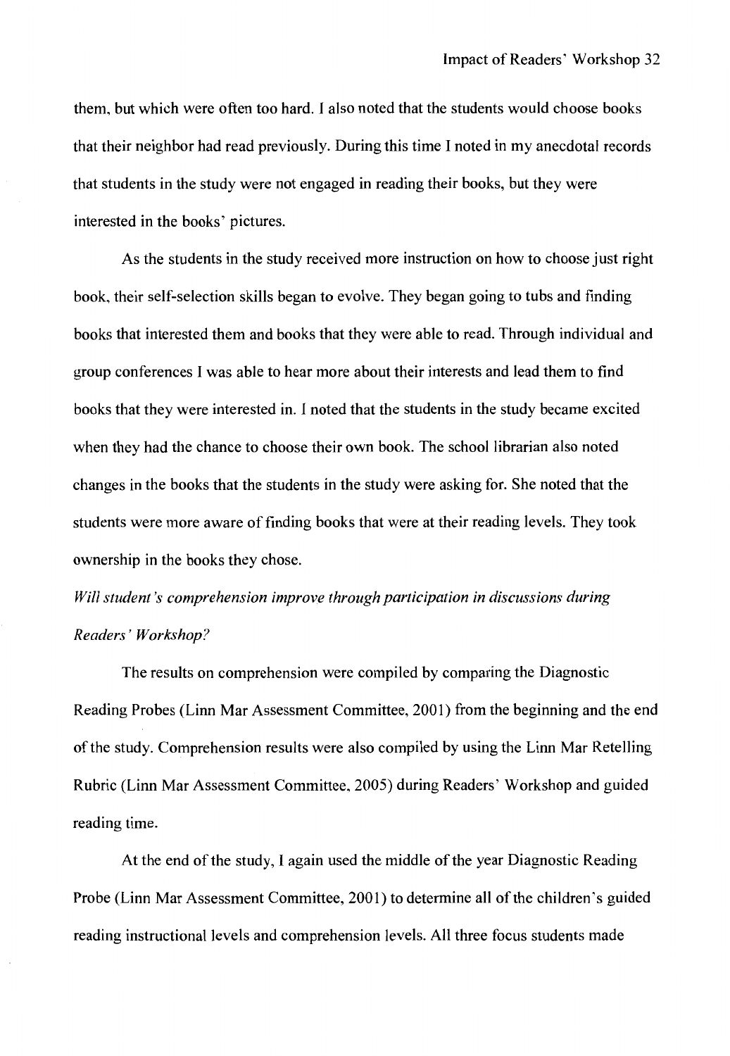them, but which were often too hard. I also noted that the students would choose books that their neighbor had read previously. During this time I noted in my anecdotal records that students in the study were not engaged in reading their books, but they were interested in the books' pictures.

As the students in the study received more instruction on how to choose just right book, their self-selection skills began to evolve. They began going to tubs and finding books that interested them and books that they were able to read. Through individual and group conferences I was able to hear more about their interests and lead them to find books that they were interested in. I noted that the students in the study became excited when they had the chance to choose their own book. The school librarian also noted changes in the books that the students in the study were asking for. She noted that the students were more aware of finding books that were at their reading levels. They took ownership in the books they chose.

*Will student's comprehension improve through participation in discussions during Readers' Workshop?*

The results on comprehension were compiled by comparing the Diagnostic Reading Probes (Linn Mar Assessment Committee, 2001) from the beginning and the end of the study. Comprehension results were also compiled by using the Linn Mar Retelling Rubric (Linn Mar Assessment Committee, 2005) during Readers' Workshop and guided reading time.

At the end of the study, I again used the middle of the year Diagnostic Reading Probe (Linn Mar Assessment Committee, 2001) to determine all of the children's guided reading instructional levels and comprehension levels. All three focus students made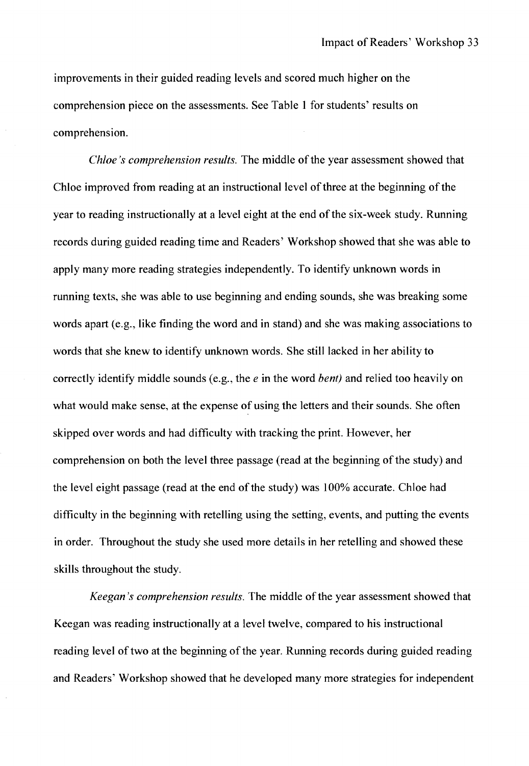improvements in their guided reading levels and scored much higher on the comprehension piece on the assessments. See Table 1 for students' results on comprehension.

*Chloe's comprehension results.* The middle of the year assessment showed that Chloe improved from reading at an instructional level of three at the beginning of the year to reading instructionally at a level eight at the end of the six-week study. Running records during guided reading time and Readers' Workshop showed that she was able to apply many more reading strategies independently. To identify unknown words in running texts, she was able to use beginning and ending sounds, she was breaking some words apart (e.g., like finding the word and in stand) and she was making associations to words that she knew to identify unknown words. She still lacked in her ability to correctly identify middle sounds (e.g., the *e* in the word *bent)* and relied too heavily on what would make sense, at the expense of using the letters and their sounds. She often skipped over words and had difficulty with tracking the print. However, her comprehension on both the level three passage (read at the beginning of the study) and the level eight passage (read at the end of the study) was 100% accurate. Chloe had difficulty in the beginning with retelling using the setting, events, and putting the events in order. Throughout the study she used more details in her retelling and showed these skills throughout the study.

*Keegan's comprehension results.* The middle of the year assessment showed that Keegan was reading instructionally at a level twelve, compared to his instructional reading level of two at the beginning of the year. Running records during guided reading and Readers' Workshop showed that he developed many more strategies for independent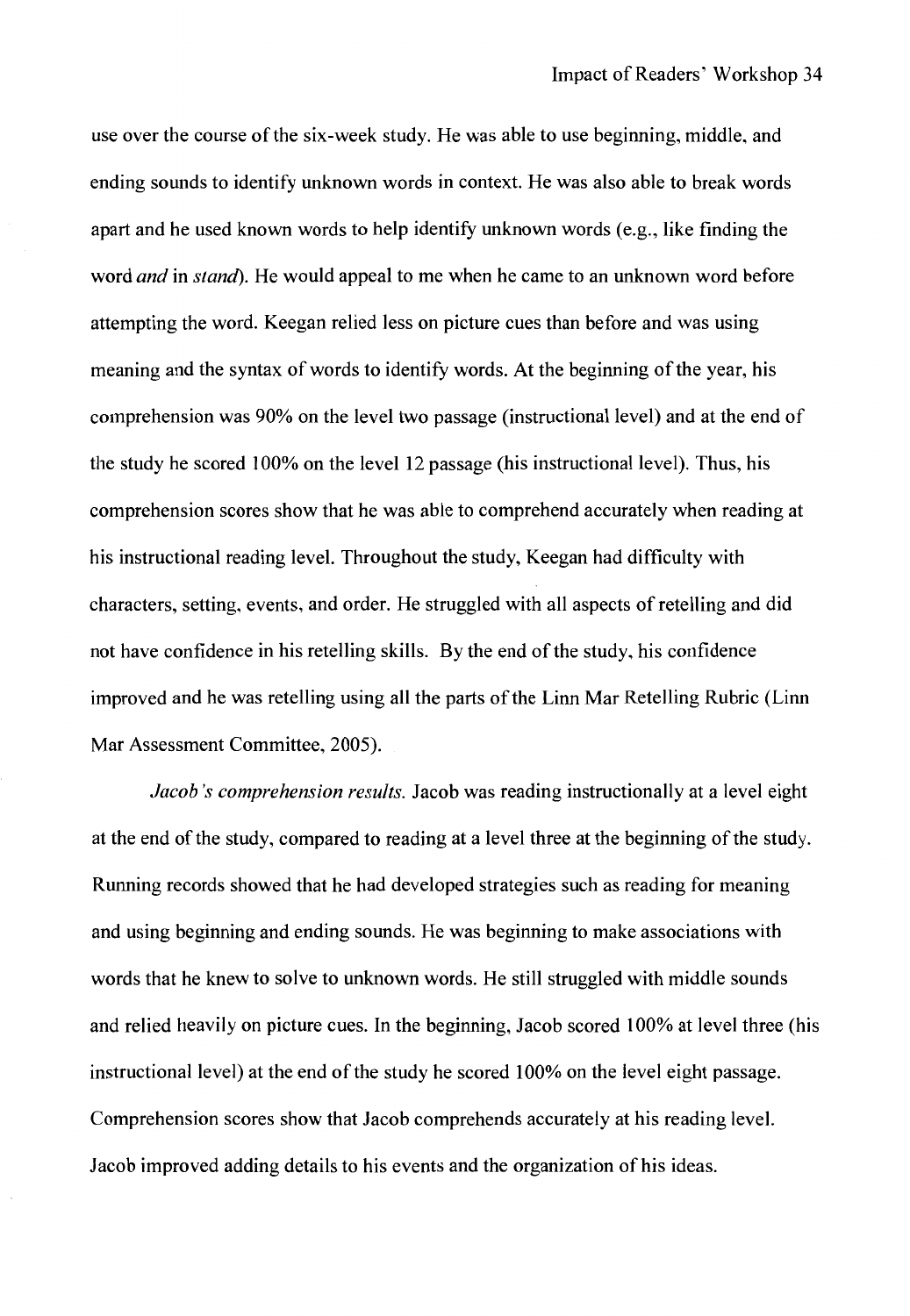use over the course of the six-week study. He was able to use beginning, middle, and ending sounds to identify unknown words in context. He was also able to break words apart and he used known words to help identify unknown words (e.g., like finding the word *and* in *stand*). He would appeal to me when he came to an unknown word before attempting the word. Keegan relied less on picture cues than before and was using meaning and the syntax of words to identify words. At the beginning of the year, his comprehension was 90% on the level two passage (instructional level) and at the end of the study he scored 100% on the level 12 passage (his instructional level). Thus, his comprehension scores show that he was able to comprehend accurately when reading at his instructional reading level. Throughout the study, Keegan had difficulty with characters, setting, events, and order. He struggled with all aspects of retelling and did not have confidence in his retelling skills. By the end of the study, his confidence improved and he was retelling using all the parts of the Linn Mar Retelling Rubric (Linn Mar Assessment Committee, 2005).

*Jacob's comprehension results.* Jacob was reading instructionally at a level eight at the end of the study, compared to reading at a level three at the beginning of the study. Running records showed that he had developed strategies such as reading for meaning and using beginning and ending sounds. He was beginning to make associations with words that he knew to solve to unknown words. He still struggled with middle sounds and relied heavily on picture cues. In the beginning, Jacob scored 100% at level three (his instructional level) at the end of the study he scored 100% on the level eight passage. Comprehension scores show that Jacob comprehends accurately at his reading level. Jacob improved adding details to his events and the organization of his ideas.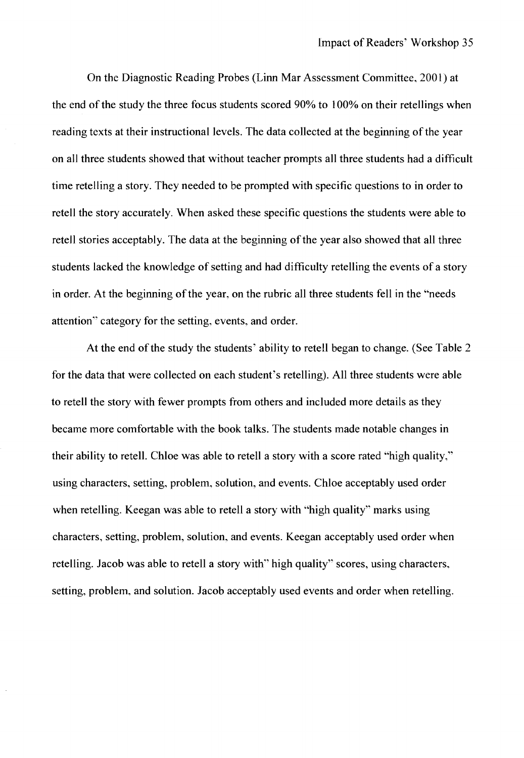On the Diagnostic Reading Probes (Linn Mar Assessment Committee, 2001) at the end of the study the three focus students scored 90% to 100% on their retellings when reading texts at their instructional levels. The data collected at the beginning of the year on all three students showed that without teacher prompts all three students had a difficult time retelling a story. They needed to be prompted with specific questions to in order to retell the story accurately. When asked these specific questions the students were able to retell stories acceptably. The data at the beginning of the year also showed that all three students lacked the knowledge of setting and had difficulty retelling the events of a story in order. At the beginning of the year, on the rubric all three students fell in the "needs attention" category for the setting, events, and order.

At the end of the study the students' ability to retell began to change. (See Table 2 for the data that were collected on each student's retelling). All three students were able to retell the story with fewer prompts from others and included more details as they became more comfortable with the book talks. The students made notable changes in their ability to retell. Chloe was able to retell a story with a score rated "high quality," using characters, setting, problem, solution, and events. Chloe acceptably used order when retelling. Keegan was able to retell a story with "high quality" marks using characters, setting, problem, solution, and events. Keegan acceptably used order when retelling. Jacob was able to retell a story with" high quality" scores, using characters, setting, problem, and solution. Jacob acceptably used events and order when retelling.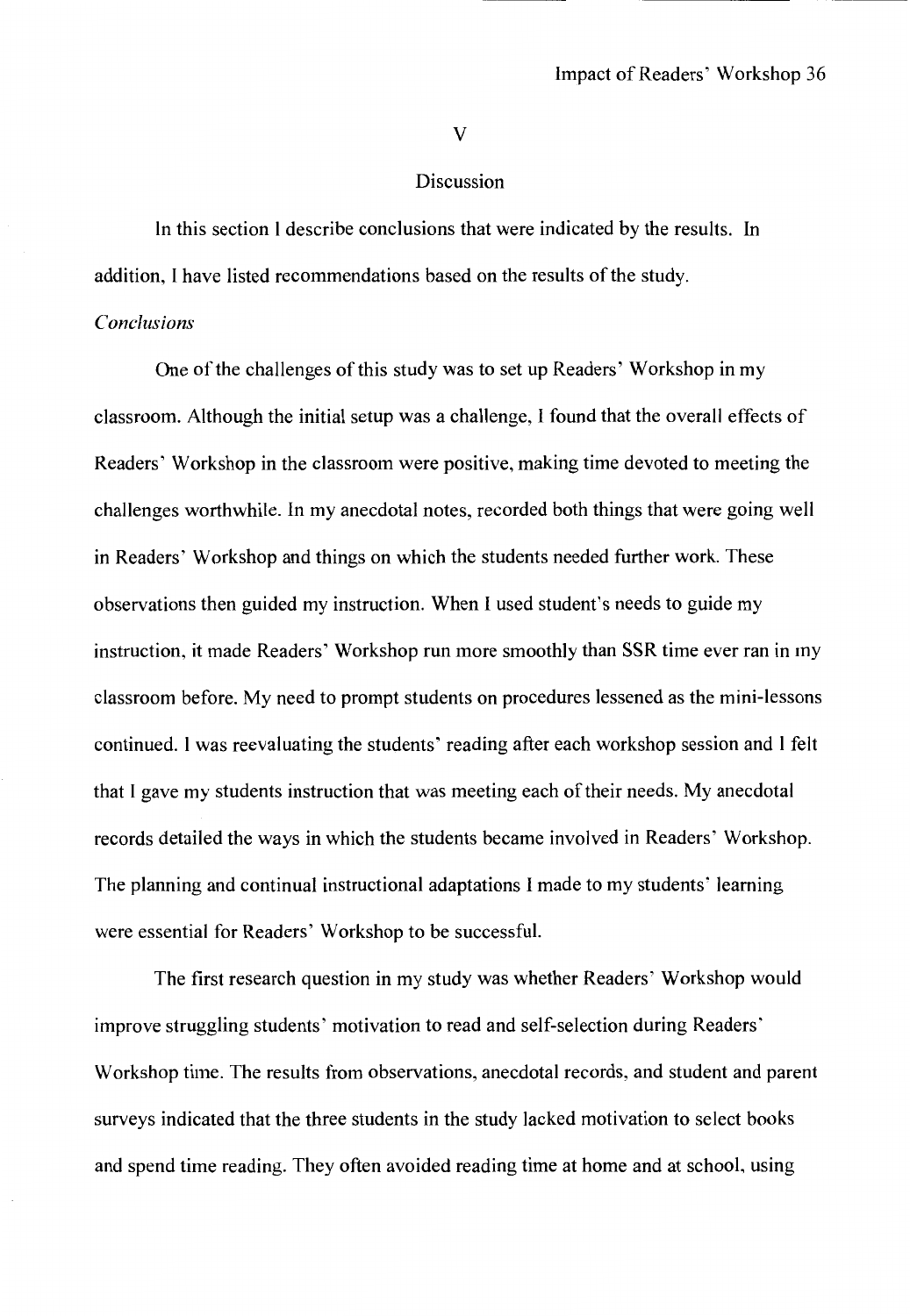## V

## Discussion

In this section I describe conclusions that were indicated by the results. In addition, I have listed recommendations based on the results of the study.

### *Conclusions*

One of the challenges of this study was to set up Readers' Workshop in my classroom. Although the initial setup was a challenge, I found that the overall effects of Readers' Workshop in the classroom were positive, making time devoted to meeting the challenges worthwhile. In my anecdotal notes, recorded both things that were going well in Readers' Workshop and things on which the students needed further work. These observations then guided my instruction. When I used student's needs to guide my instruction, it made Readers' Workshop run more smoothly than SSR time ever ran in my classroom before. My need to prompt students on procedures lessened as the mini-lessons continued. I was reevaluating the students' reading after each workshop session and I felt that I gave my students instruction that was meeting each of their needs. My anecdotal records detailed the ways in which the students became involved in Readers' Workshop. The planning and continual instructional adaptations I made to my students' learning were essential for Readers' Workshop to be successful.

The first research question in my study was whether Readers' Workshop would improve struggling students' motivation to read and self-selection during Readers' Workshop time. The results from observations, anecdotal records, and student and parent surveys indicated that the three students in the study lacked motivation to select books and spend time reading. They often avoided reading time at home and at school, using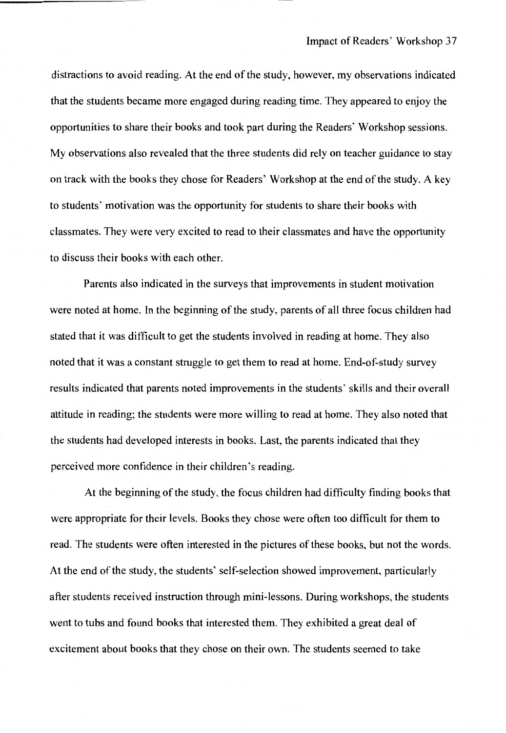distractions to avoid reading. At the end of the study, however, my observations indicated that the students became more engaged during reading time. They appeared to enjoy the opportunities to share their books and took part during the Readers' Workshop sessions. My observations also revealed that the three students did rely on teacher guidance to stay on track with the books they chose for Readers' Workshop at the end of the study. A key to students' motivation was the opportunity for students to share their books with classmates. They were very excited to read to their classmates and have the opportunity to discuss their books with each other.

Parents also indicated in the surveys that improvements in student motivation were noted at home. In the beginning of the study, parents of all three focus children had stated that it was difficult to get the students involved in reading at home. They also noted that it was a constant struggle to get them to read at home. End-of-study survey results indicated that parents noted improvements in the students' skills and their overall attitude in reading; the students were more willing to read at home. They also noted that the students had developed interests in books. Last, the parents indicated that they perceived more confidence in their children's reading.

At the beginning of the study, the focus children had difficulty finding books that were appropriate for their levels. Books they chose were often too difficult for them to read. The students were often interested in the pictures of these books, but not the words. At the end of the study, the students' self-selection showed improvement, particularly after students received instruction through mini-lessons. During workshops, the students went to tubs and found books that interested them. They exhibited a great deal of excitement about books that they chose on their own. The students seemed to take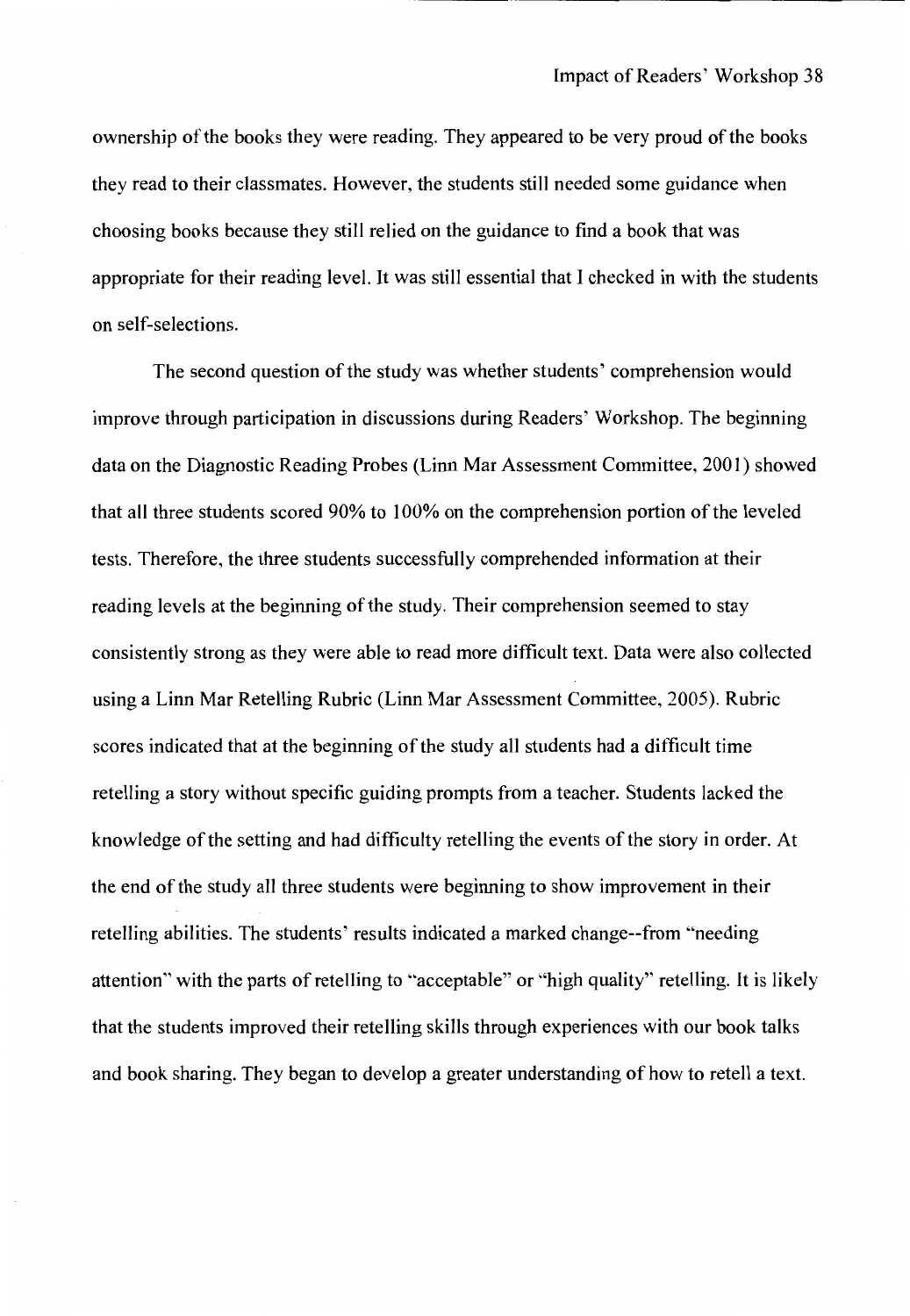ownership of the books they were reading. They appeared to be very proud of the books they read to their classmates. However, the students still needed some guidance when choosing books because they still relied on the guidance to find a book that was appropriate for their reading level. It was still essential that I checked in with the students on self-selections.

The second question of the study was whether students' comprehension would improve through participation in discussions during Readers' Workshop. The beginning data on the Diagnostic Reading Probes (Linn Mar Assessment Committee, 2001) showed that all three students scored 90% to 100% on the comprehension portion of the leveled tests. Therefore, the three students successfully comprehended information at their reading levels at the beginning of the study. Their comprehension seemed to stay consistently strong as they were able to read more difficult text. Data were also collected using a Linn Mar Retelling Rubric (Linn Mar Assessment Committee, 2005). Rubric scores indicated that at the beginning of the study all students had a difficult time retelling a story without specific guiding prompts from a teacher. Students lacked the knowledge of the setting and had difficulty retelling the events of the story in order. At the end of the study all three students were beginning to show improvement in their retelling abilities. The students' results indicated a marked change--from "needing attention" with the parts of retelling to "acceptable" or "high quality" retelling. It is likely that the students improved their retelling skills through experiences with our book talks and book sharing. They began to develop a greater understanding of how to retell a text.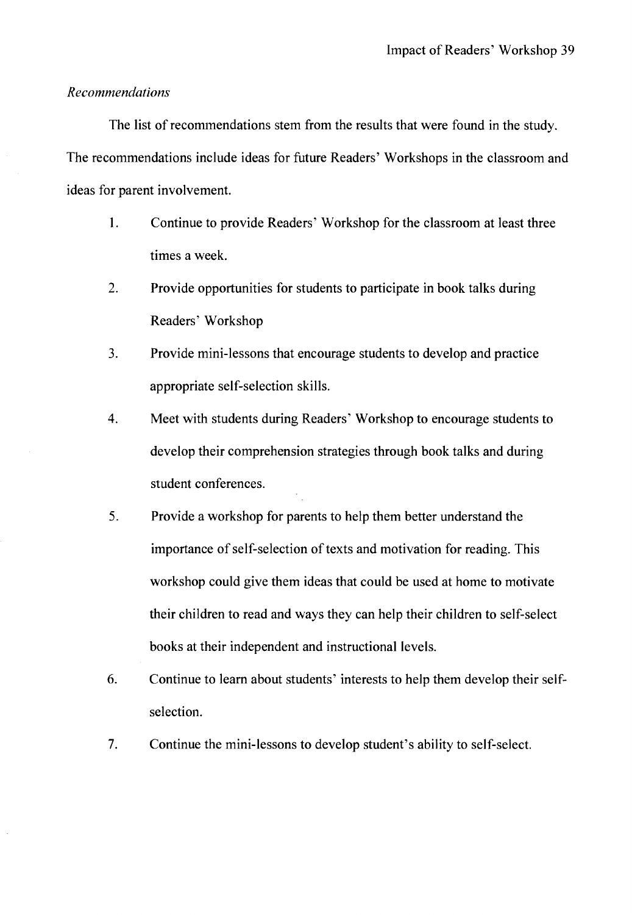*Recommendations*

The list of recommendations stem from the results that were found in the study. The recommendations include ideas for future Readers' Workshops in the classroom and ideas for parent involvement.

1. Continue to provide Readers' Workshop for the classroom at least three times a week.
2. Provide opportunities for students to participate in book talks during Readers' Workshop
3. Provide mini-lessons that encourage students to develop and practice appropriate self-selection skills.
4. Meet with students during Readers' Workshop to encourage students to develop their comprehension strategies through book talks and during student conferences.
5. Provide a workshop for parents to help them better understand the importance of self-selection of texts and motivation for reading. This workshop could give them ideas that could be used at home to motivate their children to read and ways they can help their children to self-select books at their independent and instructional levels.
6. Continue to learn about students' interests to help them develop their self-selection.
7. Continue the mini-lessons to develop student's ability to self-select.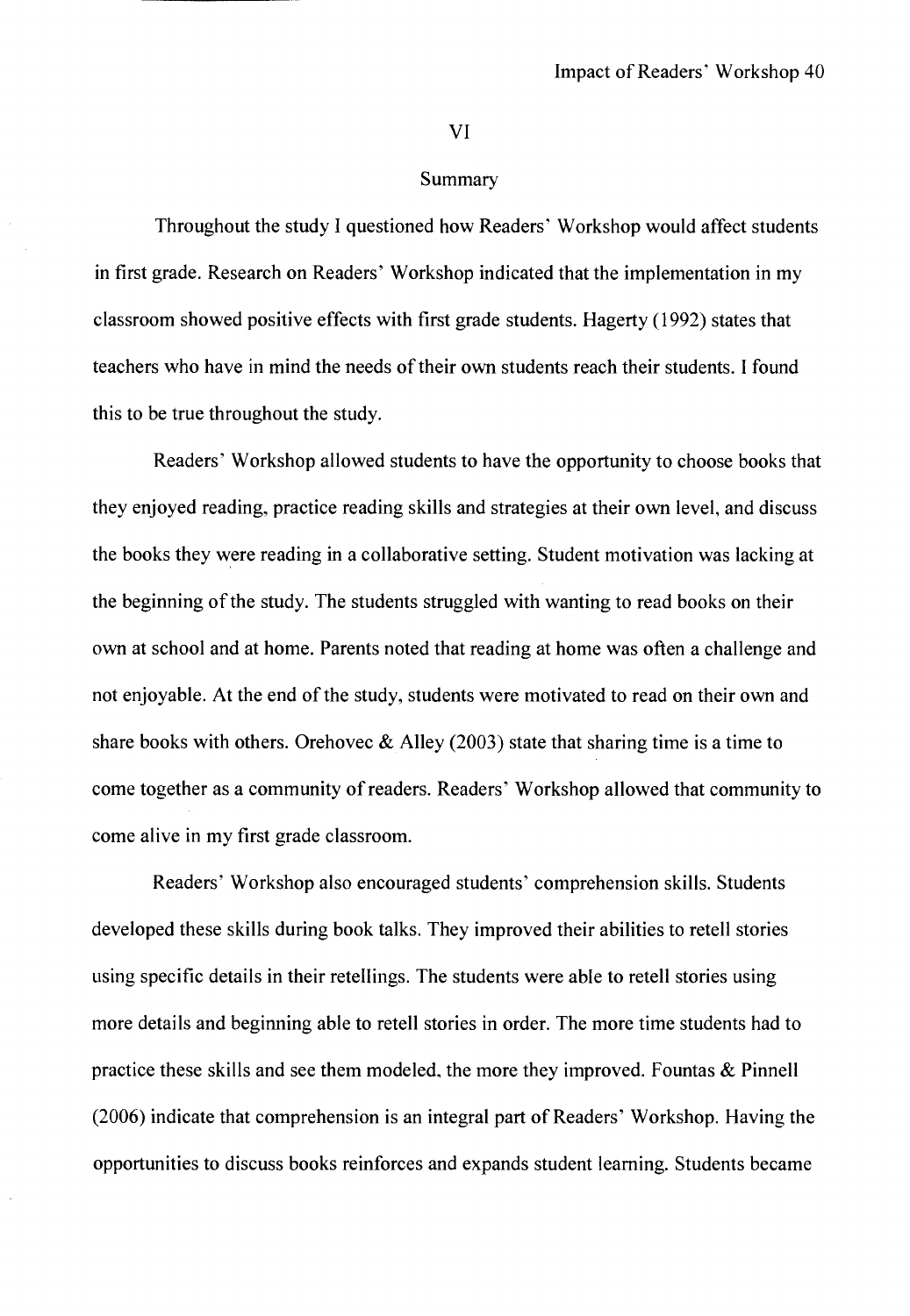# VI

## Summary

Throughout the study I questioned how Readers' Workshop would affect students in first grade. Research on Readers' Workshop indicated that the implementation in my classroom showed positive effects with first grade students. Hagerty (1992) states that teachers who have in mind the needs of their own students reach their students. I found this to be true throughout the study.

Readers' Workshop allowed students to have the opportunity to choose books that they enjoyed reading, practice reading skills and strategies at their own level, and discuss the books they were reading in a collaborative setting. Student motivation was lacking at the beginning of the study. The students struggled with wanting to read books on their own at school and at home. Parents noted that reading at home was often a challenge and not enjoyable. At the end of the study, students were motivated to read on their own and share books with others. Orehovec & Alley (2003) state that sharing time is a time to come together as a community of readers. Readers' Workshop allowed that community to come alive in my first grade classroom.

Readers' Workshop also encouraged students' comprehension skills. Students developed these skills during book talks. They improved their abilities to retell stories using specific details in their retellings. The students were able to retell stories using more details and beginning able to retell stories in order. The more time students had to practice these skills and see them modeled, the more they improved. Fountas & Pinnell (2006) indicate that comprehension is an integral part of Readers' Workshop. Having the opportunities to discuss books reinforces and expands student learning. Students became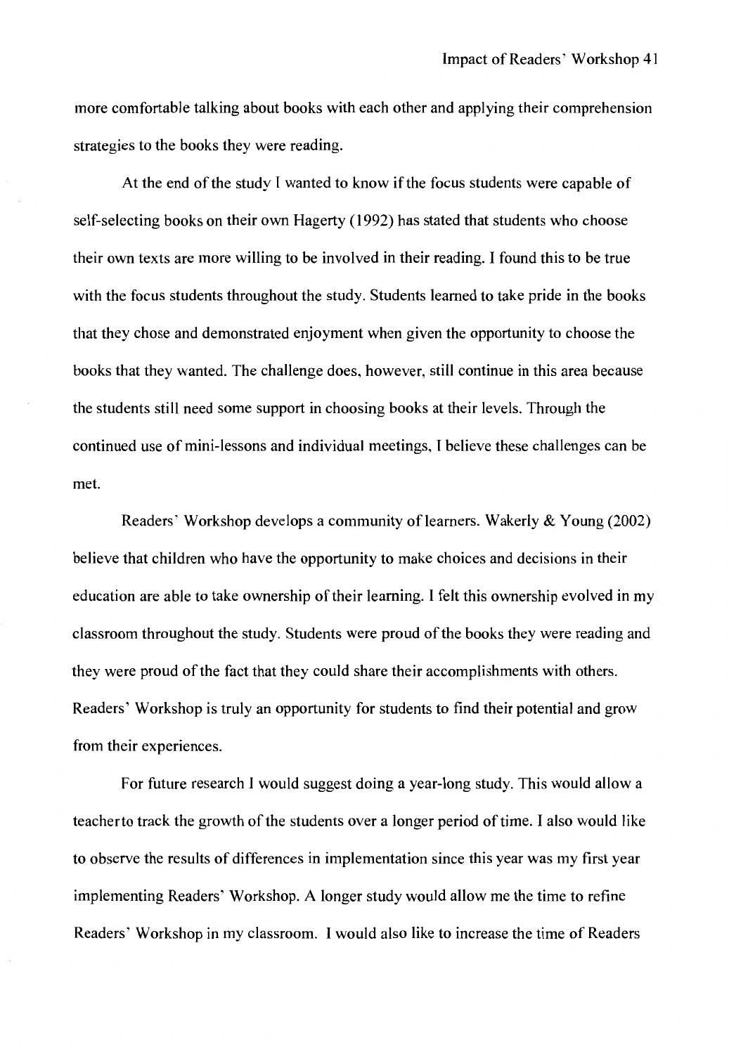more comfortable talking about books with each other and applying their comprehension strategies to the books they were reading.

At the end of the study I wanted to know if the focus students were capable of self-selecting books on their own Hagerty (1992) has stated that students who choose their own texts are more willing to be involved in their reading. I found this to be true with the focus students throughout the study. Students learned to take pride in the books that they chose and demonstrated enjoyment when given the opportunity to choose the books that they wanted. The challenge does, however, still continue in this area because the students still need some support in choosing books at their levels. Through the continued use of mini-lessons and individual meetings, I believe these challenges can be met.

Readers' Workshop develops a community of learners. Wakerly & Young (2002) believe that children who have the opportunity to make choices and decisions in their education are able to take ownership of their learning. I felt this ownership evolved in my classroom throughout the study. Students were proud of the books they were reading and they were proud of the fact that they could share their accomplishments with others. Readers' Workshop is truly an opportunity for students to find their potential and grow from their experiences.

For future research I would suggest doing a year-long study. This would allow a teacherto track the growth of the students over a longer period of time. I also would like to observe the results of differences in implementation since this year was my first year implementing Readers' Workshop. A longer study would allow me the time to refine Readers' Workshop in my classroom. I would also like to increase the time of Readers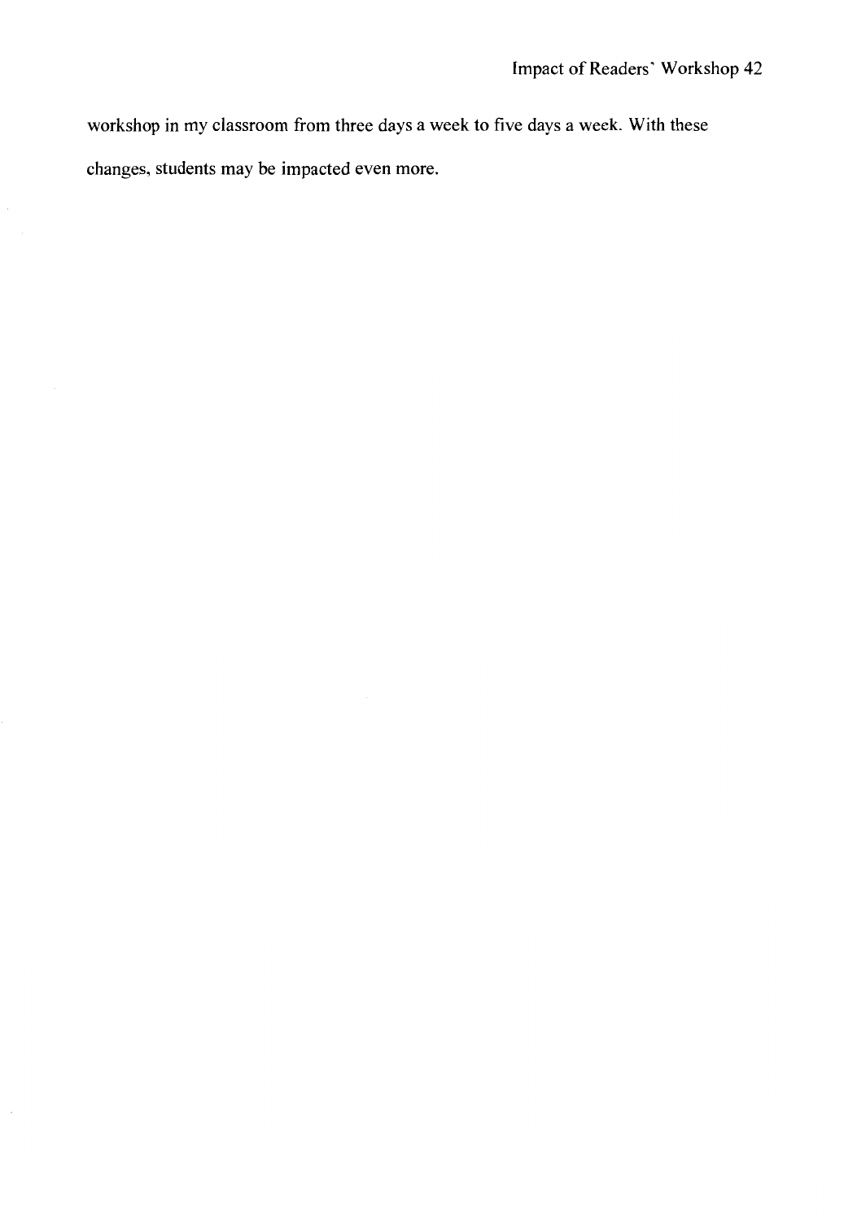workshop in my classroom from three days a week to five days a week. With these changes, students may be impacted even more.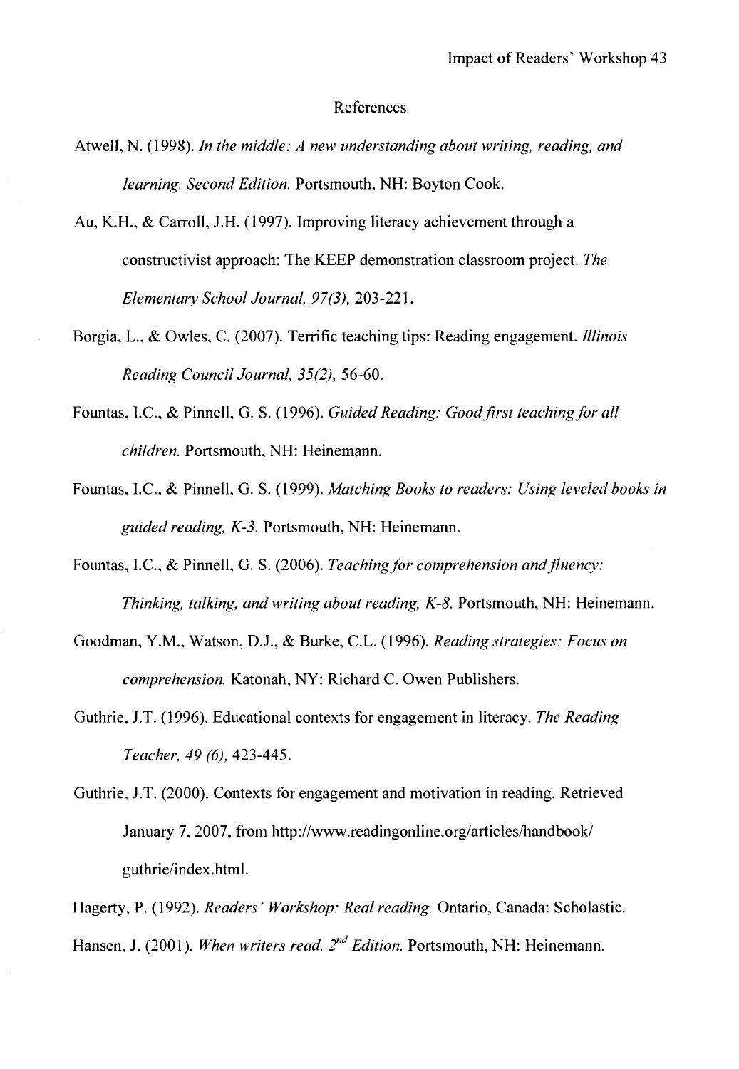# References

Atwell, N. (1998). *In the middle: A new understanding about writing, reading, and learning. Second Edition.* Portsmouth, NH: Boyton Cook.

Au, K.H., & Carroll, J.H. (1997). Improving literacy achievement through a constructivist approach: The KEEP demonstration classroom project. *The Elementary School Journal, 97(3),* 203-221.

Borgia, L., & Owles, C. (2007). Terrific teaching tips: Reading engagement. *Illinois Reading Council Journal, 35(2),* 56-60.

Fountas, I.C., & Pinnell, G. S. (1996). *Guided Reading: Good first teaching for all children.* Portsmouth, NH: Heinemann.

Fountas, I.C., & Pinnell, G. S. (1999). *Matching Books to readers: Using leveled books in guided reading, K-3.* Portsmouth, NH: Heinemann.

Fountas, I.C., & Pinnell, G. S. (2006). *Teaching for comprehension and fluency: Thinking, talking, and writing about reading, K-8.* Portsmouth, NH: Heinemann.

Goodman, Y.M., Watson, D.J., & Burke, C.L. (1996). *Reading strategies: Focus on comprehension.* Katonah, NY: Richard C. Owen Publishers.

Guthrie, J.T. (1996). Educational contexts for engagement in literacy. *The Reading Teacher, 49 (6),* 423-445.

Guthrie, J.T. (2000). Contexts for engagement and motivation in reading. Retrieved January 7, 2007, from http://www.readingonline.org/articles/handbook/guthrie/index.html.

Hagerty, P. (1992). *Readers' Workshop: Real reading.* Ontario, Canada: Scholastic.

Hansen, J. (2001). *When writers read. 2nd Edition.* Portsmouth, NH: Heinemann.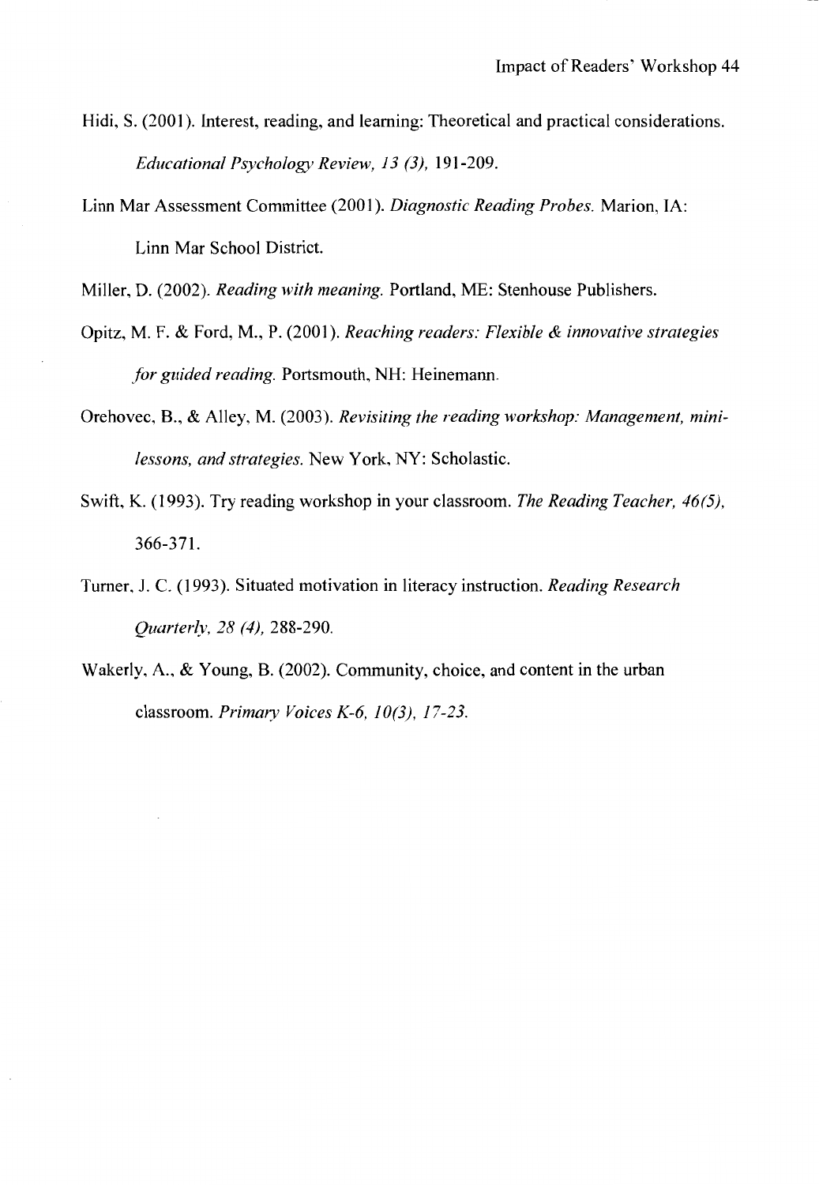Hidi, S. (2001). Interest, reading, and learning: Theoretical and practical considerations. *Educational Psychology Review, 13 (3),* 191-209.

Linn Mar Assessment Committee (2001). *Diagnostic Reading Probes.* Marion, IA: Linn Mar School District.

Miller, D. (2002). *Reading with meaning.* Portland, ME: Stenhouse Publishers.

Opitz, M. F. & Ford, M., P. (2001). *Reaching readers: Flexible & innovative strategies for guided reading.* Portsmouth, NH: Heinemann.

Orehovec, B., & Alley, M. (2003). *Revisiting the reading workshop: Management, mini-lessons, and strategies.* New York, NY: Scholastic.

Swift, K. (1993). Try reading workshop in your classroom. *The Reading Teacher, 46(5),* 366-371.

Turner, J. C. (1993). Situated motivation in literacy instruction. *Reading Research Quarterly, 28 (4),* 288-290.

Wakerly, A., & Young, B. (2002). Community, choice, and content in the urban classroom. *Primary Voices K-6, 10(3), 17-23.*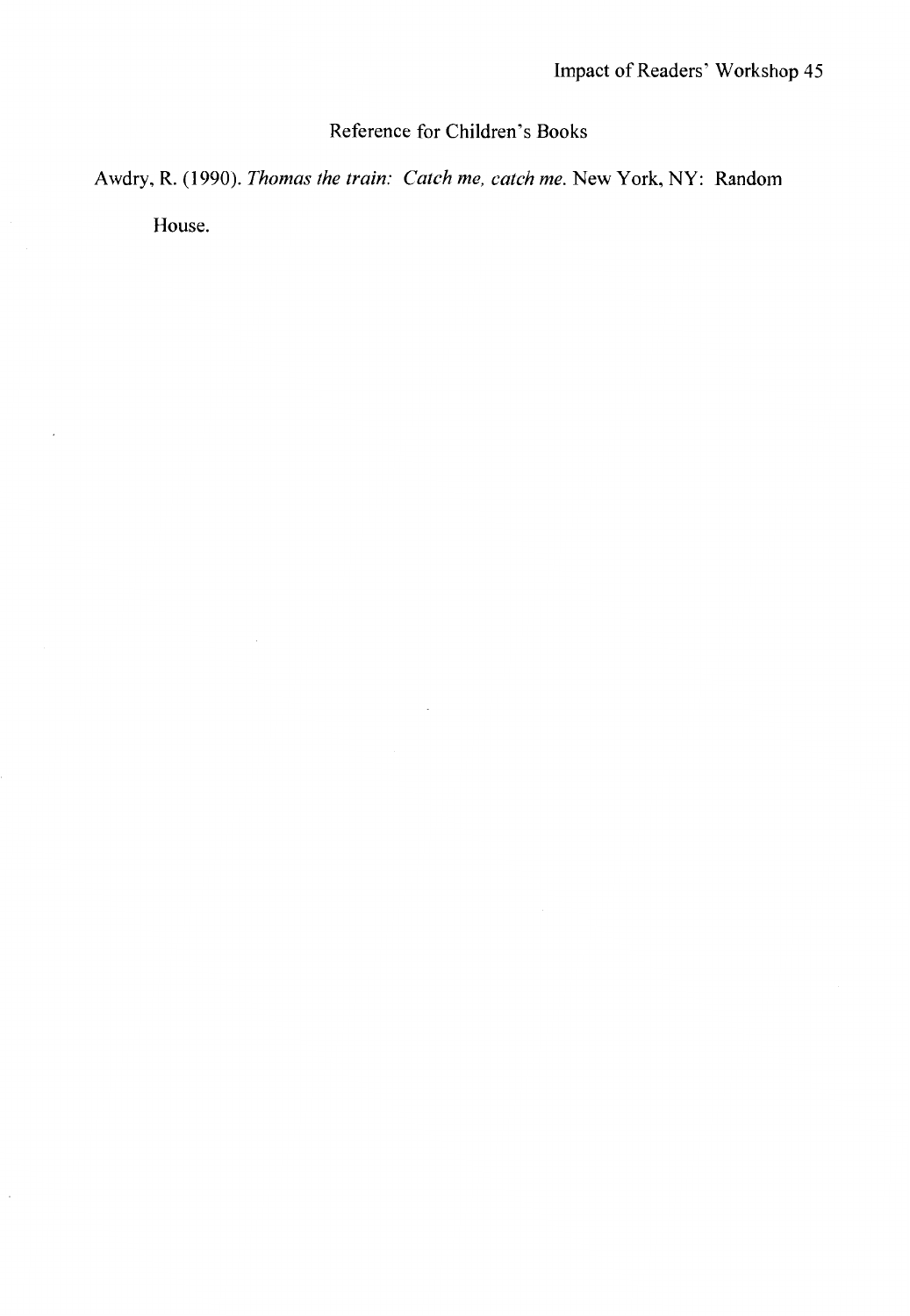## Reference for Children's Books

Awdry, R. (1990). *Thomas the train: Catch me, catch me.* New York, NY: Random House.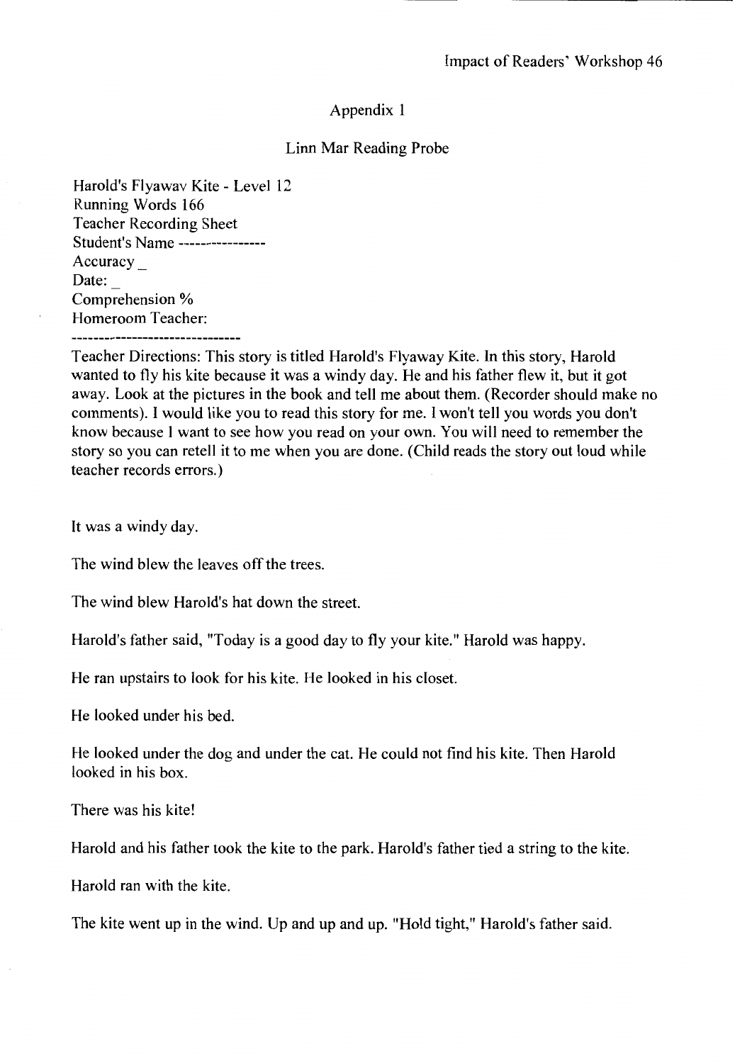## Appendix 1

### Linn Mar Reading Probe

Harold's Flyawav Kite - Level 12
Running Words 166
Teacher Recording Sheet
Student's Name ----------------
Accuracy _
Date: _
Comprehension %
Homeroom Teacher:
--------------------------------

Teacher Directions: This story is titled Harold's Flyaway Kite. In this story, Harold wanted to fly his kite because it was a windy day. He and his father flew it, but it got away. Look at the pictures in the book and tell me about them. (Recorder should make no comments). I would like you to read this story for me. I won't tell you words you don't know because I want to see how you read on your own. You will need to remember the story so you can retell it to me when you are done. (Child reads the story out loud while teacher records errors.)

It was a windy day.

The wind blew the leaves off the trees.

The wind blew Harold's hat down the street.

Harold's father said, "Today is a good day to fly your kite." Harold was happy.

He ran upstairs to look for his kite. He looked in his closet.

He looked under his bed.

He looked under the dog and under the cat. He could not find his kite. Then Harold looked in his box.

There was his kite!

Harold and his father took the kite to the park. Harold's father tied a string to the kite.

Harold ran with the kite.

The kite went up in the wind. Up and up and up. "Hold tight," Harold's father said.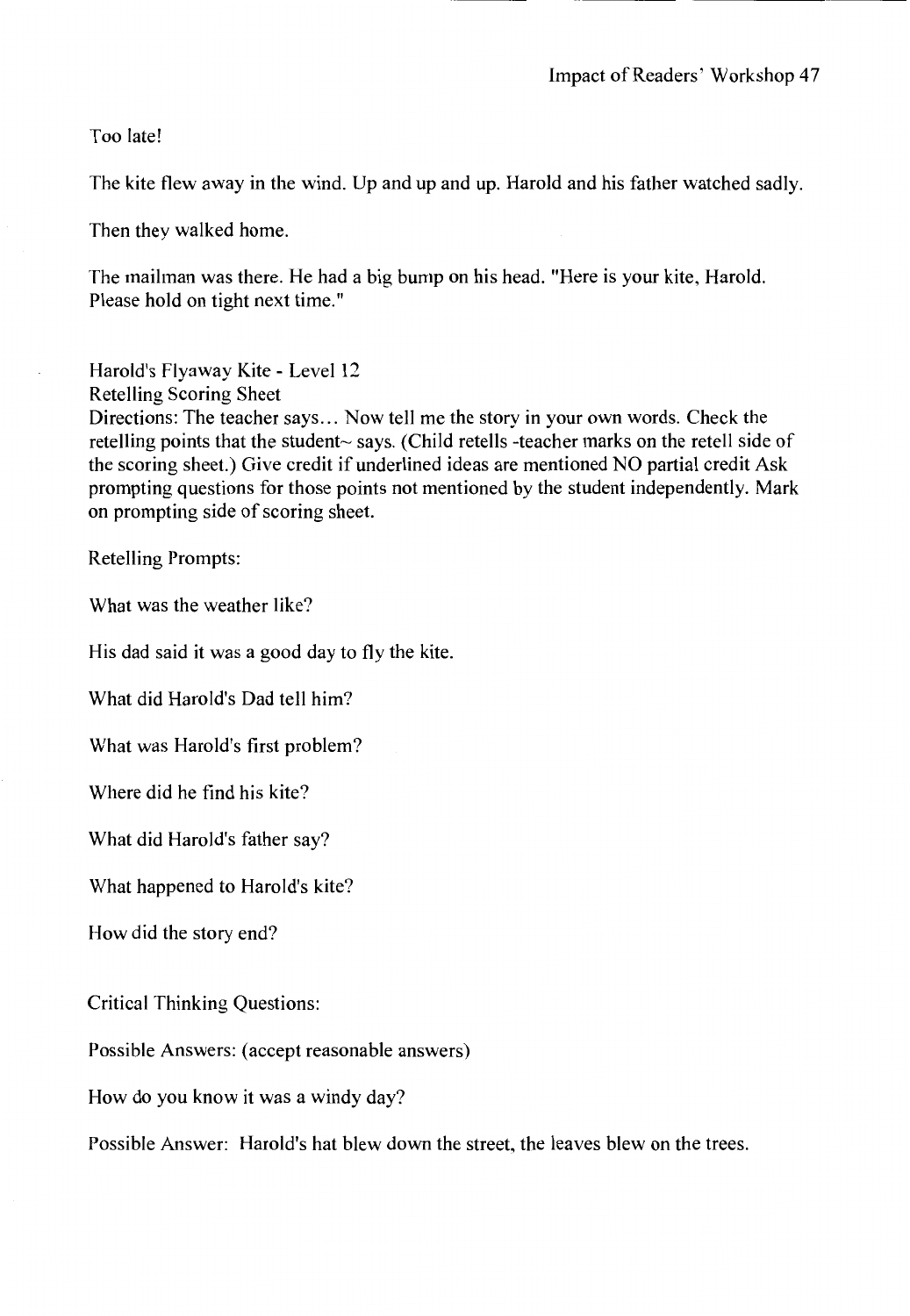Too late!

The kite flew away in the wind. Up and up and up. Harold and his father watched sadly.

Then they walked home.

The mailman was there. He had a big bump on his head. "Here is your kite, Harold. Please hold on tight next time."

Harold's Flyaway Kite - Level 12
Retelling Scoring Sheet
Directions: The teacher says… Now tell me the story in your own words. Check the retelling points that the student~ says. (Child retells -teacher marks on the retell side of the scoring sheet.) Give credit if underlined ideas are mentioned NO partial credit Ask prompting questions for those points not mentioned by the student independently. Mark on prompting side of scoring sheet.

Retelling Prompts:

What was the weather like?

His dad said it was a good day to fly the kite.

What did Harold's Dad tell him?

What was Harold's first problem?

Where did he find his kite?

What did Harold's father say?

What happened to Harold's kite?

How did the story end?

Critical Thinking Questions:

Possible Answers: (accept reasonable answers)

How do you know it was a windy day?

Possible Answer: Harold's hat blew down the street, the leaves blew on the trees.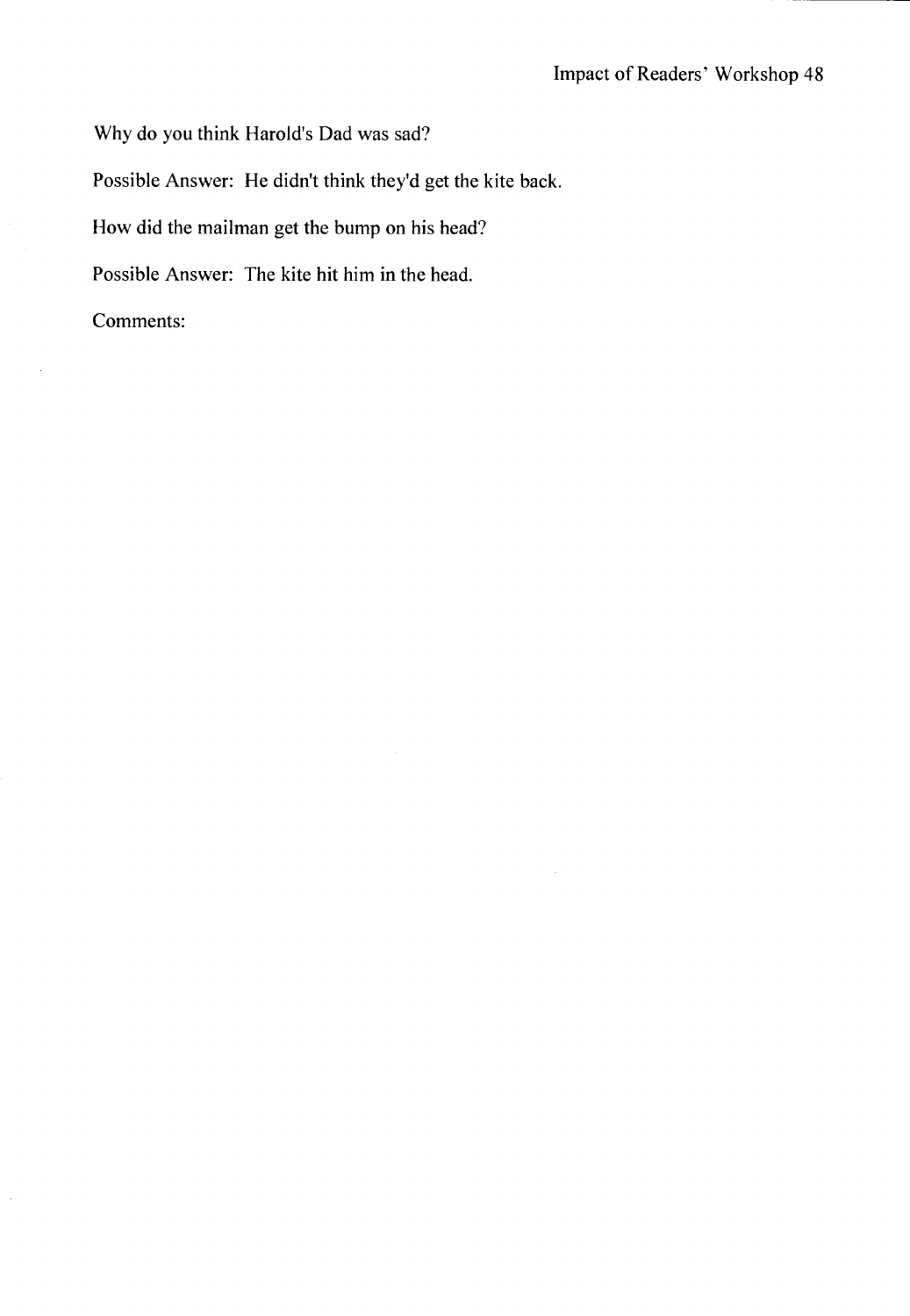Why do you think Harold's Dad was sad?

Possible Answer: He didn't think they'd get the kite back.

How did the mailman get the bump on his head?

Possible Answer: The kite hit him in the head.

Comments: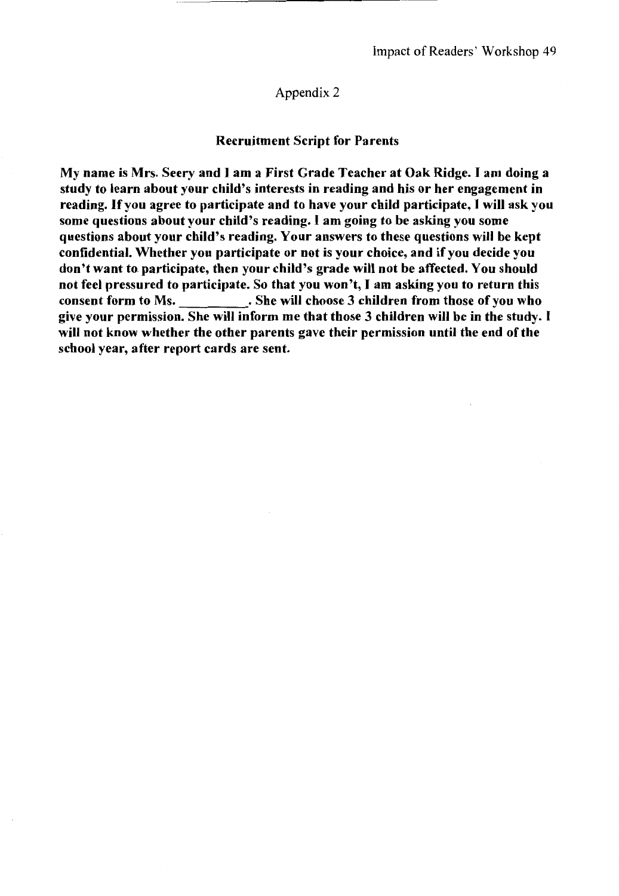## Appendix 2

### Recruitment Script for Parents

**My name is Mrs. Seery and I am a First Grade Teacher at Oak Ridge. I am doing a study to learn about your child's interests in reading and his or her engagement in reading. If you agree to participate and to have your child participate, I will ask you some questions about your child's reading. I am going to be asking you some questions about your child's reading. Your answers to these questions will be kept confidential. Whether you participate or not is your choice, and if you decide you don't want to participate, then your child's grade will not be affected. You should not feel pressured to participate. So that you won't, I am asking you to return this consent form to Ms. _________. She will choose 3 children from those of you who give your permission. She will inform me that those 3 children will be in the study. I will not know whether the other parents gave their permission until the end of the school year, after report cards are sent.**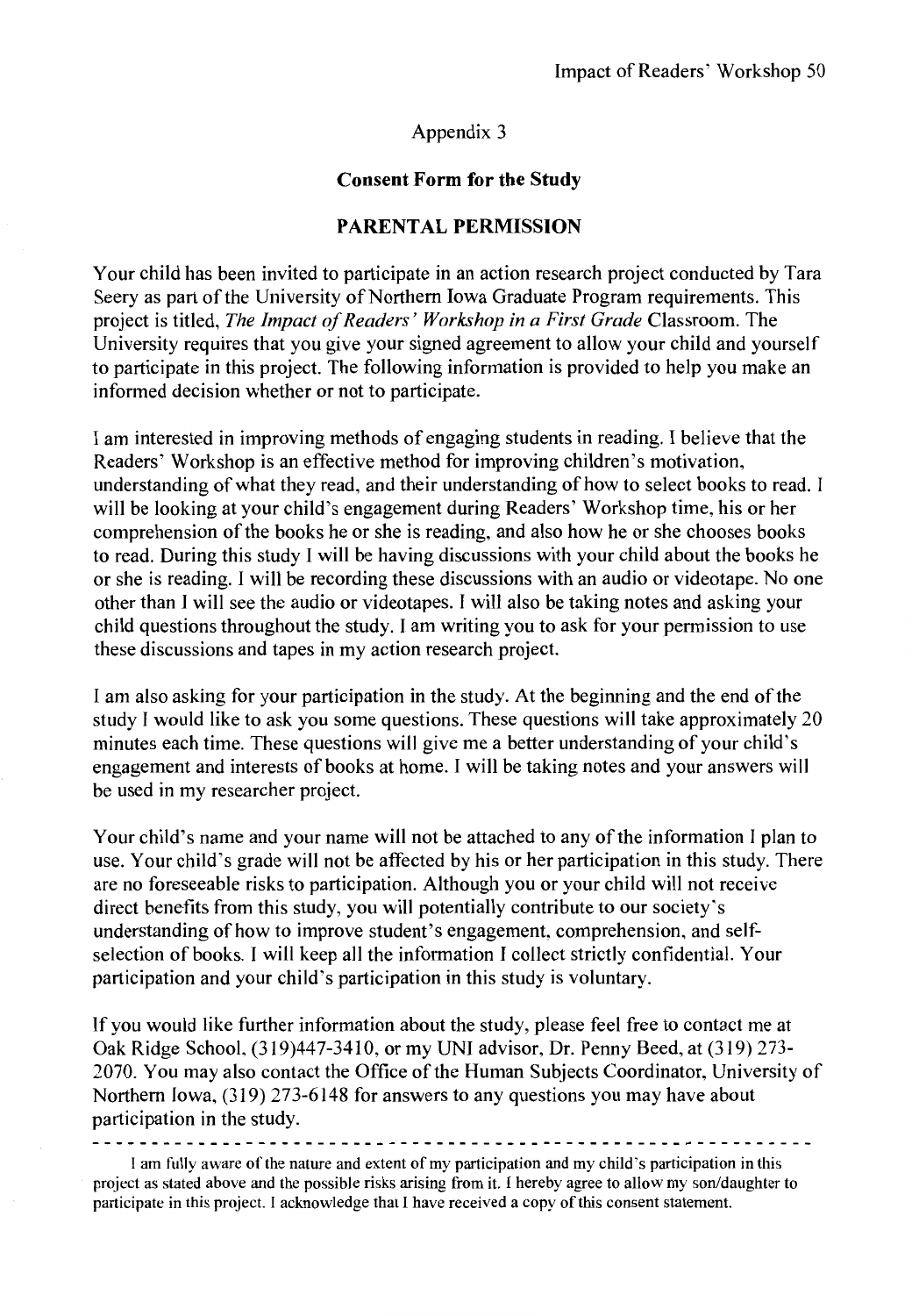## Appendix 3

### Consent Form for the Study

### PARENTAL PERMISSION

Your child has been invited to participate in an action research project conducted by Tara Seery as part of the University of Northern Iowa Graduate Program requirements. This project is titled, *The Impact of Readers' Workshop in a First Grade* Classroom. The University requires that you give your signed agreement to allow your child and yourself to participate in this project. The following information is provided to help you make an informed decision whether or not to participate.

I am interested in improving methods of engaging students in reading. I believe that the Readers' Workshop is an effective method for improving children's motivation, understanding of what they read, and their understanding of how to select books to read. I will be looking at your child's engagement during Readers' Workshop time, his or her comprehension of the books he or she is reading, and also how he or she chooses books to read. During this study I will be having discussions with your child about the books he or she is reading. I will be recording these discussions with an audio or videotape. No one other than I will see the audio or videotapes. I will also be taking notes and asking your child questions throughout the study. I am writing you to ask for your permission to use these discussions and tapes in my action research project.

I am also asking for your participation in the study. At the beginning and the end of the study I would like to ask you some questions. These questions will take approximately 20 minutes each time. These questions will give me a better understanding of your child's engagement and interests of books at home. I will be taking notes and your answers will be used in my researcher project.

Your child's name and your name will not be attached to any of the information I plan to use. Your child's grade will not be affected by his or her participation in this study. There are no foreseeable risks to participation. Although you or your child will not receive direct benefits from this study, you will potentially contribute to our society's understanding of how to improve student's engagement, comprehension, and self-selection of books. I will keep all the information I collect strictly confidential. Your participation and your child's participation in this study is voluntary.

If you would like further information about the study, please feel free to contact me at Oak Ridge School, (319)447-3410, or my UNI advisor, Dr. Penny Beed, at (319) 273-2070. You may also contact the Office of the Human Subjects Coordinator, University of Northern Iowa, (319) 273-6148 for answers to any questions you may have about participation in the study.

---

I am fully aware of the nature and extent of my participation and my child's participation in this project as stated above and the possible risks arising from it. I hereby agree to allow my son/daughter to participate in this project. I acknowledge that I have received a copy of this consent statement.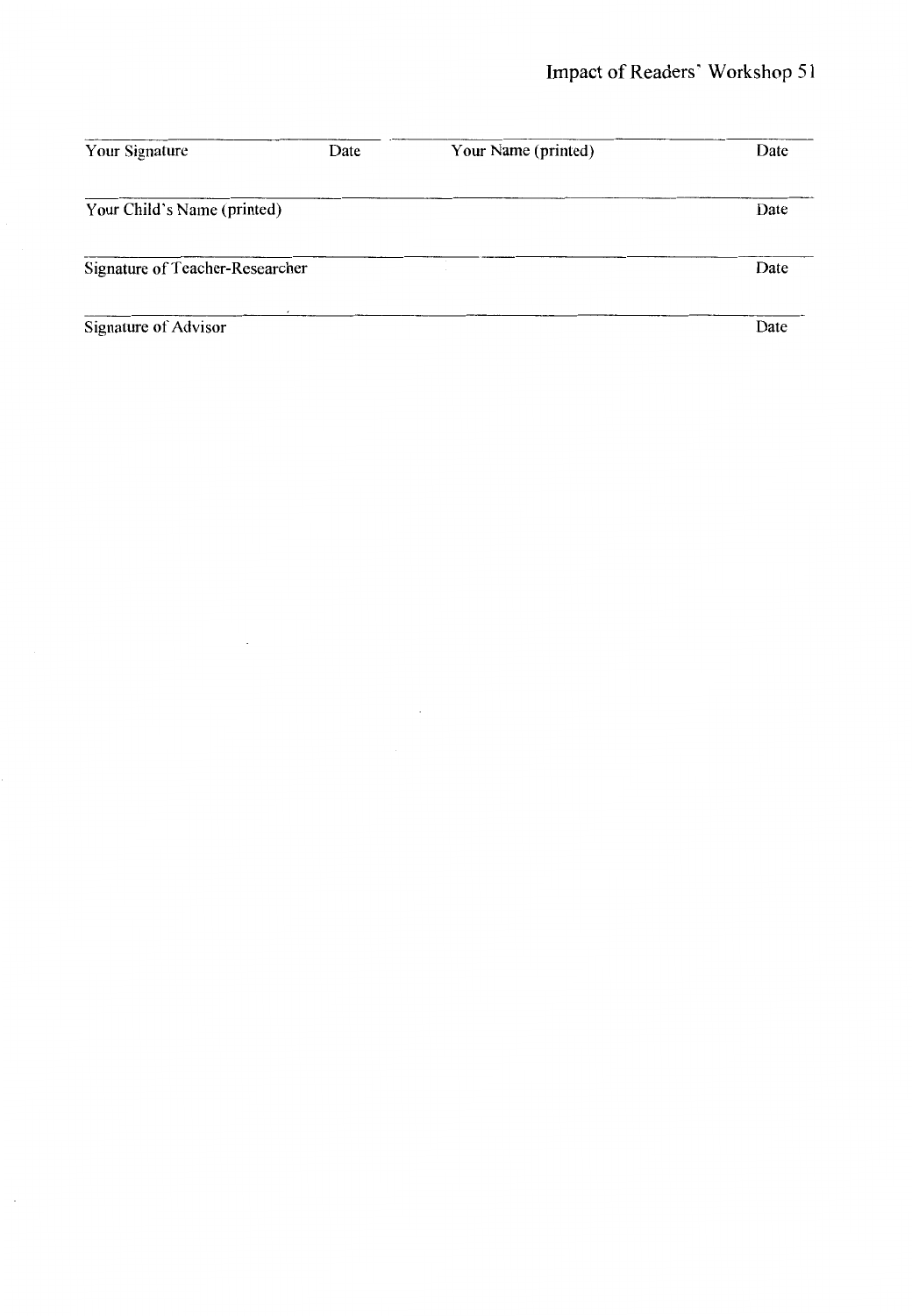| Your Signature | Date | Your Name (printed) | Date |
|---|---|---|---|

| Your Child's Name (printed) | Date |
|---|---|

| Signature of Teacher-Researcher | Date |
|---|---|

| Signature of Advisor | Date |
|---|---|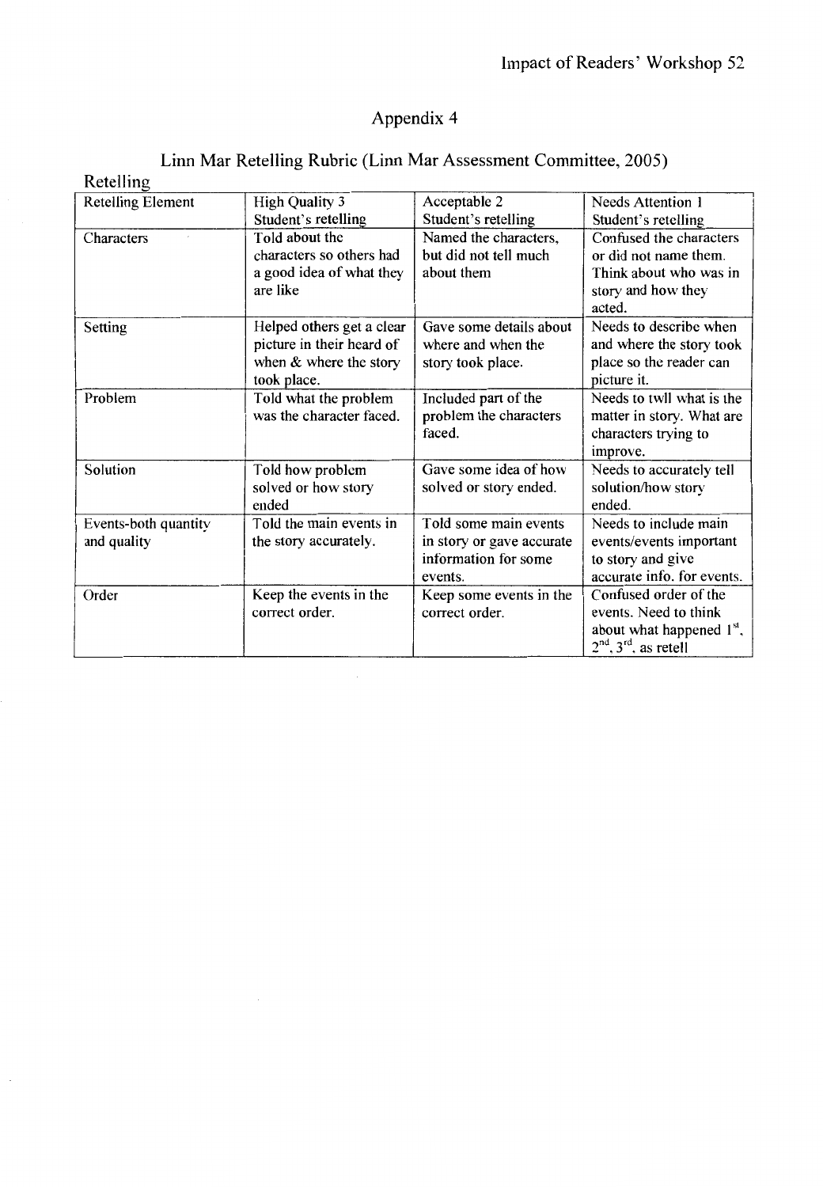# Appendix 4

## Linn Mar Retelling Rubric (Linn Mar Assessment Committee, 2005)

Retelling

| Retelling Element | High Quality 3 Student's retelling | Acceptable 2 Student's retelling | Needs Attention 1 Student's retelling |
|---|---|---|---|
| Characters | Told about the characters so others had a good idea of what they are like | Named the characters, but did not tell much about them | Confused the characters or did not name them. Think about who was in story and how they acted. |
| Setting | Helped others get a clear picture in their heard of when & where the story took place. | Gave some details about where and when the story took place. | Needs to describe when and where the story took place so the reader can picture it. |
| Problem | Told what the problem was the character faced. | Included part of the problem the characters faced. | Needs to twll what is the matter in story. What are characters trying to improve. |
| Solution | Told how problem solved or how story ended | Gave some idea of how solved or story ended. | Needs to accurately tell solution/how story ended. |
| Events-both quantity and quality | Told the main events in the story accurately. | Told some main events in story or gave accurate information for some events. | Needs to include main events/events important to story and give accurate info. for events. |
| Order | Keep the events in the correct order. | Keep some events in the correct order. | Confused order of the events. Need to think about what happened 1st, 2nd, 3rd, as retell |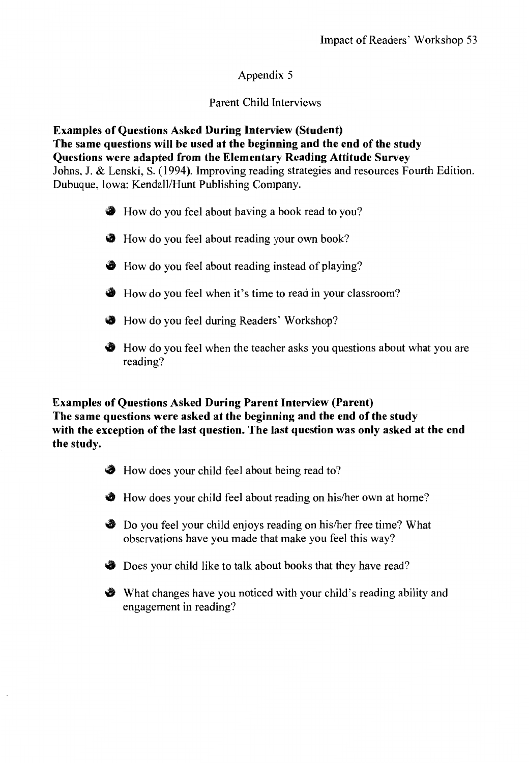# Appendix 5

## Parent Child Interviews

**Examples of Questions Asked During Interview (Student)**
**The same questions will be used at the beginning and the end of the study**
**Questions were adapted from the Elementary Reading Attitude Survey**
Johns, J. & Lenski, S. (1994). Improving reading strategies and resources Fourth Edition. Dubuque, Iowa: Kendall/Hunt Publishing Company.

- How do you feel about having a book read to you?
- How do you feel about reading your own book?
- How do you feel about reading instead of playing?
- How do you feel when it's time to read in your classroom?
- How do you feel during Readers' Workshop?
- How do you feel when the teacher asks you questions about what you are reading?

**Examples of Questions Asked During Parent Interview (Parent)**
**The same questions were asked at the beginning and the end of the study with the exception of the last question. The last question was only asked at the end the study.**

- How does your child feel about being read to?
- How does your child feel about reading on his/her own at home?
- Do you feel your child enjoys reading on his/her free time? What observations have you made that make you feel this way?
- Does your child like to talk about books that they have read?
- What changes have you noticed with your child's reading ability and engagement in reading?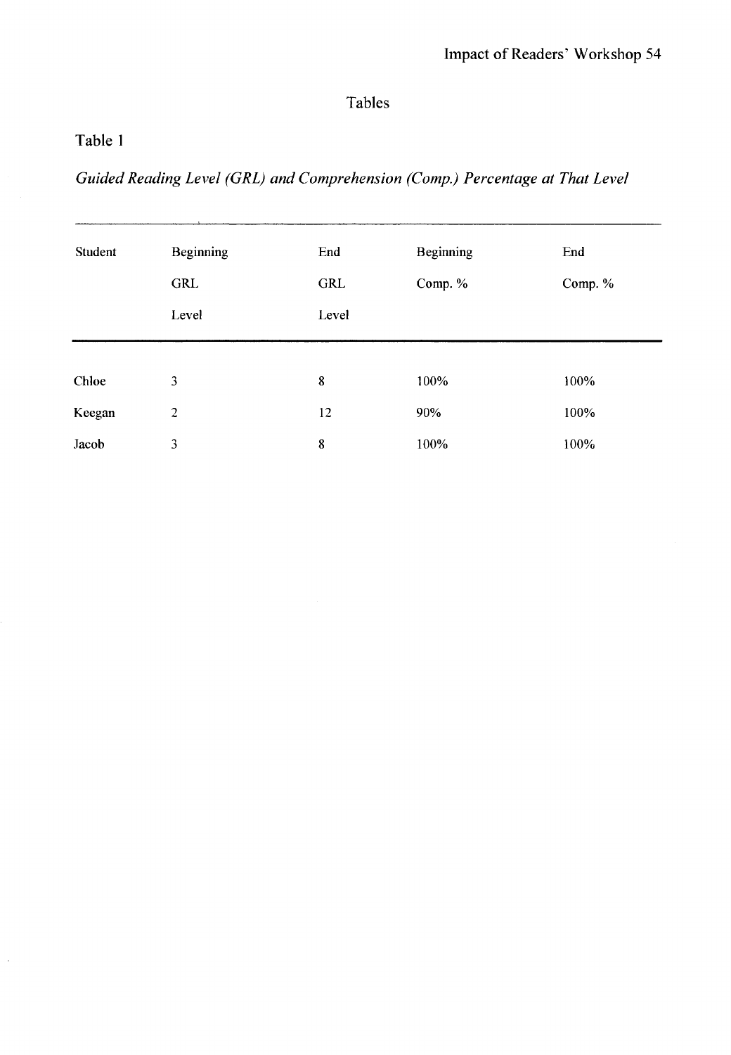# Tables

## Table 1

*Guided Reading Level (GRL) and Comprehension (Comp.) Percentage at That Level*

| Student | Beginning GRL Level | End GRL Level | Beginning Comp. % | End Comp. % |
|---|---|---|---|---|
| Chloe | 3 | 8 | 100% | 100% |
| Keegan | 2 | 12 | 90% | 100% |
| Jacob | 3 | 8 | 100% | 100% |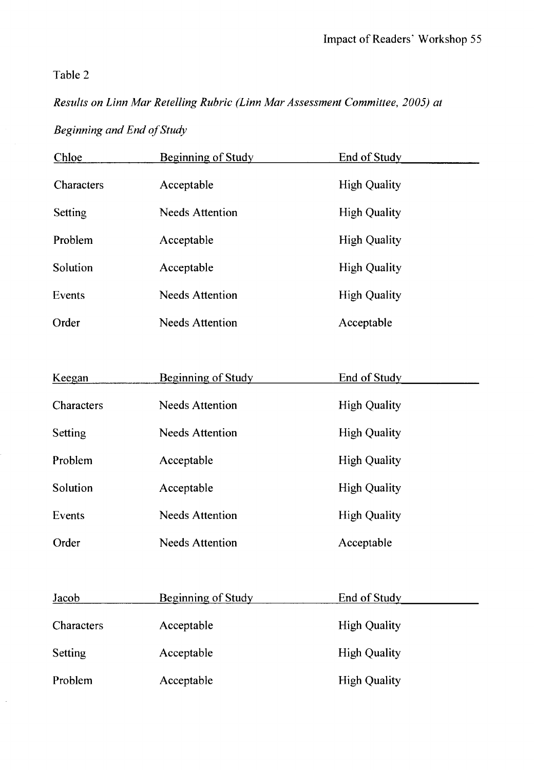Table 2

*Results on Linn Mar Retelling Rubric (Linn Mar Assessment Committee, 2005) at Beginning and End of Study*

| Chloe | Beginning of Study | End of Study |
|---|---|---|
| Characters | Acceptable | High Quality |
| Setting | Needs Attention | High Quality |
| Problem | Acceptable | High Quality |
| Solution | Acceptable | High Quality |
| Events | Needs Attention | High Quality |
| Order | Needs Attention | Acceptable |

| Keegan | Beginning of Study | End of Study |
|---|---|---|
| Characters | Needs Attention | High Quality |
| Setting | Needs Attention | High Quality |
| Problem | Acceptable | High Quality |
| Solution | Acceptable | High Quality |
| Events | Needs Attention | High Quality |
| Order | Needs Attention | Acceptable |

| Jacob | Beginning of Study | End of Study |
|---|---|---|
| Characters | Acceptable | High Quality |
| Setting | Acceptable | High Quality |
| Problem | Acceptable | High Quality |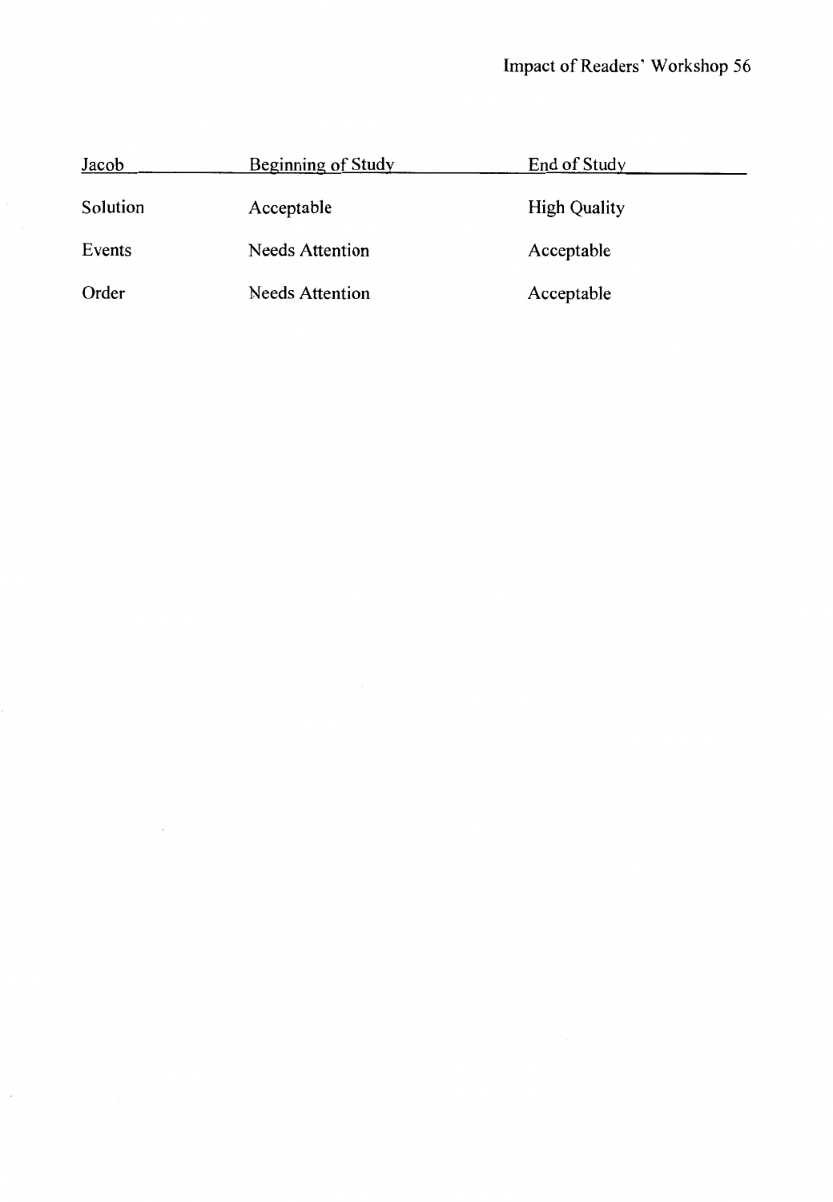| Jacob | Beginning of Study | End of Study |
|---|---|---|
| Solution | Acceptable | High Quality |
| Events | Needs Attention | Acceptable |
| Order | Needs Attention | Acceptable |